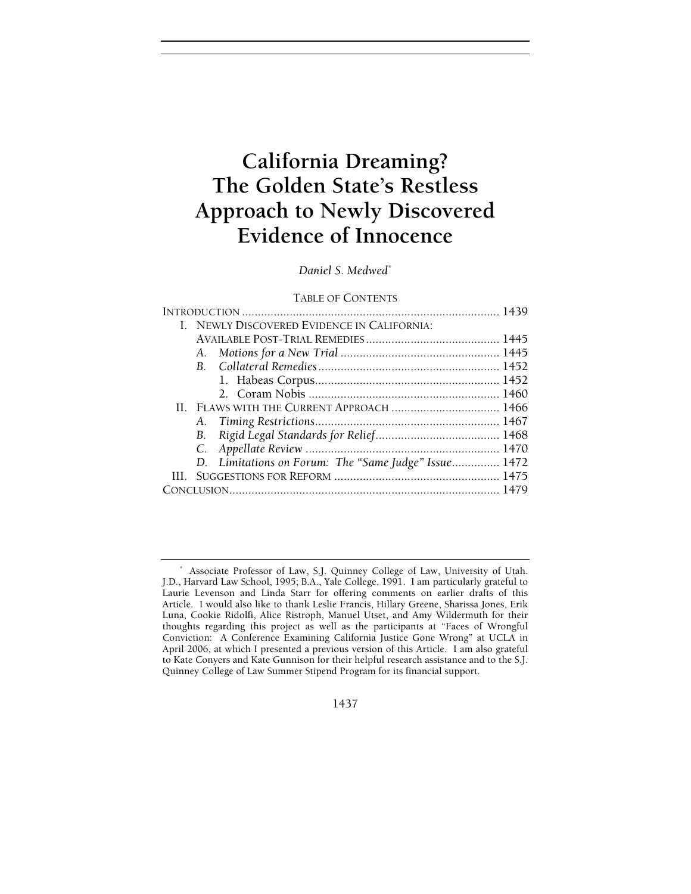# California Dreaming? The Golden State's Restless Approach to Newly Discovered Evidence of Innocence

*Daniel S. Medwed*[*]

TABLE OF CONTENTS

| | |
|---|---|
| INTRODUCTION | 1439 |
| I. NEWLY DISCOVERED EVIDENCE IN CALIFORNIA: AVAILABLE POST-TRIAL REMEDIES | 1445 |
| A. *Motions for a New Trial* | 1445 |
| B. *Collateral Remedies* | 1452 |
| 1. Habeas Corpus | 1452 |
| 2. Coram Nobis | 1460 |
| II. FLAWS WITH THE CURRENT APPROACH | 1466 |
| A. *Timing Restrictions* | 1467 |
| B. *Rigid Legal Standards for Relief* | 1468 |
| C. *Appellate Review* | 1470 |
| D. *Limitations on Forum: The "Same Judge" Issue* | 1472 |
| III. SUGGESTIONS FOR REFORM | 1475 |
| CONCLUSION | 1479 |

[*] Associate Professor of Law, S.J. Quinney College of Law, University of Utah. J.D., Harvard Law School, 1995; B.A., Yale College, 1991. I am particularly grateful to Laurie Levenson and Linda Starr for offering comments on earlier drafts of this Article. I would also like to thank Leslie Francis, Hillary Greene, Sharissa Jones, Erik Luna, Cookie Ridolfi, Alice Ristroph, Manuel Utset, and Amy Wildermuth for their thoughts regarding this project as well as the participants at "Faces of Wrongful Conviction: A Conference Examining California Justice Gone Wrong" at UCLA in April 2006, at which I presented a previous version of this Article. I am also grateful to Kate Conyers and Kate Gunnison for their helpful research assistance and to the S.J. Quinney College of Law Summer Stipend Program for its financial support.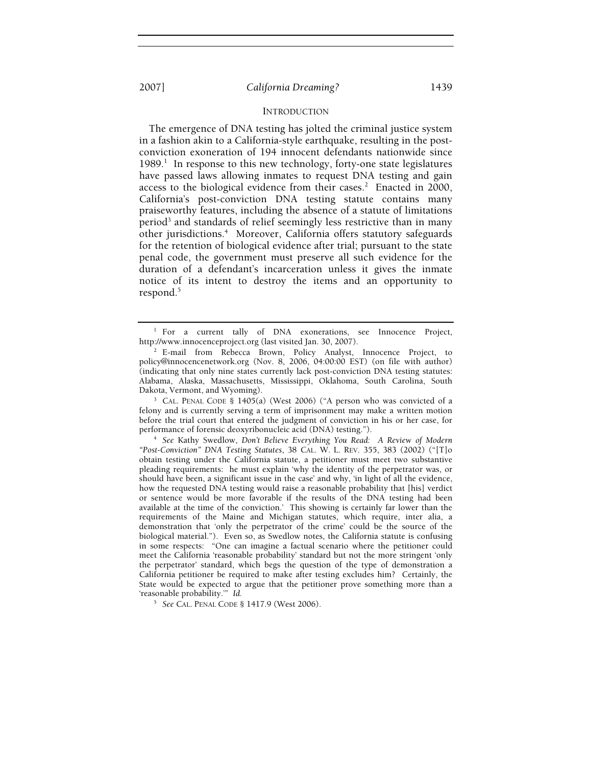## INTRODUCTION

The emergence of DNA testing has jolted the criminal justice system in a fashion akin to a California-style earthquake, resulting in the post-conviction exoneration of 194 innocent defendants nationwide since 1989.[1] In response to this new technology, forty-one state legislatures have passed laws allowing inmates to request DNA testing and gain access to the biological evidence from their cases.[2] Enacted in 2000, California's post-conviction DNA testing statute contains many praiseworthy features, including the absence of a statute of limitations period[3] and standards of relief seemingly less restrictive than in many other jurisdictions.[4] Moreover, California offers statutory safeguards for the retention of biological evidence after trial; pursuant to the state penal code, the government must preserve all such evidence for the duration of a defendant's incarceration unless it gives the inmate notice of its intent to destroy the items and an opportunity to respond.[5]

---

[1] For a current tally of DNA exonerations, see Innocence Project, http://www.innocenceproject.org (last visited Jan. 30, 2007).

[2] E-mail from Rebecca Brown, Policy Analyst, Innocence Project, to policy@innocencenetwork.org (Nov. 8, 2006, 04:00:00 EST) (on file with author) (indicating that only nine states currently lack post-conviction DNA testing statutes: Alabama, Alaska, Massachusetts, Mississippi, Oklahoma, South Carolina, South Dakota, Vermont, and Wyoming).

[3] CAL. PENAL CODE § 1405(a) (West 2006) ("A person who was convicted of a felony and is currently serving a term of imprisonment may make a written motion before the trial court that entered the judgment of conviction in his or her case, for performance of forensic deoxyribonucleic acid (DNA) testing.").

[4] *See* Kathy Swedlow, *Don't Believe Everything You Read: A Review of Modern "Post-Conviction" DNA Testing Statutes*, 38 CAL. W. L. REV. 355, 383 (2002) ("[T]o obtain testing under the California statute, a petitioner must meet two substantive pleading requirements: he must explain 'why the identity of the perpetrator was, or should have been, a significant issue in the case' and why, 'in light of all the evidence, how the requested DNA testing would raise a reasonable probability that [his] verdict or sentence would be more favorable if the results of the DNA testing had been available at the time of the conviction.' This showing is certainly far lower than the requirements of the Maine and Michigan statutes, which require, inter alia, a demonstration that 'only the perpetrator of the crime' could be the source of the biological material."). Even so, as Swedlow notes, the California statute is confusing in some respects: "One can imagine a factual scenario where the petitioner could meet the California 'reasonable probability' standard but not the more stringent 'only the perpetrator' standard, which begs the question of the type of demonstration a California petitioner be required to make after testing excludes him? Certainly, the State would be expected to argue that the petitioner prove something more than a 'reasonable probability.'" *Id.*

[5] *See* CAL. PENAL CODE § 1417.9 (West 2006).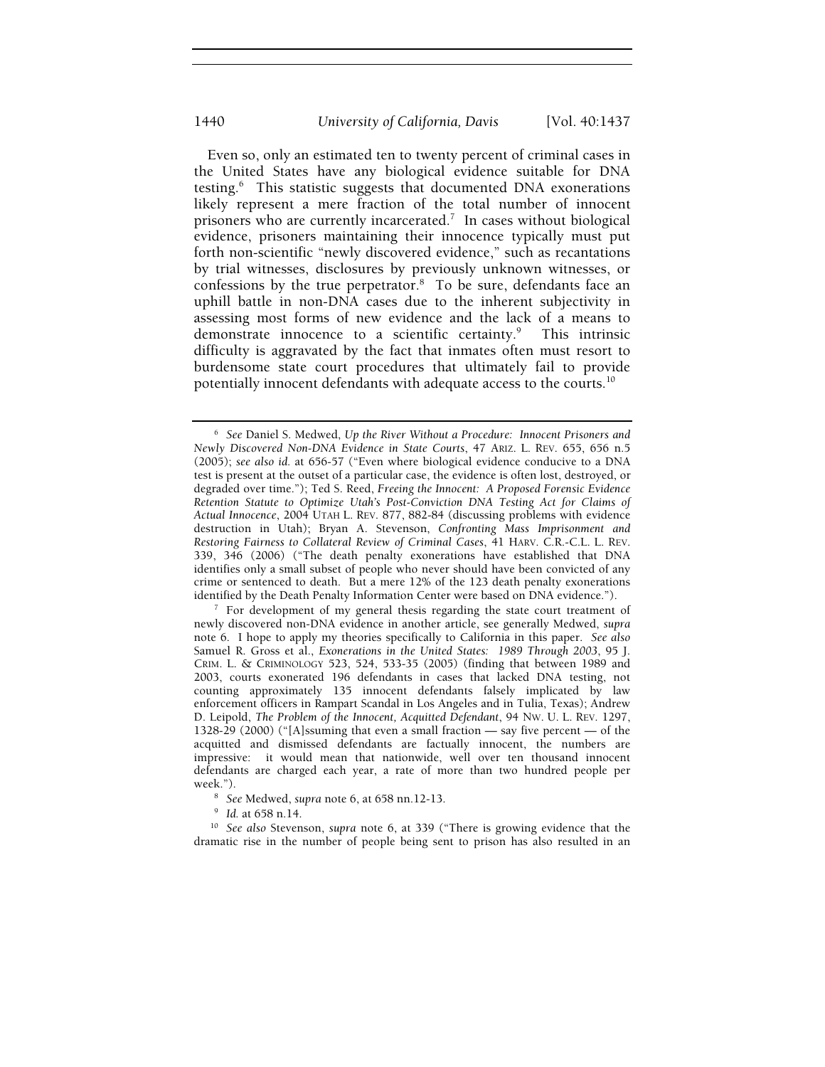Even so, only an estimated ten to twenty percent of criminal cases in the United States have any biological evidence suitable for DNA testing.[6] This statistic suggests that documented DNA exonerations likely represent a mere fraction of the total number of innocent prisoners who are currently incarcerated.[7] In cases without biological evidence, prisoners maintaining their innocence typically must put forth non-scientific "newly discovered evidence," such as recantations by trial witnesses, disclosures by previously unknown witnesses, or confessions by the true perpetrator.[8] To be sure, defendants face an uphill battle in non-DNA cases due to the inherent subjectivity in assessing most forms of new evidence and the lack of a means to demonstrate innocence to a scientific certainty.[9] This intrinsic difficulty is aggravated by the fact that inmates often must resort to burdensome state court procedures that ultimately fail to provide potentially innocent defendants with adequate access to the courts.[10]

---

[6] *See* Daniel S. Medwed, *Up the River Without a Procedure: Innocent Prisoners and Newly Discovered Non-DNA Evidence in State Courts*, 47 ARIZ. L. REV. 655, 656 n.5 (2005); *see also id.* at 656-57 ("Even where biological evidence conducive to a DNA test is present at the outset of a particular case, the evidence is often lost, destroyed, or degraded over time."); Ted S. Reed, *Freeing the Innocent: A Proposed Forensic Evidence Retention Statute to Optimize Utah's Post-Conviction DNA Testing Act for Claims of Actual Innocence*, 2004 UTAH L. REV. 877, 882-84 (discussing problems with evidence destruction in Utah); Bryan A. Stevenson, *Confronting Mass Imprisonment and Restoring Fairness to Collateral Review of Criminal Cases*, 41 HARV. C.R.-C.L. L. REV. 339, 346 (2006) ("The death penalty exonerations have established that DNA identifies only a small subset of people who never should have been convicted of any crime or sentenced to death. But a mere 12% of the 123 death penalty exonerations identified by the Death Penalty Information Center were based on DNA evidence.").

[7] For development of my general thesis regarding the state court treatment of newly discovered non-DNA evidence in another article, see generally Medwed, *supra* note 6. I hope to apply my theories specifically to California in this paper. *See also* Samuel R. Gross et al., *Exonerations in the United States: 1989 Through 2003*, 95 J. CRIM. L. & CRIMINOLOGY 523, 524, 533-35 (2005) (finding that between 1989 and 2003, courts exonerated 196 defendants in cases that lacked DNA testing, not counting approximately 135 innocent defendants falsely implicated by law enforcement officers in Rampart Scandal in Los Angeles and in Tulia, Texas); Andrew D. Leipold, *The Problem of the Innocent, Acquitted Defendant*, 94 NW. U. L. REV. 1297, 1328-29 (2000) ("[A]ssuming that even a small fraction — say five percent — of the acquitted and dismissed defendants are factually innocent, the numbers are impressive: it would mean that nationwide, well over ten thousand innocent defendants are charged each year, a rate of more than two hundred people per week.").

[8] *See* Medwed, *supra* note 6, at 658 nn.12-13.

[9] *Id.* at 658 n.14.

[10] *See also* Stevenson, *supra* note 6, at 339 ("There is growing evidence that the dramatic rise in the number of people being sent to prison has also resulted in an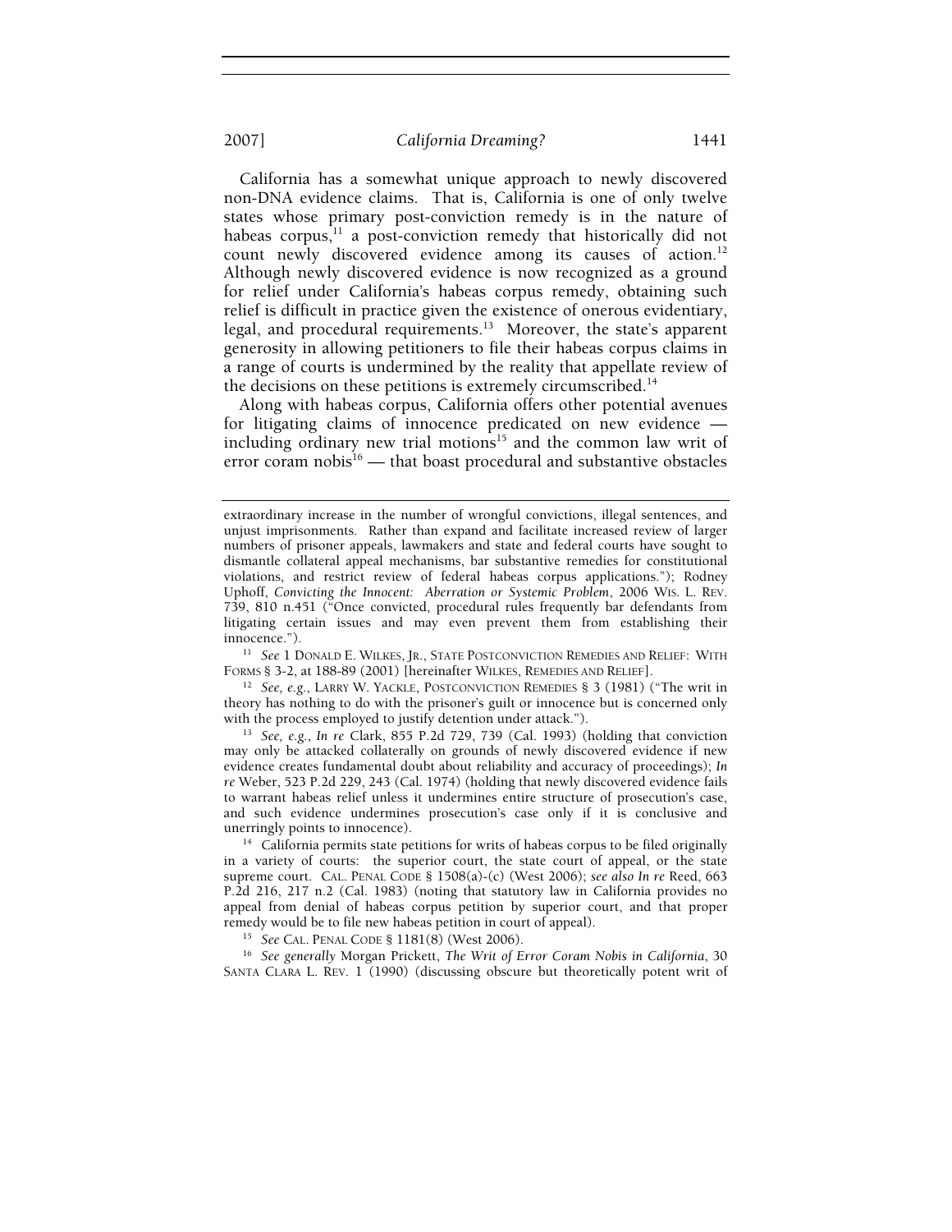California has a somewhat unique approach to newly discovered non-DNA evidence claims. That is, California is one of only twelve states whose primary post-conviction remedy is in the nature of habeas corpus,[11] a post-conviction remedy that historically did not count newly discovered evidence among its causes of action.[12] Although newly discovered evidence is now recognized as a ground for relief under California's habeas corpus remedy, obtaining such relief is difficult in practice given the existence of onerous evidentiary, legal, and procedural requirements.[13] Moreover, the state's apparent generosity in allowing petitioners to file their habeas corpus claims in a range of courts is undermined by the reality that appellate review of the decisions on these petitions is extremely circumscribed.[14]

Along with habeas corpus, California offers other potential avenues for litigating claims of innocence predicated on new evidence — including ordinary new trial motions[15] and the common law writ of error coram nobis[16] — that boast procedural and substantive obstacles

---

extraordinary increase in the number of wrongful convictions, illegal sentences, and unjust imprisonments. Rather than expand and facilitate increased review of larger numbers of prisoner appeals, lawmakers and state and federal courts have sought to dismantle collateral appeal mechanisms, bar substantive remedies for constitutional violations, and restrict review of federal habeas corpus applications."); Rodney Uphoff, *Convicting the Innocent: Aberration or Systemic Problem*, 2006 WIS. L. REV. 739, 810 n.451 ("Once convicted, procedural rules frequently bar defendants from litigating certain issues and may even prevent them from establishing their innocence.").

[11] *See* 1 DONALD E. WILKES, JR., STATE POSTCONVICTION REMEDIES AND RELIEF: WITH FORMS § 3-2, at 188-89 (2001) [hereinafter WILKES, REMEDIES AND RELIEF].

[12] *See, e.g.*, LARRY W. YACKLE, POSTCONVICTION REMEDIES § 3 (1981) ("The writ in theory has nothing to do with the prisoner's guilt or innocence but is concerned only with the process employed to justify detention under attack.").

[13] *See, e.g.*, *In re* Clark, 855 P.2d 729, 739 (Cal. 1993) (holding that conviction may only be attacked collaterally on grounds of newly discovered evidence if new evidence creates fundamental doubt about reliability and accuracy of proceedings); *In re* Weber, 523 P.2d 229, 243 (Cal. 1974) (holding that newly discovered evidence fails to warrant habeas relief unless it undermines entire structure of prosecution's case, and such evidence undermines prosecution's case only if it is conclusive and unerringly points to innocence).

[14] California permits state petitions for writs of habeas corpus to be filed originally in a variety of courts: the superior court, the state court of appeal, or the state supreme court. CAL. PENAL CODE § 1508(a)-(c) (West 2006); *see also In re* Reed, 663 P.2d 216, 217 n.2 (Cal. 1983) (noting that statutory law in California provides no appeal from denial of habeas corpus petition by superior court, and that proper remedy would be to file new habeas petition in court of appeal).

[15] *See* CAL. PENAL CODE § 1181(8) (West 2006).

[16] *See generally* Morgan Prickett, *The Writ of Error Coram Nobis in California*, 30 SANTA CLARA L. REV. 1 (1990) (discussing obscure but theoretically potent writ of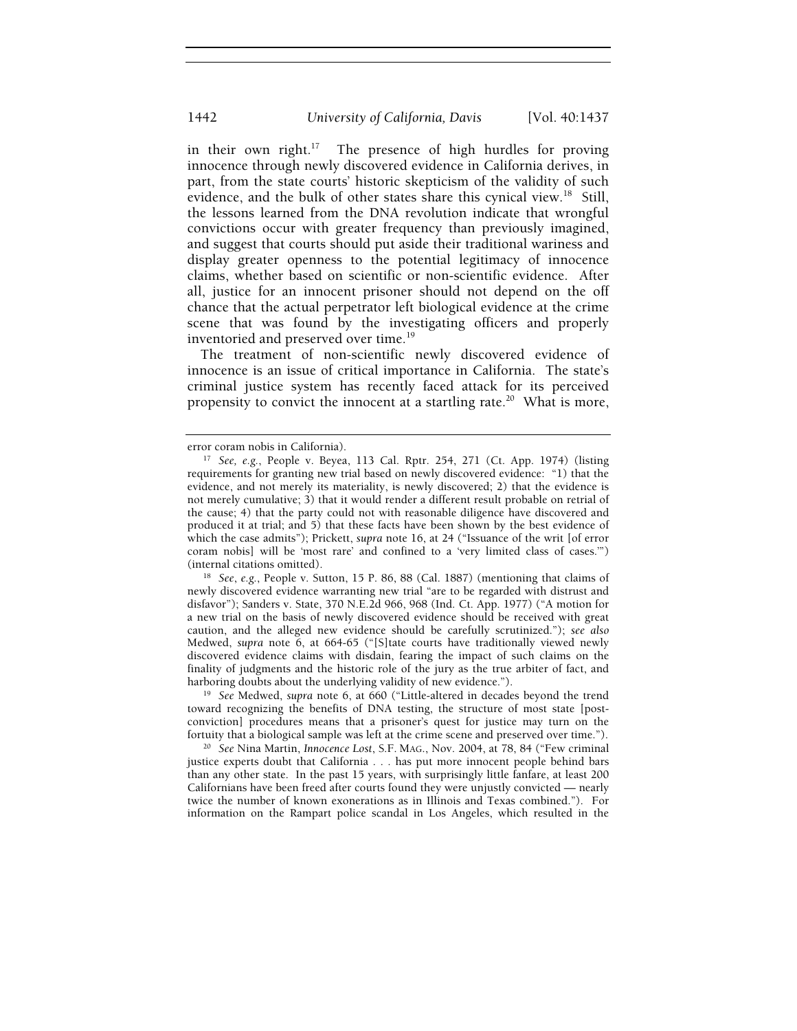in their own right.[17] The presence of high hurdles for proving innocence through newly discovered evidence in California derives, in part, from the state courts' historic skepticism of the validity of such evidence, and the bulk of other states share this cynical view.[18] Still, the lessons learned from the DNA revolution indicate that wrongful convictions occur with greater frequency than previously imagined, and suggest that courts should put aside their traditional wariness and display greater openness to the potential legitimacy of innocence claims, whether based on scientific or non-scientific evidence. After all, justice for an innocent prisoner should not depend on the off chance that the actual perpetrator left biological evidence at the crime scene that was found by the investigating officers and properly inventoried and preserved over time.[19]

The treatment of non-scientific newly discovered evidence of innocence is an issue of critical importance in California. The state's criminal justice system has recently faced attack for its perceived propensity to convict the innocent at a startling rate.[20] What is more,

---

error coram nobis in California).

[17] *See, e.g.*, People v. Beyea, 113 Cal. Rptr. 254, 271 (Ct. App. 1974) (listing requirements for granting new trial based on newly discovered evidence: "1) that the evidence, and not merely its materiality, is newly discovered; 2) that the evidence is not merely cumulative; 3) that it would render a different result probable on retrial of the cause; 4) that the party could not with reasonable diligence have discovered and produced it at trial; and 5) that these facts have been shown by the best evidence of which the case admits"); Prickett, *supra* note 16, at 24 ("Issuance of the writ [of error coram nobis] will be 'most rare' and confined to a 'very limited class of cases.'") (internal citations omitted).

[18] *See, e.g.*, People v. Sutton, 15 P. 86, 88 (Cal. 1887) (mentioning that claims of newly discovered evidence warranting new trial "are to be regarded with distrust and disfavor"); Sanders v. State, 370 N.E.2d 966, 968 (Ind. Ct. App. 1977) ("A motion for a new trial on the basis of newly discovered evidence should be received with great caution, and the alleged new evidence should be carefully scrutinized."); *see also* Medwed, *supra* note 6, at 664-65 ("[S]tate courts have traditionally viewed newly discovered evidence claims with disdain, fearing the impact of such claims on the finality of judgments and the historic role of the jury as the true arbiter of fact, and harboring doubts about the underlying validity of new evidence.").

[19] *See* Medwed, *supra* note 6, at 660 ("Little-altered in decades beyond the trend toward recognizing the benefits of DNA testing, the structure of most state [post-conviction] procedures means that a prisoner's quest for justice may turn on the fortuity that a biological sample was left at the crime scene and preserved over time.").

[20] *See* Nina Martin, *Innocence Lost*, S.F. MAG., Nov. 2004, at 78, 84 ("Few criminal justice experts doubt that California . . . has put more innocent people behind bars than any other state. In the past 15 years, with surprisingly little fanfare, at least 200 Californians have been freed after courts found they were unjustly convicted — nearly twice the number of known exonerations as in Illinois and Texas combined."). For information on the Rampart police scandal in Los Angeles, which resulted in the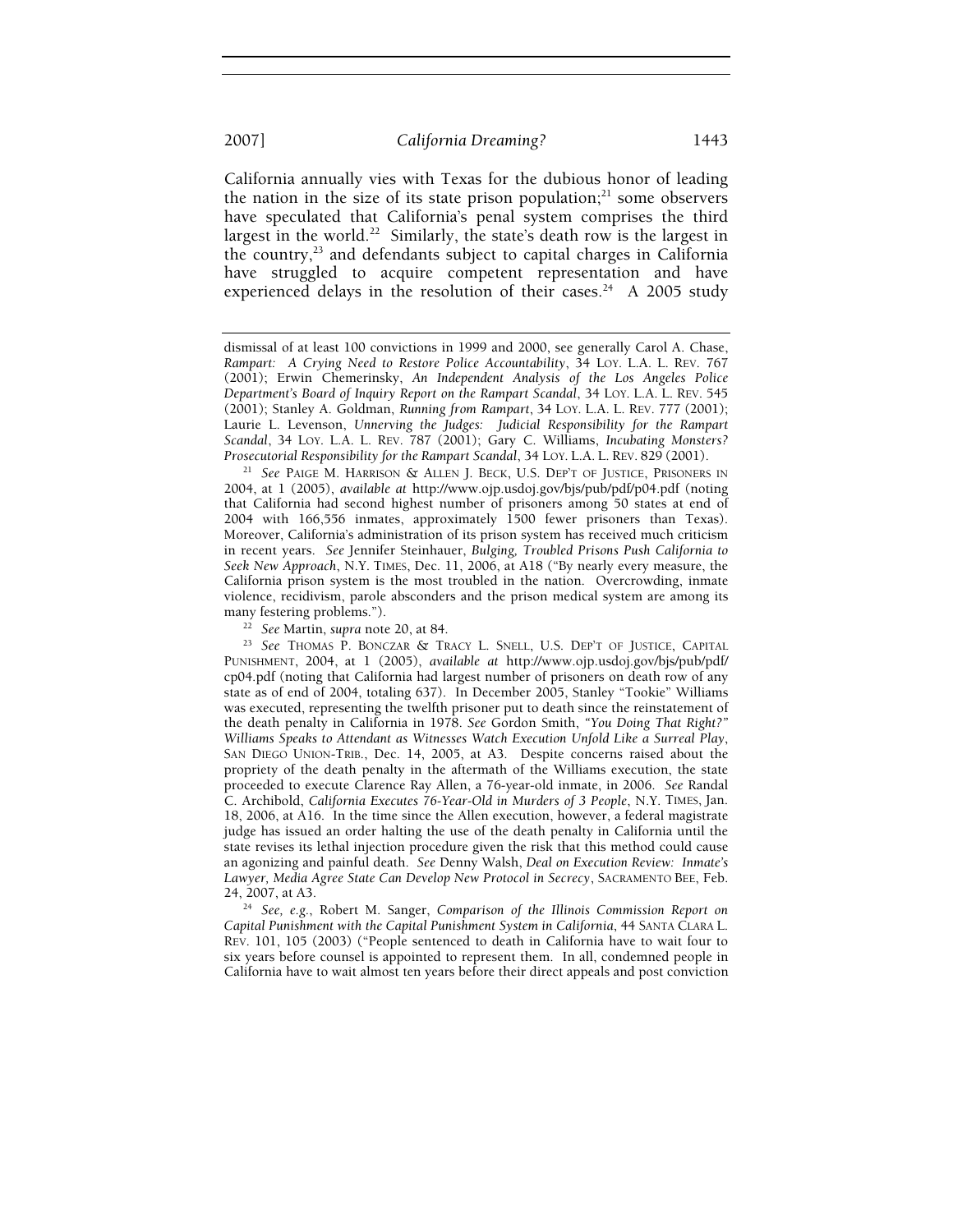California annually vies with Texas for the dubious honor of leading the nation in the size of its state prison population;[21] some observers have speculated that California's penal system comprises the third largest in the world.[22] Similarly, the state's death row is the largest in the country,[23] and defendants subject to capital charges in California have struggled to acquire competent representation and have experienced delays in the resolution of their cases.[24] A 2005 study

---

dismissal of at least 100 convictions in 1999 and 2000, see generally Carol A. Chase, *Rampart: A Crying Need to Restore Police Accountability*, 34 LOY. L.A. L. REV. 767 (2001); Erwin Chemerinsky, *An Independent Analysis of the Los Angeles Police Department's Board of Inquiry Report on the Rampart Scandal*, 34 LOY. L.A. L. REV. 545 (2001); Stanley A. Goldman, *Running from Rampart*, 34 LOY. L.A. L. REV. 777 (2001); Laurie L. Levenson, *Unnerving the Judges: Judicial Responsibility for the Rampart Scandal*, 34 LOY. L.A. L. REV. 787 (2001); Gary C. Williams, *Incubating Monsters? Prosecutorial Responsibility for the Rampart Scandal*, 34 LOY. L.A. L. REV. 829 (2001).

[21] *See* PAIGE M. HARRISON & ALLEN J. BECK, U.S. DEP'T OF JUSTICE, PRISONERS IN 2004, at 1 (2005), *available at* http://www.ojp.usdoj.gov/bjs/pub/pdf/p04.pdf (noting that California had second highest number of prisoners among 50 states at end of 2004 with 166,556 inmates, approximately 1500 fewer prisoners than Texas). Moreover, California's administration of its prison system has received much criticism in recent years. *See* Jennifer Steinhauer, *Bulging, Troubled Prisons Push California to Seek New Approach*, N.Y. TIMES, Dec. 11, 2006, at A18 ("By nearly every measure, the California prison system is the most troubled in the nation. Overcrowding, inmate violence, recidivism, parole absconders and the prison medical system are among its many festering problems.").

[22] *See* Martin, *supra* note 20, at 84.

[23] *See* THOMAS P. BONCZAR & TRACY L. SNELL, U.S. DEP'T OF JUSTICE, CAPITAL PUNISHMENT, 2004, at 1 (2005), *available at* http://www.ojp.usdoj.gov/bjs/pub/pdf/cp04.pdf (noting that California had largest number of prisoners on death row of any state as of end of 2004, totaling 637). In December 2005, Stanley "Tookie" Williams was executed, representing the twelfth prisoner put to death since the reinstatement of the death penalty in California in 1978. *See* Gordon Smith, *"You Doing That Right?" Williams Speaks to Attendant as Witnesses Watch Execution Unfold Like a Surreal Play*, SAN DIEGO UNION-TRIB., Dec. 14, 2005, at A3. Despite concerns raised about the propriety of the death penalty in the aftermath of the Williams execution, the state proceeded to execute Clarence Ray Allen, a 76-year-old inmate, in 2006. *See* Randal C. Archibold, *California Executes 76-Year-Old in Murders of 3 People*, N.Y. TIMES, Jan. 18, 2006, at A16. In the time since the Allen execution, however, a federal magistrate judge has issued an order halting the use of the death penalty in California until the state revises its lethal injection procedure given the risk that this method could cause an agonizing and painful death. *See* Denny Walsh, *Deal on Execution Review: Inmate's Lawyer, Media Agree State Can Develop New Protocol in Secrecy*, SACRAMENTO BEE, Feb. 24, 2007, at A3.

[24] *See, e.g.*, Robert M. Sanger, *Comparison of the Illinois Commission Report on Capital Punishment with the Capital Punishment System in California*, 44 SANTA CLARA L. REV. 101, 105 (2003) ("People sentenced to death in California have to wait four to six years before counsel is appointed to represent them. In all, condemned people in California have to wait almost ten years before their direct appeals and post conviction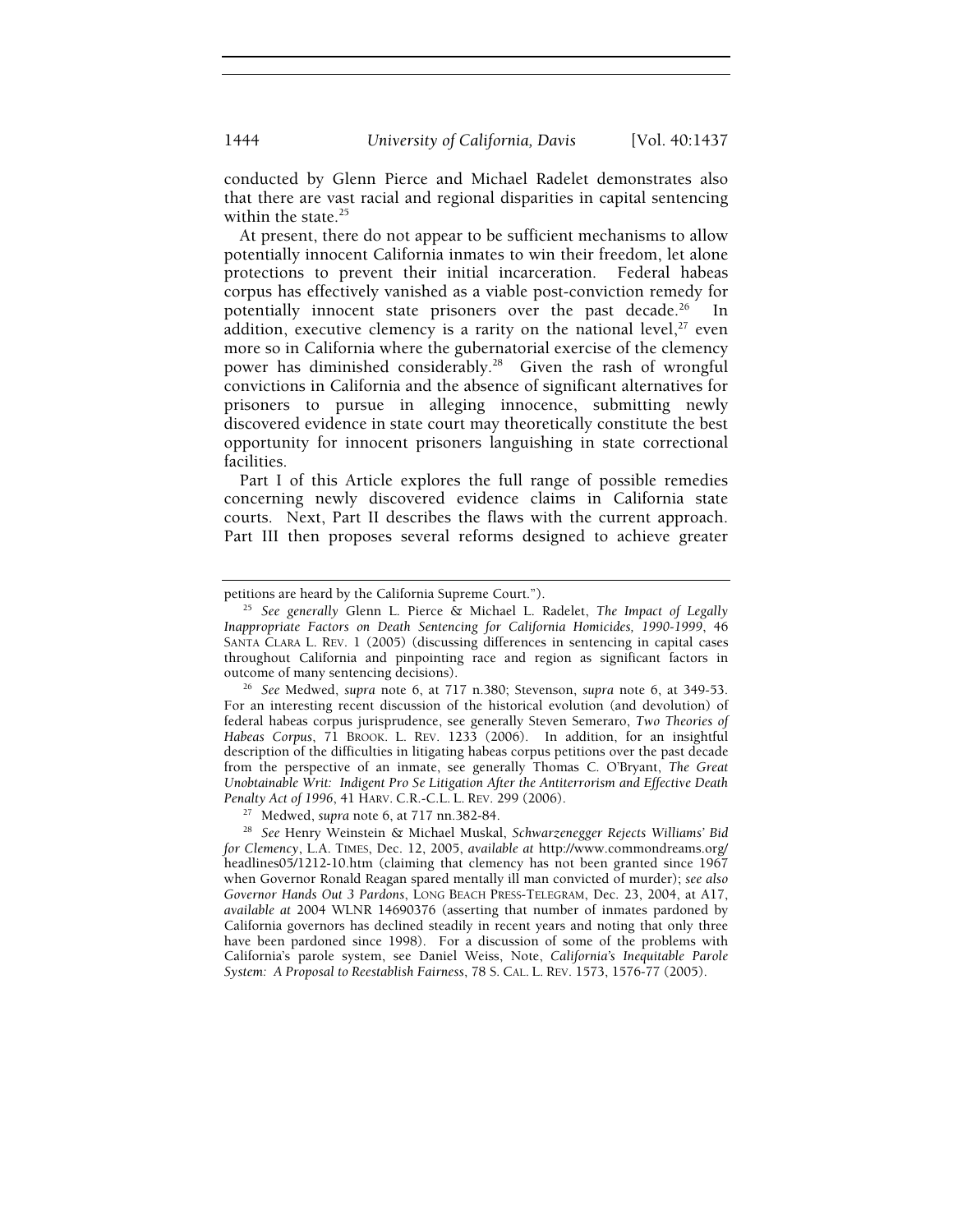conducted by Glenn Pierce and Michael Radelet demonstrates also that there are vast racial and regional disparities in capital sentencing within the state.[25]

At present, there do not appear to be sufficient mechanisms to allow potentially innocent California inmates to win their freedom, let alone protections to prevent their initial incarceration. Federal habeas corpus has effectively vanished as a viable post-conviction remedy for potentially innocent state prisoners over the past decade.[26] In addition, executive clemency is a rarity on the national level,[27] even more so in California where the gubernatorial exercise of the clemency power has diminished considerably.[28] Given the rash of wrongful convictions in California and the absence of significant alternatives for prisoners to pursue in alleging innocence, submitting newly discovered evidence in state court may theoretically constitute the best opportunity for innocent prisoners languishing in state correctional facilities.

Part I of this Article explores the full range of possible remedies concerning newly discovered evidence claims in California state courts. Next, Part II describes the flaws with the current approach. Part III then proposes several reforms designed to achieve greater

---

petitions are heard by the California Supreme Court.").

[25] *See generally* Glenn L. Pierce & Michael L. Radelet, *The Impact of Legally Inappropriate Factors on Death Sentencing for California Homicides, 1990-1999*, 46 SANTA CLARA L. REV. 1 (2005) (discussing differences in sentencing in capital cases throughout California and pinpointing race and region as significant factors in outcome of many sentencing decisions).

[26] *See* Medwed, *supra* note 6, at 717 n.380; Stevenson, *supra* note 6, at 349-53. For an interesting recent discussion of the historical evolution (and devolution) of federal habeas corpus jurisprudence, see generally Steven Semeraro, *Two Theories of Habeas Corpus*, 71 BROOK. L. REV. 1233 (2006). In addition, for an insightful description of the difficulties in litigating habeas corpus petitions over the past decade from the perspective of an inmate, see generally Thomas C. O'Bryant, *The Great Unobtainable Writ: Indigent Pro Se Litigation After the Antiterrorism and Effective Death Penalty Act of 1996*, 41 HARV. C.R.-C.L. L. REV. 299 (2006).

[27] Medwed, *supra* note 6, at 717 nn.382-84.

[28] *See* Henry Weinstein & Michael Muskal, *Schwarzenegger Rejects Williams' Bid for Clemency*, L.A. TIMES, Dec. 12, 2005, *available at* http://www.commondreams.org/headlines05/1212-10.htm (claiming that clemency has not been granted since 1967 when Governor Ronald Reagan spared mentally ill man convicted of murder); *see also Governor Hands Out 3 Pardons*, LONG BEACH PRESS-TELEGRAM, Dec. 23, 2004, at A17, *available at* 2004 WLNR 14690376 (asserting that number of inmates pardoned by California governors has declined steadily in recent years and noting that only three have been pardoned since 1998). For a discussion of some of the problems with California's parole system, see Daniel Weiss, Note, *California's Inequitable Parole System: A Proposal to Reestablish Fairness*, 78 S. CAL. L. REV. 1573, 1576-77 (2005).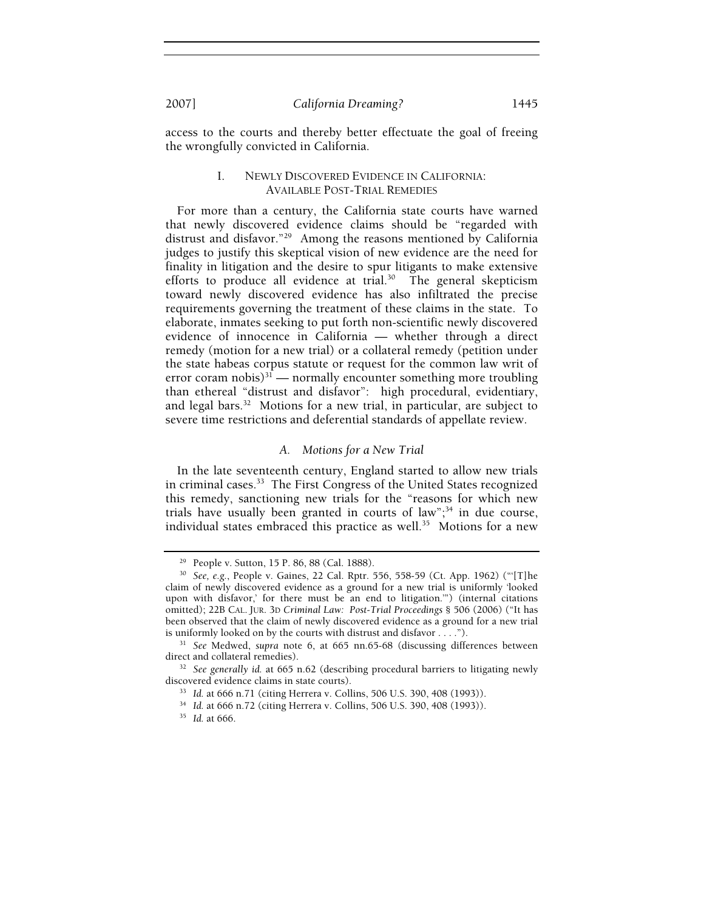access to the courts and thereby better effectuate the goal of freeing the wrongfully convicted in California.

## I. NEWLY DISCOVERED EVIDENCE IN CALIFORNIA: AVAILABLE POST-TRIAL REMEDIES

For more than a century, the California state courts have warned that newly discovered evidence claims should be "regarded with distrust and disfavor."[29] Among the reasons mentioned by California judges to justify this skeptical vision of new evidence are the need for finality in litigation and the desire to spur litigants to make extensive efforts to produce all evidence at trial.[30] The general skepticism toward newly discovered evidence has also infiltrated the precise requirements governing the treatment of these claims in the state. To elaborate, inmates seeking to put forth non-scientific newly discovered evidence of innocence in California — whether through a direct remedy (motion for a new trial) or a collateral remedy (petition under the state habeas corpus statute or request for the common law writ of error coram nobis)[31] — normally encounter something more troubling than ethereal "distrust and disfavor": high procedural, evidentiary, and legal bars.[32] Motions for a new trial, in particular, are subject to severe time restrictions and deferential standards of appellate review.

### *A. Motions for a New Trial*

In the late seventeenth century, England started to allow new trials in criminal cases.[33] The First Congress of the United States recognized this remedy, sanctioning new trials for the "reasons for which new trials have usually been granted in courts of law";[34] in due course, individual states embraced this practice as well.[35] Motions for a new

---

[29] People v. Sutton, 15 P. 86, 88 (Cal. 1888).

[30] *See, e.g.*, People v. Gaines, 22 Cal. Rptr. 556, 558-59 (Ct. App. 1962) ("'[T]he claim of newly discovered evidence as a ground for a new trial is uniformly 'looked upon with disfavor,' for there must be an end to litigation.'") (internal citations omitted); 22B CAL. JUR. 3D *Criminal Law: Post-Trial Proceedings* § 506 (2006) ("It has been observed that the claim of newly discovered evidence as a ground for a new trial is uniformly looked on by the courts with distrust and disfavor . . . .").

[31] *See* Medwed, *supra* note 6, at 665 nn.65-68 (discussing differences between direct and collateral remedies).

[32] *See generally id.* at 665 n.62 (describing procedural barriers to litigating newly discovered evidence claims in state courts).

[33] *Id.* at 666 n.71 (citing Herrera v. Collins, 506 U.S. 390, 408 (1993)).

[34] *Id.* at 666 n.72 (citing Herrera v. Collins, 506 U.S. 390, 408 (1993)).

[35] *Id.* at 666.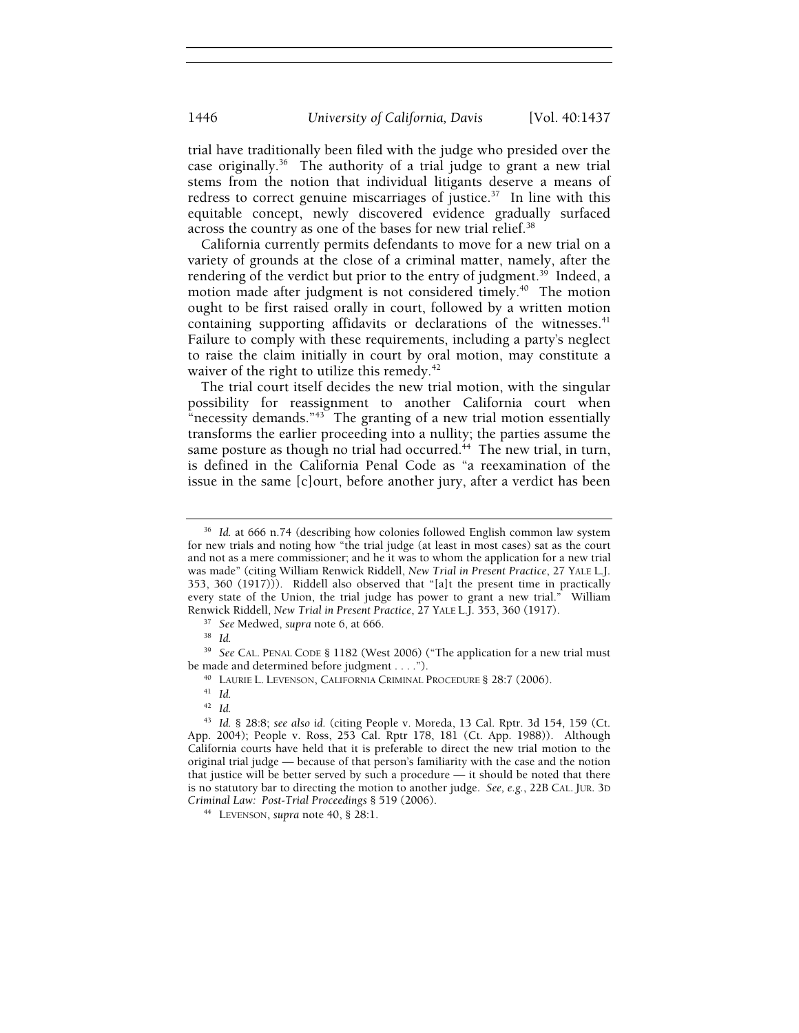trial have traditionally been filed with the judge who presided over the case originally.[36] The authority of a trial judge to grant a new trial stems from the notion that individual litigants deserve a means of redress to correct genuine miscarriages of justice.[37] In line with this equitable concept, newly discovered evidence gradually surfaced across the country as one of the bases for new trial relief.[38]

California currently permits defendants to move for a new trial on a variety of grounds at the close of a criminal matter, namely, after the rendering of the verdict but prior to the entry of judgment.[39] Indeed, a motion made after judgment is not considered timely.[40] The motion ought to be first raised orally in court, followed by a written motion containing supporting affidavits or declarations of the witnesses.[41] Failure to comply with these requirements, including a party's neglect to raise the claim initially in court by oral motion, may constitute a waiver of the right to utilize this remedy.[42]

The trial court itself decides the new trial motion, with the singular possibility for reassignment to another California court when "necessity demands."[43] The granting of a new trial motion essentially transforms the earlier proceeding into a nullity; the parties assume the same posture as though no trial had occurred.[44] The new trial, in turn, is defined in the California Penal Code as "a reexamination of the issue in the same [c]ourt, before another jury, after a verdict has been

---

[36] *Id.* at 666 n.74 (describing how colonies followed English common law system for new trials and noting how "the trial judge (at least in most cases) sat as the court and not as a mere commissioner; and he it was to whom the application for a new trial was made" (citing William Renwick Riddell, *New Trial in Present Practice*, 27 YALE L.J. 353, 360 (1917))). Riddell also observed that "[a]t the present time in practically every state of the Union, the trial judge has power to grant a new trial." William Renwick Riddell, *New Trial in Present Practice*, 27 YALE L.J. 353, 360 (1917).

[37] *See* Medwed, *supra* note 6, at 666.

[38] *Id.*

[39] *See* CAL. PENAL CODE § 1182 (West 2006) ("The application for a new trial must be made and determined before judgment . . . .").

[40] LAURIE L. LEVENSON, CALIFORNIA CRIMINAL PROCEDURE § 28:7 (2006).

[41] *Id.*

[42] *Id.*

[43] *Id.* § 28:8; *see also id.* (citing People v. Moreda, 13 Cal. Rptr. 3d 154, 159 (Ct. App. 2004); People v. Ross, 253 Cal. Rptr 178, 181 (Ct. App. 1988)). Although California courts have held that it is preferable to direct the new trial motion to the original trial judge — because of that person's familiarity with the case and the notion that justice will be better served by such a procedure — it should be noted that there is no statutory bar to directing the motion to another judge. *See, e.g.*, 22B CAL. JUR. 3D *Criminal Law: Post-Trial Proceedings* § 519 (2006).

[44] LEVENSON, *supra* note 40, § 28:1.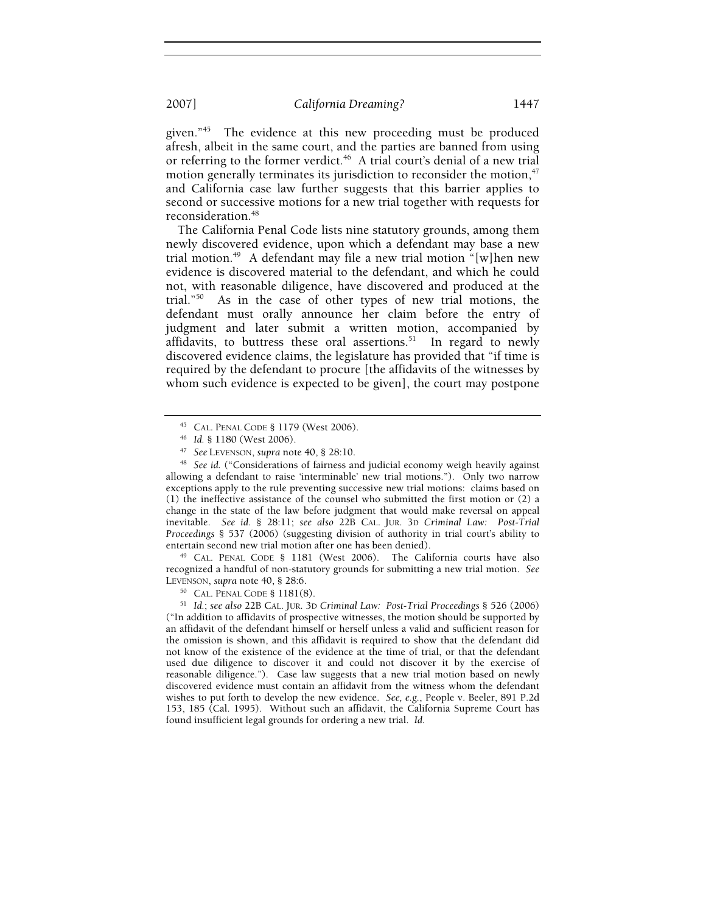given."[45] The evidence at this new proceeding must be produced afresh, albeit in the same court, and the parties are banned from using or referring to the former verdict.[46] A trial court's denial of a new trial motion generally terminates its jurisdiction to reconsider the motion,[47] and California case law further suggests that this barrier applies to second or successive motions for a new trial together with requests for reconsideration.[48]

The California Penal Code lists nine statutory grounds, among them newly discovered evidence, upon which a defendant may base a new trial motion.[49] A defendant may file a new trial motion "[w]hen new evidence is discovered material to the defendant, and which he could not, with reasonable diligence, have discovered and produced at the trial."[50] As in the case of other types of new trial motions, the defendant must orally announce her claim before the entry of judgment and later submit a written motion, accompanied by affidavits, to buttress these oral assertions.[51] In regard to newly discovered evidence claims, the legislature has provided that "if time is required by the defendant to procure [the affidavits of the witnesses by whom such evidence is expected to be given], the court may postpone

---

[45] CAL. PENAL CODE § 1179 (West 2006).

[46] *Id.* § 1180 (West 2006).

[47] *See* LEVENSON, *supra* note 40, § 28:10.

[48] *See id.* ("Considerations of fairness and judicial economy weigh heavily against allowing a defendant to raise 'interminable' new trial motions."). Only two narrow exceptions apply to the rule preventing successive new trial motions: claims based on (1) the ineffective assistance of the counsel who submitted the first motion or (2) a change in the state of the law before judgment that would make reversal on appeal inevitable. *See id.* § 28:11; *see also* 22B CAL. JUR. 3D *Criminal Law: Post-Trial Proceedings* § 537 (2006) (suggesting division of authority in trial court's ability to entertain second new trial motion after one has been denied).

[49] CAL. PENAL CODE § 1181 (West 2006). The California courts have also recognized a handful of non-statutory grounds for submitting a new trial motion. *See* LEVENSON, *supra* note 40, § 28:6.

[50] CAL. PENAL CODE § 1181(8).

[51] *Id.*; *see also* 22B CAL. JUR. 3D *Criminal Law: Post-Trial Proceedings* § 526 (2006) ("In addition to affidavits of prospective witnesses, the motion should be supported by an affidavit of the defendant himself or herself unless a valid and sufficient reason for the omission is shown, and this affidavit is required to show that the defendant did not know of the existence of the evidence at the time of trial, or that the defendant used due diligence to discover it and could not discover it by the exercise of reasonable diligence."). Case law suggests that a new trial motion based on newly discovered evidence must contain an affidavit from the witness whom the defendant wishes to put forth to develop the new evidence. *See, e.g.*, People v. Beeler, 891 P.2d 153, 185 (Cal. 1995). Without such an affidavit, the California Supreme Court has found insufficient legal grounds for ordering a new trial. *Id.*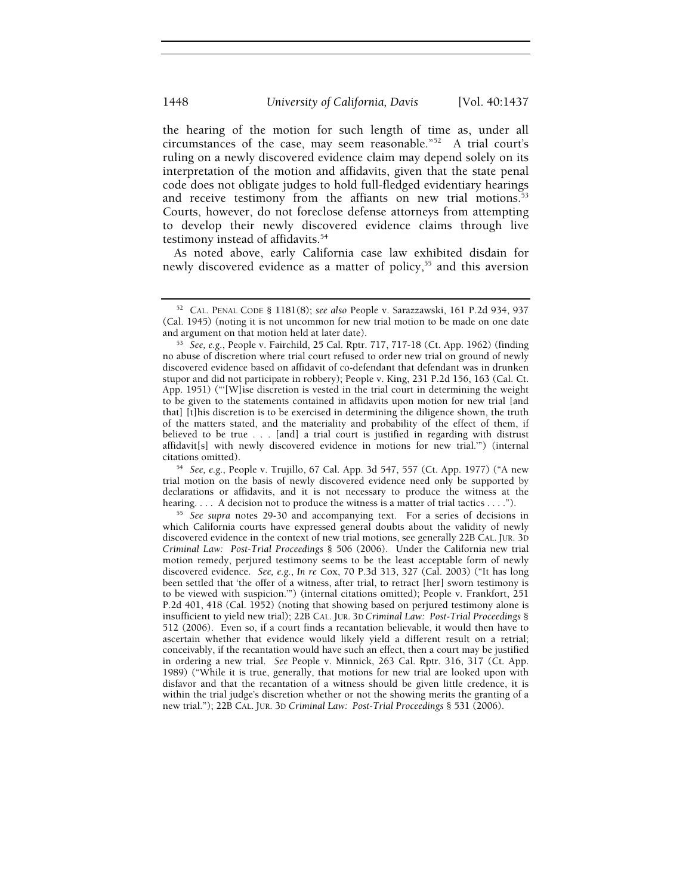the hearing of the motion for such length of time as, under all circumstances of the case, may seem reasonable."[52] A trial court's ruling on a newly discovered evidence claim may depend solely on its interpretation of the motion and affidavits, given that the state penal code does not obligate judges to hold full-fledged evidentiary hearings and receive testimony from the affiants on new trial motions.[53] Courts, however, do not foreclose defense attorneys from attempting to develop their newly discovered evidence claims through live testimony instead of affidavits.[54]

As noted above, early California case law exhibited disdain for newly discovered evidence as a matter of policy,[55] and this aversion

---

[52] CAL. PENAL CODE § 1181(8); *see also* People v. Sarazzawski, 161 P.2d 934, 937 (Cal. 1945) (noting it is not uncommon for new trial motion to be made on one date and argument on that motion held at later date).

[53] *See, e.g.*, People v. Fairchild, 25 Cal. Rptr. 717, 717-18 (Ct. App. 1962) (finding no abuse of discretion where trial court refused to order new trial on ground of newly discovered evidence based on affidavit of co-defendant that defendant was in drunken stupor and did not participate in robbery); People v. King, 231 P.2d 156, 163 (Cal. Ct. App. 1951) ("'[W]ise discretion is vested in the trial court in determining the weight to be given to the statements contained in affidavits upon motion for new trial [and that] [t]his discretion is to be exercised in determining the diligence shown, the truth of the matters stated, and the materiality and probability of the effect of them, if believed to be true . . . [and] a trial court is justified in regarding with distrust affidavit[s] with newly discovered evidence in motions for new trial.'") (internal citations omitted).

[54] *See, e.g.*, People v. Trujillo, 67 Cal. App. 3d 547, 557 (Ct. App. 1977) ("A new trial motion on the basis of newly discovered evidence need only be supported by declarations or affidavits, and it is not necessary to produce the witness at the hearing. . . . A decision not to produce the witness is a matter of trial tactics . . . .").

[55] *See supra* notes 29-30 and accompanying text. For a series of decisions in which California courts have expressed general doubts about the validity of newly discovered evidence in the context of new trial motions, see generally 22B CAL. JUR. 3D *Criminal Law: Post-Trial Proceedings* § 506 (2006). Under the California new trial motion remedy, perjured testimony seems to be the least acceptable form of newly discovered evidence. *See, e.g.*, *In re* Cox, 70 P.3d 313, 327 (Cal. 2003) ("It has long been settled that 'the offer of a witness, after trial, to retract [her] sworn testimony is to be viewed with suspicion.'") (internal citations omitted); People v. Frankfort, 251 P.2d 401, 418 (Cal. 1952) (noting that showing based on perjured testimony alone is insufficient to yield new trial); 22B CAL. JUR. 3D *Criminal Law: Post-Trial Proceedings* § 512 (2006). Even so, if a court finds a recantation believable, it would then have to ascertain whether that evidence would likely yield a different result on a retrial; conceivably, if the recantation would have such an effect, then a court may be justified in ordering a new trial. *See* People v. Minnick, 263 Cal. Rptr. 316, 317 (Ct. App. 1989) ("While it is true, generally, that motions for new trial are looked upon with disfavor and that the recantation of a witness should be given little credence, it is within the trial judge's discretion whether or not the showing merits the granting of a new trial."); 22B CAL. JUR. 3D *Criminal Law: Post-Trial Proceedings* § 531 (2006).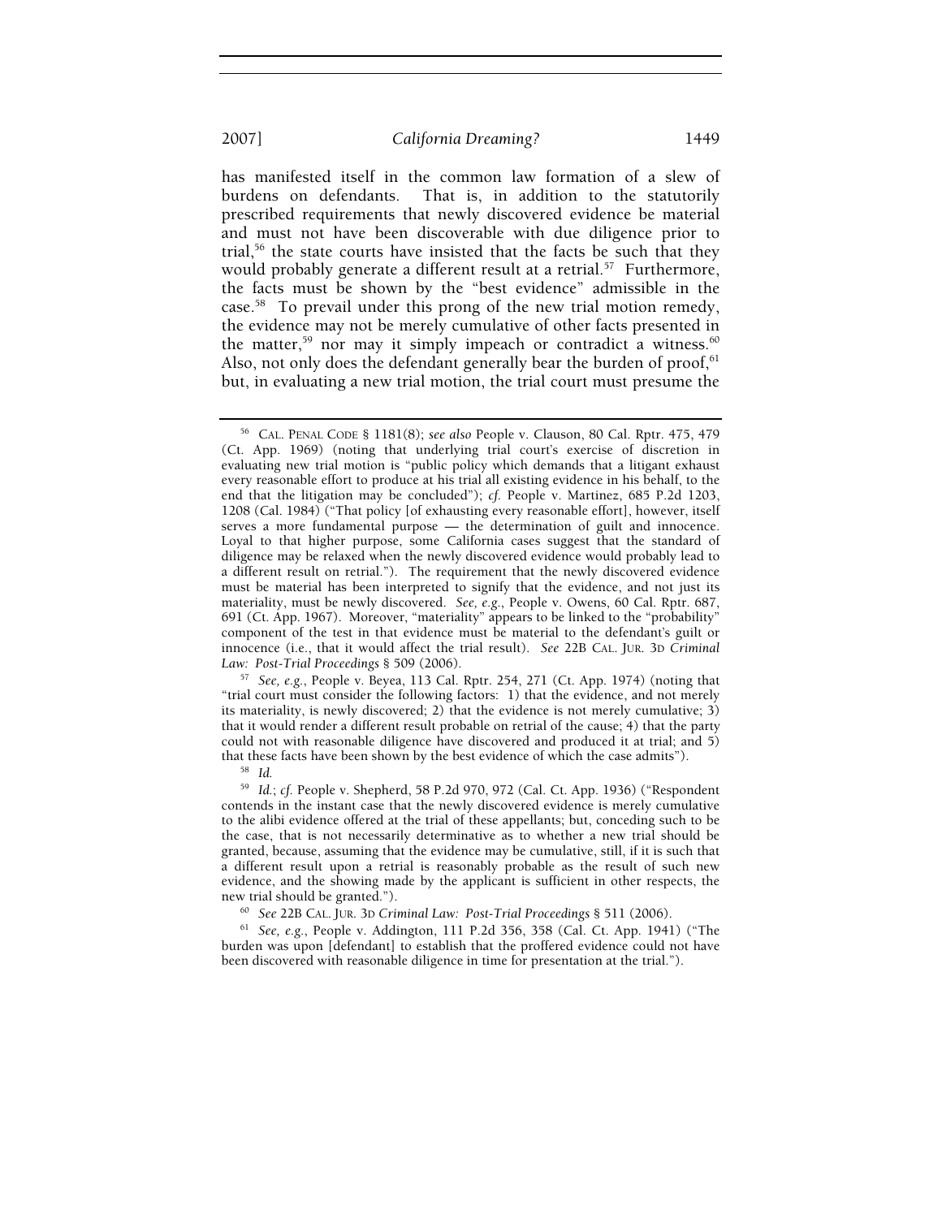has manifested itself in the common law formation of a slew of burdens on defendants. That is, in addition to the statutorily prescribed requirements that newly discovered evidence be material and must not have been discoverable with due diligence prior to trial,[56] the state courts have insisted that the facts be such that they would probably generate a different result at a retrial.[57] Furthermore, the facts must be shown by the "best evidence" admissible in the case.[58] To prevail under this prong of the new trial motion remedy, the evidence may not be merely cumulative of other facts presented in the matter,[59] nor may it simply impeach or contradict a witness.[60] Also, not only does the defendant generally bear the burden of proof,[61] but, in evaluating a new trial motion, the trial court must presume the

---

[56] CAL. PENAL CODE § 1181(8); *see also* People v. Clauson, 80 Cal. Rptr. 475, 479 (Ct. App. 1969) (noting that underlying trial court's exercise of discretion in evaluating new trial motion is "public policy which demands that a litigant exhaust every reasonable effort to produce at his trial all existing evidence in his behalf, to the end that the litigation may be concluded"); *cf.* People v. Martinez, 685 P.2d 1203, 1208 (Cal. 1984) ("That policy [of exhausting every reasonable effort], however, itself serves a more fundamental purpose — the determination of guilt and innocence. Loyal to that higher purpose, some California cases suggest that the standard of diligence may be relaxed when the newly discovered evidence would probably lead to a different result on retrial."). The requirement that the newly discovered evidence must be material has been interpreted to signify that the evidence, and not just its materiality, must be newly discovered. *See, e.g.*, People v. Owens, 60 Cal. Rptr. 687, 691 (Ct. App. 1967). Moreover, "materiality" appears to be linked to the "probability" component of the test in that evidence must be material to the defendant's guilt or innocence (i.e., that it would affect the trial result). *See* 22B CAL. JUR. 3D *Criminal Law: Post-Trial Proceedings* § 509 (2006).

[57] *See, e.g.*, People v. Beyea, 113 Cal. Rptr. 254, 271 (Ct. App. 1974) (noting that "trial court must consider the following factors: 1) that the evidence, and not merely its materiality, is newly discovered; 2) that the evidence is not merely cumulative; 3) that it would render a different result probable on retrial of the cause; 4) that the party could not with reasonable diligence have discovered and produced it at trial; and 5) that these facts have been shown by the best evidence of which the case admits").

[58] *Id.*

[59] *Id.*; *cf.* People v. Shepherd, 58 P.2d 970, 972 (Cal. Ct. App. 1936) ("Respondent contends in the instant case that the newly discovered evidence is merely cumulative to the alibi evidence offered at the trial of these appellants; but, conceding such to be the case, that is not necessarily determinative as to whether a new trial should be granted, because, assuming that the evidence may be cumulative, still, if it is such that a different result upon a retrial is reasonably probable as the result of such new evidence, and the showing made by the applicant is sufficient in other respects, the new trial should be granted.").

[60] *See* 22B CAL. JUR. 3D *Criminal Law: Post-Trial Proceedings* § 511 (2006).

[61] *See, e.g.*, People v. Addington, 111 P.2d 356, 358 (Cal. Ct. App. 1941) ("The burden was upon [defendant] to establish that the proffered evidence could not have been discovered with reasonable diligence in time for presentation at the trial.").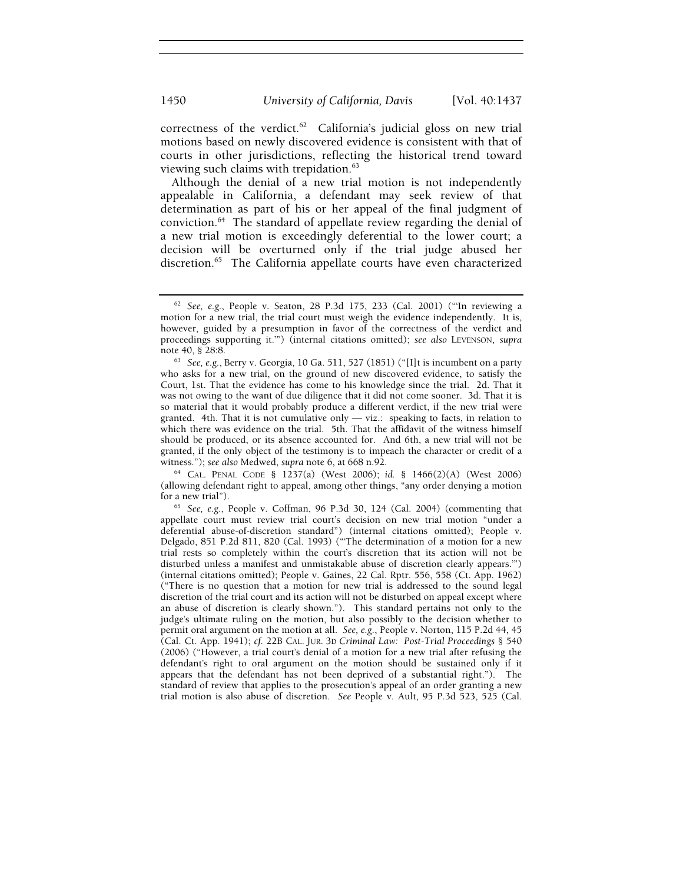correctness of the verdict.[62] California's judicial gloss on new trial motions based on newly discovered evidence is consistent with that of courts in other jurisdictions, reflecting the historical trend toward viewing such claims with trepidation.[63]

Although the denial of a new trial motion is not independently appealable in California, a defendant may seek review of that determination as part of his or her appeal of the final judgment of conviction.[64] The standard of appellate review regarding the denial of a new trial motion is exceedingly deferential to the lower court; a decision will be overturned only if the trial judge abused her discretion.[65] The California appellate courts have even characterized

---

[62] *See, e.g.*, People v. Seaton, 28 P.3d 175, 233 (Cal. 2001) ("'In reviewing a motion for a new trial, the trial court must weigh the evidence independently. It is, however, guided by a presumption in favor of the correctness of the verdict and proceedings supporting it.'") (internal citations omitted); *see also* LEVENSON, *supra* note 40, § 28:8.

[63] *See, e.g.*, Berry v. Georgia, 10 Ga. 511, 527 (1851) ("[I]t is incumbent on a party who asks for a new trial, on the ground of new discovered evidence, to satisfy the Court, 1st. That the evidence has come to his knowledge since the trial. 2d. That it was not owing to the want of due diligence that it did not come sooner. 3d. That it is so material that it would probably produce a different verdict, if the new trial were granted. 4th. That it is not cumulative only — viz.: speaking to facts, in relation to which there was evidence on the trial. 5th. That the affidavit of the witness himself should be produced, or its absence accounted for. And 6th, a new trial will not be granted, if the only object of the testimony is to impeach the character or credit of a witness."); *see also* Medwed, *supra* note 6, at 668 n.92.

[64] CAL. PENAL CODE § 1237(a) (West 2006); *id.* § 1466(2)(A) (West 2006) (allowing defendant right to appeal, among other things, "any order denying a motion for a new trial").

[65] *See, e.g.*, People v. Coffman, 96 P.3d 30, 124 (Cal. 2004) (commenting that appellate court must review trial court's decision on new trial motion "under a deferential abuse-of-discretion standard") (internal citations omitted); People v. Delgado, 851 P.2d 811, 820 (Cal. 1993) ("'The determination of a motion for a new trial rests so completely within the court's discretion that its action will not be disturbed unless a manifest and unmistakable abuse of discretion clearly appears.'") (internal citations omitted); People v. Gaines, 22 Cal. Rptr. 556, 558 (Ct. App. 1962) ("There is no question that a motion for new trial is addressed to the sound legal discretion of the trial court and its action will not be disturbed on appeal except where an abuse of discretion is clearly shown."). This standard pertains not only to the judge's ultimate ruling on the motion, but also possibly to the decision whether to permit oral argument on the motion at all. *See, e.g.*, People v. Norton, 115 P.2d 44, 45 (Cal. Ct. App. 1941); *cf.* 22B CAL. JUR. 3D *Criminal Law: Post-Trial Proceedings* § 540 (2006) ("However, a trial court's denial of a motion for a new trial after refusing the defendant's right to oral argument on the motion should be sustained only if it appears that the defendant has not been deprived of a substantial right."). The standard of review that applies to the prosecution's appeal of an order granting a new trial motion is also abuse of discretion. *See* People v. Ault, 95 P.3d 523, 525 (Cal.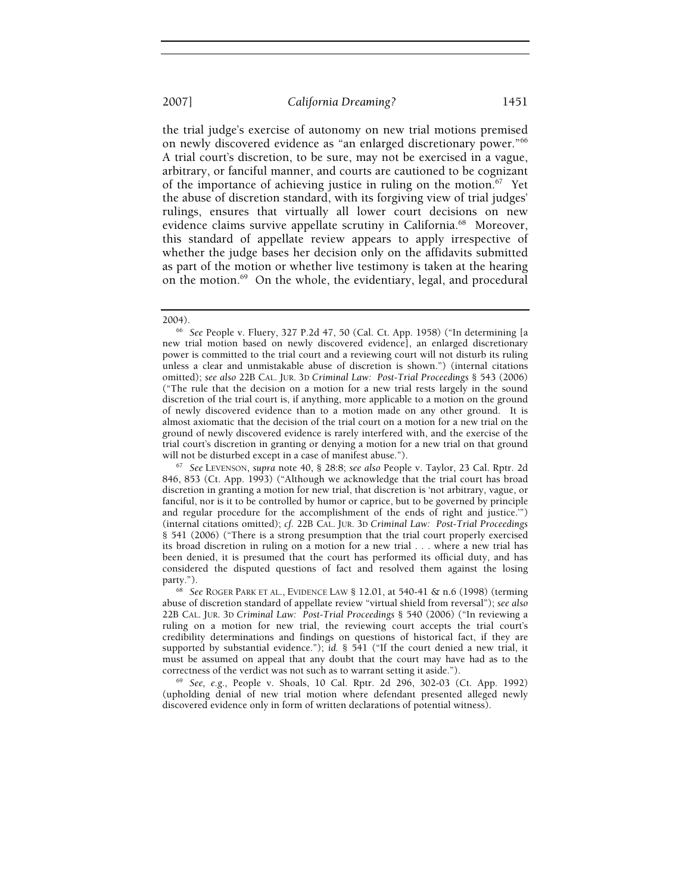the trial judge's exercise of autonomy on new trial motions premised on newly discovered evidence as "an enlarged discretionary power."[66] A trial court's discretion, to be sure, may not be exercised in a vague, arbitrary, or fanciful manner, and courts are cautioned to be cognizant of the importance of achieving justice in ruling on the motion.[67] Yet the abuse of discretion standard, with its forgiving view of trial judges' rulings, ensures that virtually all lower court decisions on new evidence claims survive appellate scrutiny in California.[68] Moreover, this standard of appellate review appears to apply irrespective of whether the judge bases her decision only on the affidavits submitted as part of the motion or whether live testimony is taken at the hearing on the motion.[69] On the whole, the evidentiary, legal, and procedural

---

2004).

[66] *See* People v. Fluery, 327 P.2d 47, 50 (Cal. Ct. App. 1958) ("In determining [a new trial motion based on newly discovered evidence], an enlarged discretionary power is committed to the trial court and a reviewing court will not disturb its ruling unless a clear and unmistakable abuse of discretion is shown.") (internal citations omitted); *see also* 22B CAL. JUR. 3D *Criminal Law: Post-Trial Proceedings* § 543 (2006) ("The rule that the decision on a motion for a new trial rests largely in the sound discretion of the trial court is, if anything, more applicable to a motion on the ground of newly discovered evidence than to a motion made on any other ground. It is almost axiomatic that the decision of the trial court on a motion for a new trial on the ground of newly discovered evidence is rarely interfered with, and the exercise of the trial court's discretion in granting or denying a motion for a new trial on that ground will not be disturbed except in a case of manifest abuse.").

[67] *See* LEVENSON, *supra* note 40, § 28:8; *see also* People v. Taylor, 23 Cal. Rptr. 2d 846, 853 (Ct. App. 1993) ("Although we acknowledge that the trial court has broad discretion in granting a motion for new trial, that discretion is 'not arbitrary, vague, or fanciful, nor is it to be controlled by humor or caprice, but to be governed by principle and regular procedure for the accomplishment of the ends of right and justice.'") (internal citations omitted); *cf.* 22B CAL. JUR. 3D *Criminal Law: Post-Trial Proceedings* § 541 (2006) ("There is a strong presumption that the trial court properly exercised its broad discretion in ruling on a motion for a new trial . . . where a new trial has been denied, it is presumed that the court has performed its official duty, and has considered the disputed questions of fact and resolved them against the losing party.").

[68] *See* ROGER PARK ET AL., EVIDENCE LAW § 12.01, at 540-41 & n.6 (1998) (terming abuse of discretion standard of appellate review "virtual shield from reversal"); *see also* 22B CAL. JUR. 3D *Criminal Law: Post-Trial Proceedings* § 540 (2006) ("In reviewing a ruling on a motion for new trial, the reviewing court accepts the trial court's credibility determinations and findings on questions of historical fact, if they are supported by substantial evidence."); *id.* § 541 ("If the court denied a new trial, it must be assumed on appeal that any doubt that the court may have had as to the correctness of the verdict was not such as to warrant setting it aside.").

[69] *See, e.g.*, People v. Shoals, 10 Cal. Rptr. 2d 296, 302-03 (Ct. App. 1992) (upholding denial of new trial motion where defendant presented alleged newly discovered evidence only in form of written declarations of potential witness).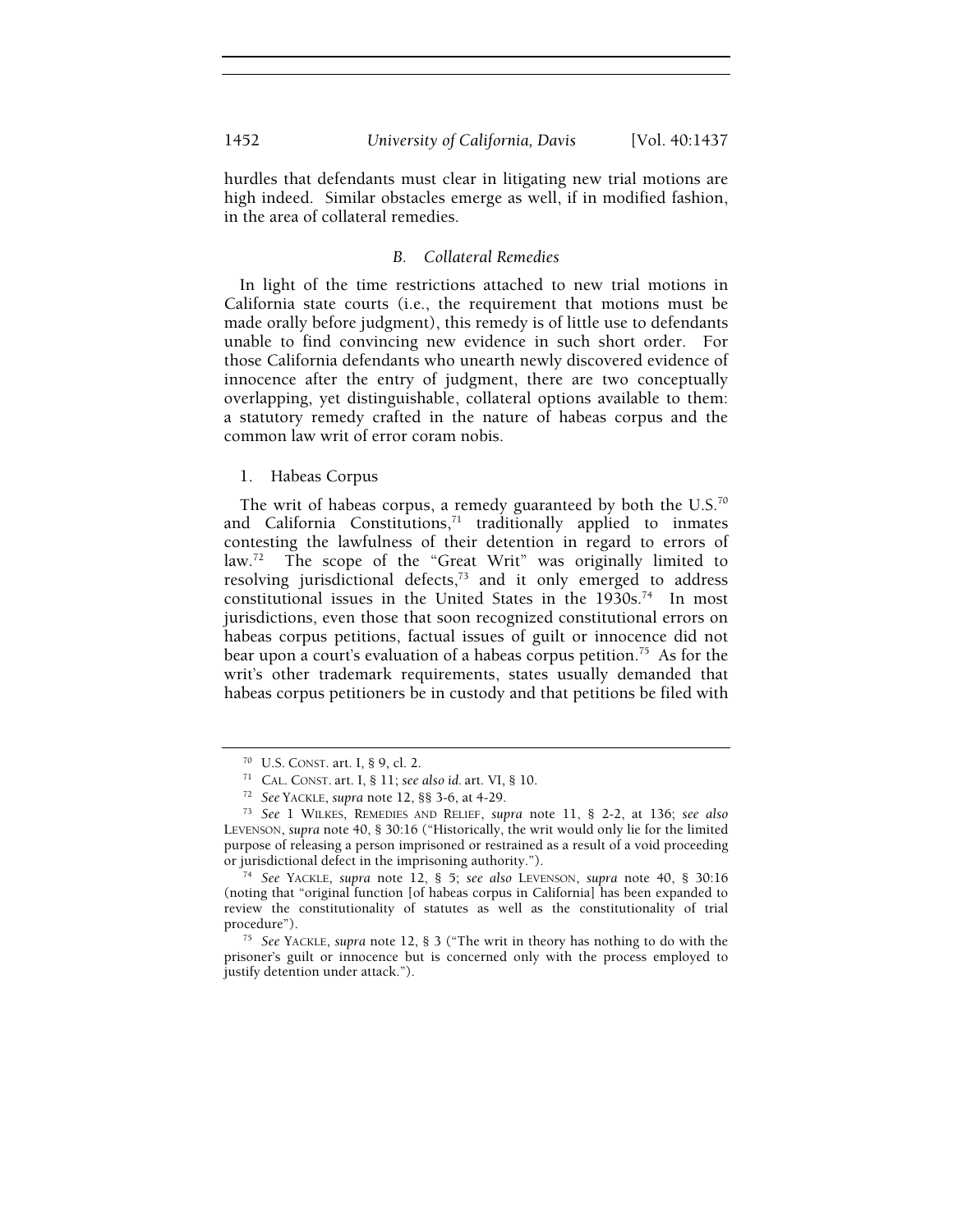hurdles that defendants must clear in litigating new trial motions are high indeed. Similar obstacles emerge as well, if in modified fashion, in the area of collateral remedies.

### *B. Collateral Remedies*

In light of the time restrictions attached to new trial motions in California state courts (i.e., the requirement that motions must be made orally before judgment), this remedy is of little use to defendants unable to find convincing new evidence in such short order. For those California defendants who unearth newly discovered evidence of innocence after the entry of judgment, there are two conceptually overlapping, yet distinguishable, collateral options available to them: a statutory remedy crafted in the nature of habeas corpus and the common law writ of error coram nobis.

#### 1. Habeas Corpus

The writ of habeas corpus, a remedy guaranteed by both the U.S.[70] and California Constitutions,[71] traditionally applied to inmates contesting the lawfulness of their detention in regard to errors of law.[72] The scope of the "Great Writ" was originally limited to resolving jurisdictional defects,[73] and it only emerged to address constitutional issues in the United States in the 1930s.[74] In most jurisdictions, even those that soon recognized constitutional errors on habeas corpus petitions, factual issues of guilt or innocence did not bear upon a court's evaluation of a habeas corpus petition.[75] As for the writ's other trademark requirements, states usually demanded that habeas corpus petitioners be in custody and that petitions be filed with

---

[70] U.S. CONST. art. I, § 9, cl. 2.

[71] CAL. CONST. art. I, § 11; *see also id.* art. VI, § 10.

[72] *See* YACKLE, *supra* note 12, §§ 3-6, at 4-29.

[73] *See* 1 WILKES, REMEDIES AND RELIEF, *supra* note 11, § 2-2, at 136; *see also* LEVENSON, *supra* note 40, § 30:16 ("Historically, the writ would only lie for the limited purpose of releasing a person imprisoned or restrained as a result of a void proceeding or jurisdictional defect in the imprisoning authority.").

[74] *See* YACKLE, *supra* note 12, § 5; *see also* LEVENSON, *supra* note 40, § 30:16 (noting that "original function [of habeas corpus in California] has been expanded to review the constitutionality of statutes as well as the constitutionality of trial procedure").

[75] *See* YACKLE, *supra* note 12, § 3 ("The writ in theory has nothing to do with the prisoner's guilt or innocence but is concerned only with the process employed to justify detention under attack.").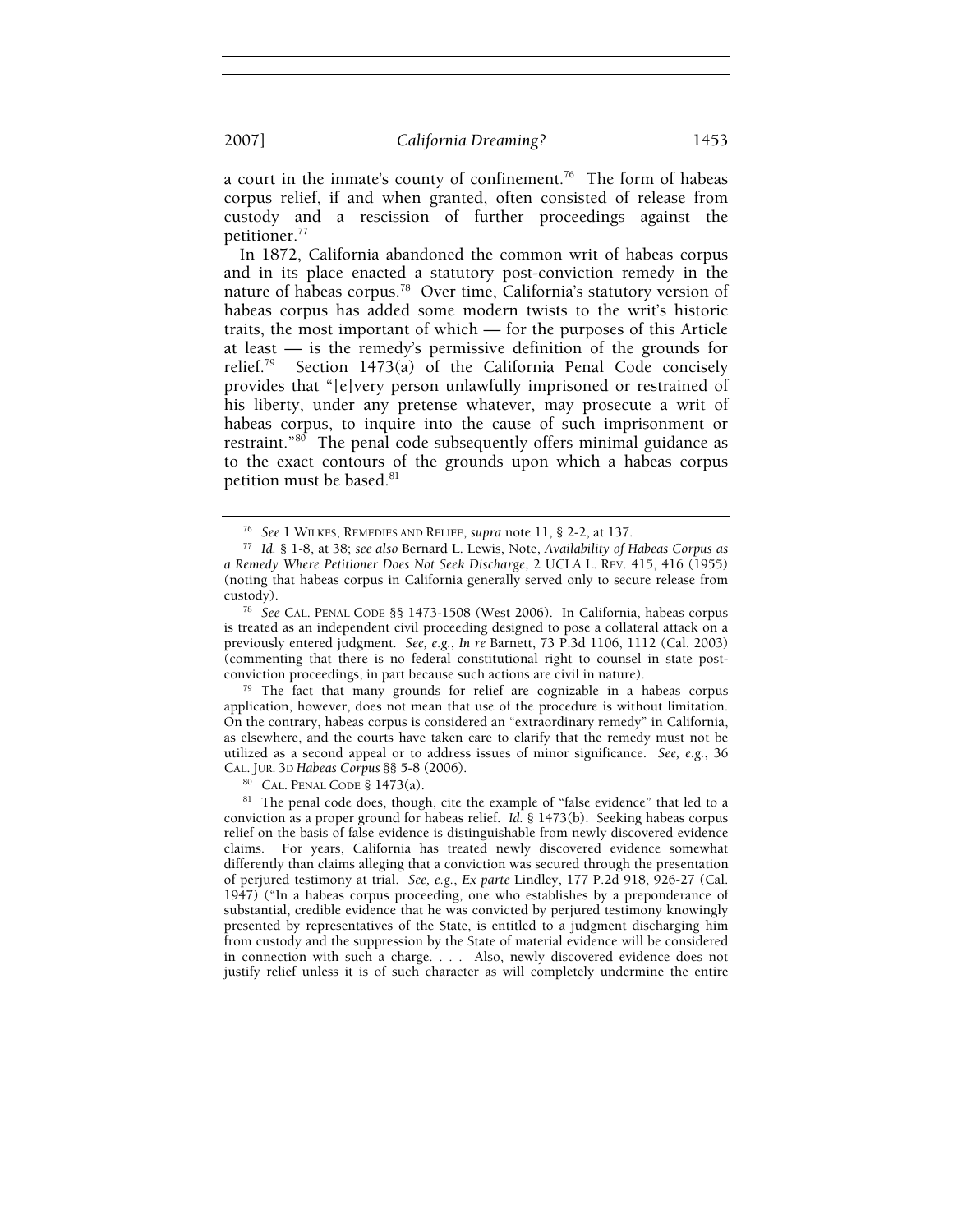a court in the inmate's county of confinement.[76] The form of habeas corpus relief, if and when granted, often consisted of release from custody and a rescission of further proceedings against the petitioner.[77]

In 1872, California abandoned the common writ of habeas corpus and in its place enacted a statutory post-conviction remedy in the nature of habeas corpus.[78] Over time, California's statutory version of habeas corpus has added some modern twists to the writ's historic traits, the most important of which — for the purposes of this Article at least — is the remedy's permissive definition of the grounds for relief.[79] Section 1473(a) of the California Penal Code concisely provides that "[e]very person unlawfully imprisoned or restrained of his liberty, under any pretense whatever, may prosecute a writ of habeas corpus, to inquire into the cause of such imprisonment or restraint."[80] The penal code subsequently offers minimal guidance as to the exact contours of the grounds upon which a habeas corpus petition must be based.[81]

---

[76] *See* 1 WILKES, REMEDIES AND RELIEF, *supra* note 11, § 2-2, at 137.

[77] *Id.* § 1-8, at 38; *see also* Bernard L. Lewis, Note, *Availability of Habeas Corpus as a Remedy Where Petitioner Does Not Seek Discharge*, 2 UCLA L. REV. 415, 416 (1955) (noting that habeas corpus in California generally served only to secure release from custody).

[78] *See* CAL. PENAL CODE §§ 1473-1508 (West 2006). In California, habeas corpus is treated as an independent civil proceeding designed to pose a collateral attack on a previously entered judgment. *See, e.g.*, *In re* Barnett, 73 P.3d 1106, 1112 (Cal. 2003) (commenting that there is no federal constitutional right to counsel in state post-conviction proceedings, in part because such actions are civil in nature).

[79] The fact that many grounds for relief are cognizable in a habeas corpus application, however, does not mean that use of the procedure is without limitation. On the contrary, habeas corpus is considered an "extraordinary remedy" in California, as elsewhere, and the courts have taken care to clarify that the remedy must not be utilized as a second appeal or to address issues of minor significance. *See, e.g.*, 36 CAL. JUR. 3D *Habeas Corpus* §§ 5-8 (2006).

[80] CAL. PENAL CODE § 1473(a).

[81] The penal code does, though, cite the example of "false evidence" that led to a conviction as a proper ground for habeas relief. *Id.* § 1473(b). Seeking habeas corpus relief on the basis of false evidence is distinguishable from newly discovered evidence claims. For years, California has treated newly discovered evidence somewhat differently than claims alleging that a conviction was secured through the presentation of perjured testimony at trial. *See, e.g.*, *Ex parte* Lindley, 177 P.2d 918, 926-27 (Cal. 1947) ("In a habeas corpus proceeding, one who establishes by a preponderance of substantial, credible evidence that he was convicted by perjured testimony knowingly presented by representatives of the State, is entitled to a judgment discharging him from custody and the suppression by the State of material evidence will be considered in connection with such a charge. . . . Also, newly discovered evidence does not justify relief unless it is of such character as will completely undermine the entire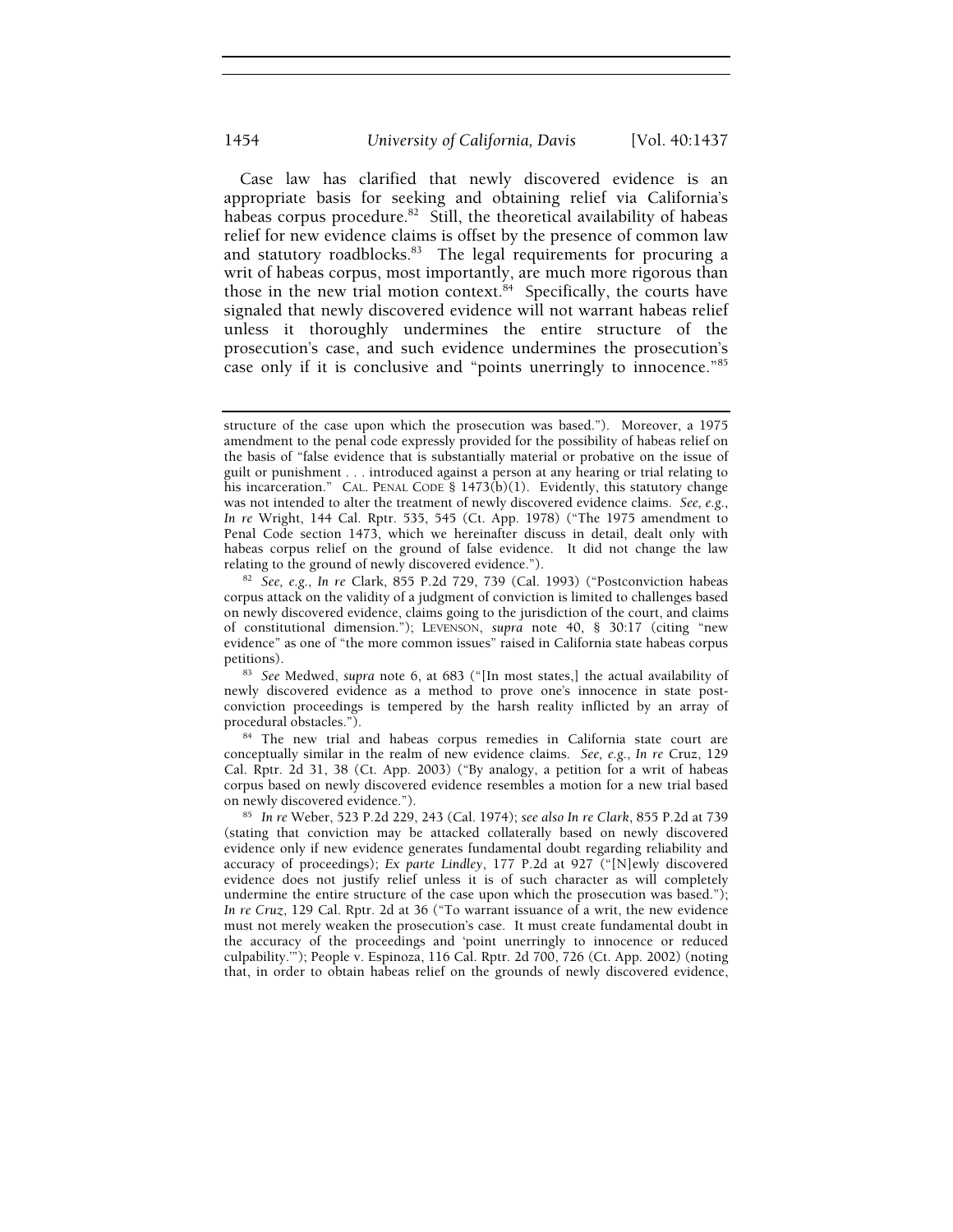Case law has clarified that newly discovered evidence is an appropriate basis for seeking and obtaining relief via California's habeas corpus procedure.[82] Still, the theoretical availability of habeas relief for new evidence claims is offset by the presence of common law and statutory roadblocks.[83] The legal requirements for procuring a writ of habeas corpus, most importantly, are much more rigorous than those in the new trial motion context.[84] Specifically, the courts have signaled that newly discovered evidence will not warrant habeas relief unless it thoroughly undermines the entire structure of the prosecution's case, and such evidence undermines the prosecution's case only if it is conclusive and "points unerringly to innocence."[85]

---

structure of the case upon which the prosecution was based."). Moreover, a 1975 amendment to the penal code expressly provided for the possibility of habeas relief on the basis of "false evidence that is substantially material or probative on the issue of guilt or punishment . . . introduced against a person at any hearing or trial relating to his incarceration." CAL. PENAL CODE § 1473(b)(1). Evidently, this statutory change was not intended to alter the treatment of newly discovered evidence claims. *See, e.g.*, *In re* Wright, 144 Cal. Rptr. 535, 545 (Ct. App. 1978) ("The 1975 amendment to Penal Code section 1473, which we hereinafter discuss in detail, dealt only with habeas corpus relief on the ground of false evidence. It did not change the law relating to the ground of newly discovered evidence.").

[82] *See, e.g.*, *In re* Clark, 855 P.2d 729, 739 (Cal. 1993) ("Postconviction habeas corpus attack on the validity of a judgment of conviction is limited to challenges based on newly discovered evidence, claims going to the jurisdiction of the court, and claims of constitutional dimension."); LEVENSON, *supra* note 40, § 30:17 (citing "new evidence" as one of "the more common issues" raised in California state habeas corpus petitions).

[83] *See* Medwed, *supra* note 6, at 683 ("[In most states,] the actual availability of newly discovered evidence as a method to prove one's innocence in state post-conviction proceedings is tempered by the harsh reality inflicted by an array of procedural obstacles.").

[84] The new trial and habeas corpus remedies in California state court are conceptually similar in the realm of new evidence claims. *See, e.g.*, *In re* Cruz, 129 Cal. Rptr. 2d 31, 38 (Ct. App. 2003) ("By analogy, a petition for a writ of habeas corpus based on newly discovered evidence resembles a motion for a new trial based on newly discovered evidence.").

[85] *In re* Weber, 523 P.2d 229, 243 (Cal. 1974); *see also In re Clark*, 855 P.2d at 739 (stating that conviction may be attacked collaterally based on newly discovered evidence only if new evidence generates fundamental doubt regarding reliability and accuracy of proceedings); *Ex parte Lindley*, 177 P.2d at 927 ("[N]ewly discovered evidence does not justify relief unless it is of such character as will completely undermine the entire structure of the case upon which the prosecution was based."); *In re Cruz*, 129 Cal. Rptr. 2d at 36 ("To warrant issuance of a writ, the new evidence must not merely weaken the prosecution's case. It must create fundamental doubt in the accuracy of the proceedings and 'point unerringly to innocence or reduced culpability.'"); People v. Espinoza, 116 Cal. Rptr. 2d 700, 726 (Ct. App. 2002) (noting that, in order to obtain habeas relief on the grounds of newly discovered evidence,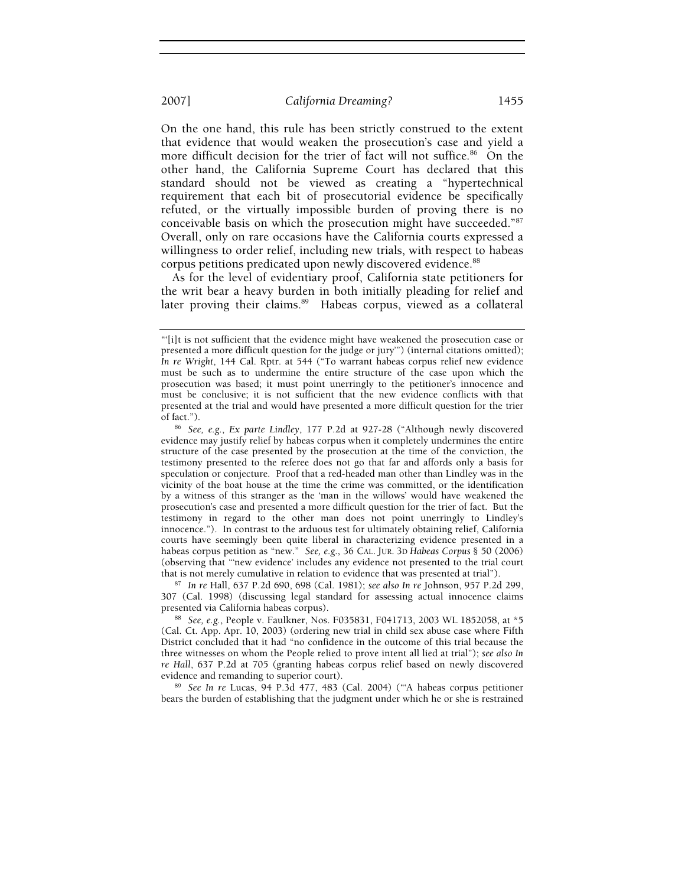On the one hand, this rule has been strictly construed to the extent that evidence that would weaken the prosecution's case and yield a more difficult decision for the trier of fact will not suffice.[86] On the other hand, the California Supreme Court has declared that this standard should not be viewed as creating a "hypertechnical requirement that each bit of prosecutorial evidence be specifically refuted, or the virtually impossible burden of proving there is no conceivable basis on which the prosecution might have succeeded."[87] Overall, only on rare occasions have the California courts expressed a willingness to order relief, including new trials, with respect to habeas corpus petitions predicated upon newly discovered evidence.[88]

As for the level of evidentiary proof, California state petitioners for the writ bear a heavy burden in both initially pleading for relief and later proving their claims.[89] Habeas corpus, viewed as a collateral

---

"'[i]t is not sufficient that the evidence might have weakened the prosecution case or presented a more difficult question for the judge or jury'") (internal citations omitted); *In re Wright*, 144 Cal. Rptr. at 544 ("To warrant habeas corpus relief new evidence must be such as to undermine the entire structure of the case upon which the prosecution was based; it must point unerringly to the petitioner's innocence and must be conclusive; it is not sufficient that the new evidence conflicts with that presented at the trial and would have presented a more difficult question for the trier of fact.").

[86] *See, e.g.*, *Ex parte Lindley*, 177 P.2d at 927-28 ("Although newly discovered evidence may justify relief by habeas corpus when it completely undermines the entire structure of the case presented by the prosecution at the time of the conviction, the testimony presented to the referee does not go that far and affords only a basis for speculation or conjecture. Proof that a red-headed man other than Lindley was in the vicinity of the boat house at the time the crime was committed, or the identification by a witness of this stranger as the 'man in the willows' would have weakened the prosecution's case and presented a more difficult question for the trier of fact. But the testimony in regard to the other man does not point unerringly to Lindley's innocence."). In contrast to the arduous test for ultimately obtaining relief, California courts have seemingly been quite liberal in characterizing evidence presented in a habeas corpus petition as "new." *See, e.g.*, 36 CAL. JUR. 3D *Habeas Corpus* § 50 (2006) (observing that "'new evidence' includes any evidence not presented to the trial court that is not merely cumulative in relation to evidence that was presented at trial").

[87] *In re* Hall, 637 P.2d 690, 698 (Cal. 1981); *see also In re* Johnson, 957 P.2d 299, 307 (Cal. 1998) (discussing legal standard for assessing actual innocence claims presented via California habeas corpus).

[88] *See, e.g.*, People v. Faulkner, Nos. F035831, F041713, 2003 WL 1852058, at *5 (Cal. Ct. App. Apr. 10, 2003) (ordering new trial in child sex abuse case where Fifth District concluded that it had "no confidence in the outcome of this trial because the three witnesses on whom the People relied to prove intent all lied at trial"); *see also In re Hall*, 637 P.2d at 705 (granting habeas corpus relief based on newly discovered evidence and remanding to superior court).

[89] *See In re* Lucas, 94 P.3d 477, 483 (Cal. 2004) ("'A habeas corpus petitioner bears the burden of establishing that the judgment under which he or she is restrained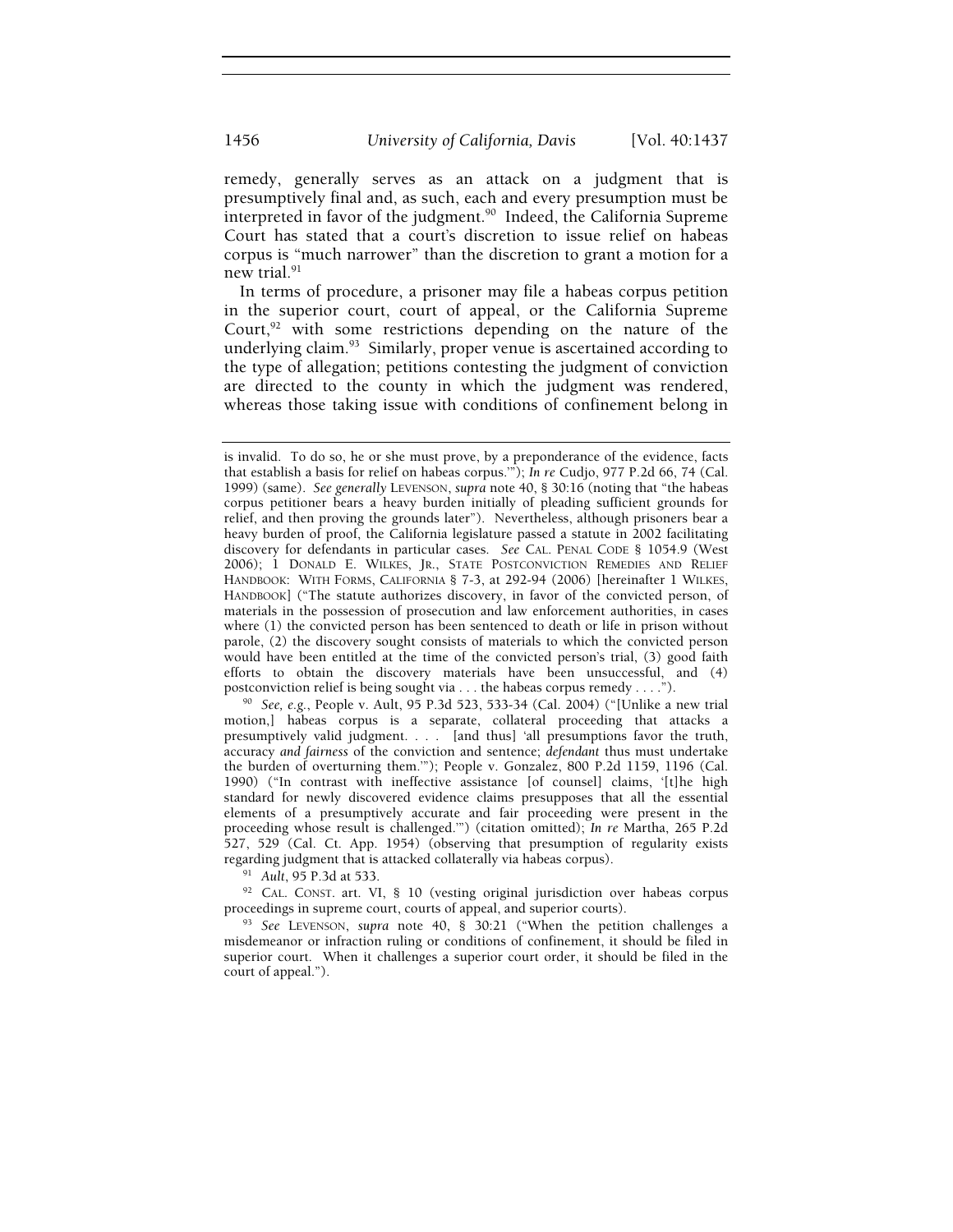remedy, generally serves as an attack on a judgment that is presumptively final and, as such, each and every presumption must be interpreted in favor of the judgment.[90] Indeed, the California Supreme Court has stated that a court's discretion to issue relief on habeas corpus is "much narrower" than the discretion to grant a motion for a new trial.[91]

In terms of procedure, a prisoner may file a habeas corpus petition in the superior court, court of appeal, or the California Supreme Court,[92] with some restrictions depending on the nature of the underlying claim.[93] Similarly, proper venue is ascertained according to the type of allegation; petitions contesting the judgment of conviction are directed to the county in which the judgment was rendered, whereas those taking issue with conditions of confinement belong in

---

is invalid. To do so, he or she must prove, by a preponderance of the evidence, facts that establish a basis for relief on habeas corpus.'"); *In re* Cudjo, 977 P.2d 66, 74 (Cal. 1999) (same). *See generally* LEVENSON, *supra* note 40, § 30:16 (noting that "the habeas corpus petitioner bears a heavy burden initially of pleading sufficient grounds for relief, and then proving the grounds later"). Nevertheless, although prisoners bear a heavy burden of proof, the California legislature passed a statute in 2002 facilitating discovery for defendants in particular cases. *See* CAL. PENAL CODE § 1054.9 (West 2006); 1 DONALD E. WILKES, JR., STATE POSTCONVICTION REMEDIES AND RELIEF HANDBOOK: WITH FORMS, CALIFORNIA § 7-3, at 292-94 (2006) [hereinafter 1 WILKES, HANDBOOK] ("The statute authorizes discovery, in favor of the convicted person, of materials in the possession of prosecution and law enforcement authorities, in cases where (1) the convicted person has been sentenced to death or life in prison without parole, (2) the discovery sought consists of materials to which the convicted person would have been entitled at the time of the convicted person's trial, (3) good faith efforts to obtain the discovery materials have been unsuccessful, and (4) postconviction relief is being sought via . . . the habeas corpus remedy . . . .").

[90] *See, e.g.*, People v. Ault, 95 P.3d 523, 533-34 (Cal. 2004) ("[Unlike a new trial motion,] habeas corpus is a separate, collateral proceeding that attacks a presumptively valid judgment. . . . [and thus] 'all presumptions favor the truth, accuracy *and fairness* of the conviction and sentence; *defendant* thus must undertake the burden of overturning them.'"); People v. Gonzalez, 800 P.2d 1159, 1196 (Cal. 1990) ("In contrast with ineffective assistance [of counsel] claims, '[t]he high standard for newly discovered evidence claims presupposes that all the essential elements of a presumptively accurate and fair proceeding were present in the proceeding whose result is challenged.'") (citation omitted); *In re* Martha, 265 P.2d 527, 529 (Cal. Ct. App. 1954) (observing that presumption of regularity exists regarding judgment that is attacked collaterally via habeas corpus).

[91] *Ault*, 95 P.3d at 533.

[92] CAL. CONST. art. VI, § 10 (vesting original jurisdiction over habeas corpus proceedings in supreme court, courts of appeal, and superior courts).

[93] *See* LEVENSON, *supra* note 40, § 30:21 ("When the petition challenges a misdemeanor or infraction ruling or conditions of confinement, it should be filed in superior court. When it challenges a superior court order, it should be filed in the court of appeal.").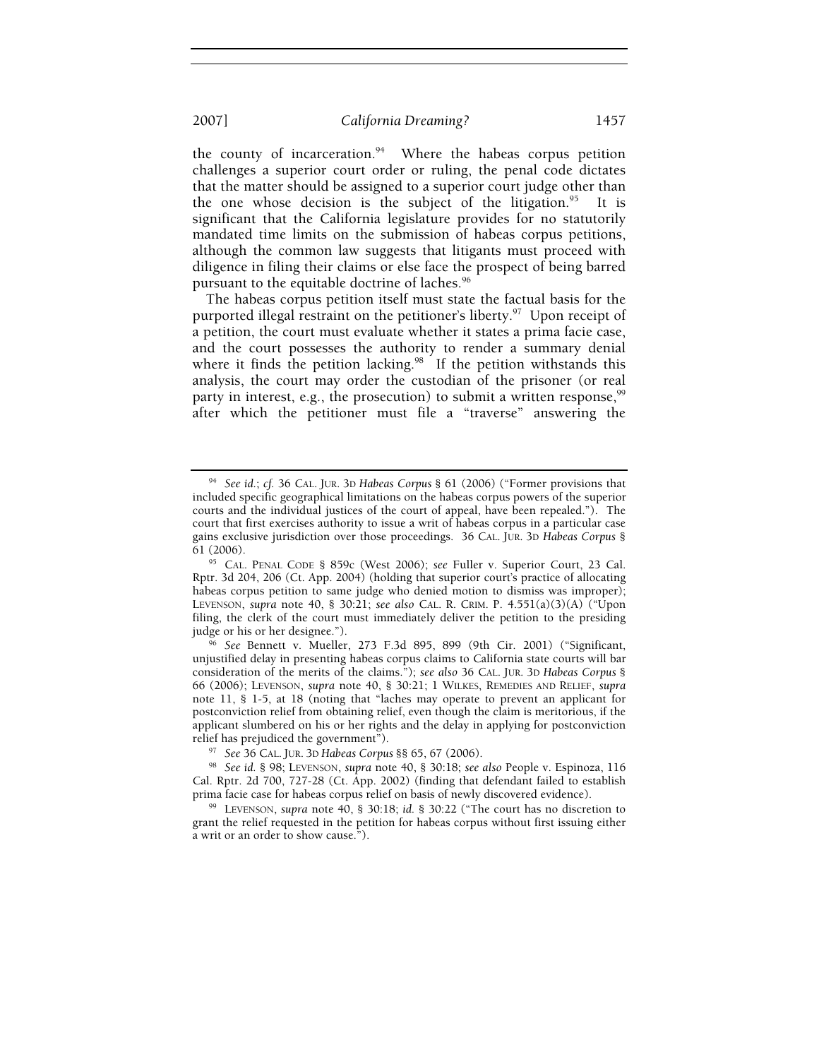the county of incarceration.[94] Where the habeas corpus petition challenges a superior court order or ruling, the penal code dictates that the matter should be assigned to a superior court judge other than the one whose decision is the subject of the litigation.[95] It is significant that the California legislature provides for no statutorily mandated time limits on the submission of habeas corpus petitions, although the common law suggests that litigants must proceed with diligence in filing their claims or else face the prospect of being barred pursuant to the equitable doctrine of laches.[96]

The habeas corpus petition itself must state the factual basis for the purported illegal restraint on the petitioner's liberty.[97] Upon receipt of a petition, the court must evaluate whether it states a prima facie case, and the court possesses the authority to render a summary denial where it finds the petition lacking.[98] If the petition withstands this analysis, the court may order the custodian of the prisoner (or real party in interest, e.g., the prosecution) to submit a written response,[99] after which the petitioner must file a "traverse" answering the

---

[94] *See id.*; *cf.* 36 CAL. JUR. 3D *Habeas Corpus* § 61 (2006) ("Former provisions that included specific geographical limitations on the habeas corpus powers of the superior courts and the individual justices of the court of appeal, have been repealed."). The court that first exercises authority to issue a writ of habeas corpus in a particular case gains exclusive jurisdiction over those proceedings. 36 CAL. JUR. 3D *Habeas Corpus* § 61 (2006).

[95] CAL. PENAL CODE § 859c (West 2006); *see* Fuller v. Superior Court, 23 Cal. Rptr. 3d 204, 206 (Ct. App. 2004) (holding that superior court's practice of allocating habeas corpus petition to same judge who denied motion to dismiss was improper); LEVENSON, *supra* note 40, § 30:21; *see also* CAL. R. CRIM. P. 4.551(a)(3)(A) ("Upon filing, the clerk of the court must immediately deliver the petition to the presiding judge or his or her designee.").

[96] *See* Bennett v. Mueller, 273 F.3d 895, 899 (9th Cir. 2001) ("Significant, unjustified delay in presenting habeas corpus claims to California state courts will bar consideration of the merits of the claims."); *see also* 36 CAL. JUR. 3D *Habeas Corpus* § 66 (2006); LEVENSON, *supra* note 40, § 30:21; 1 WILKES, REMEDIES AND RELIEF, *supra* note 11, § 1-5, at 18 (noting that "laches may operate to prevent an applicant for postconviction relief from obtaining relief, even though the claim is meritorious, if the applicant slumbered on his or her rights and the delay in applying for postconviction relief has prejudiced the government").

[97] *See* 36 CAL. JUR. 3D *Habeas Corpus* §§ 65, 67 (2006).

[98] *See id.* § 98; LEVENSON, *supra* note 40, § 30:18; *see also* People v. Espinoza, 116 Cal. Rptr. 2d 700, 727-28 (Ct. App. 2002) (finding that defendant failed to establish prima facie case for habeas corpus relief on basis of newly discovered evidence).

[99] LEVENSON, *supra* note 40, § 30:18; *id.* § 30:22 ("The court has no discretion to grant the relief requested in the petition for habeas corpus without first issuing either a writ or an order to show cause.").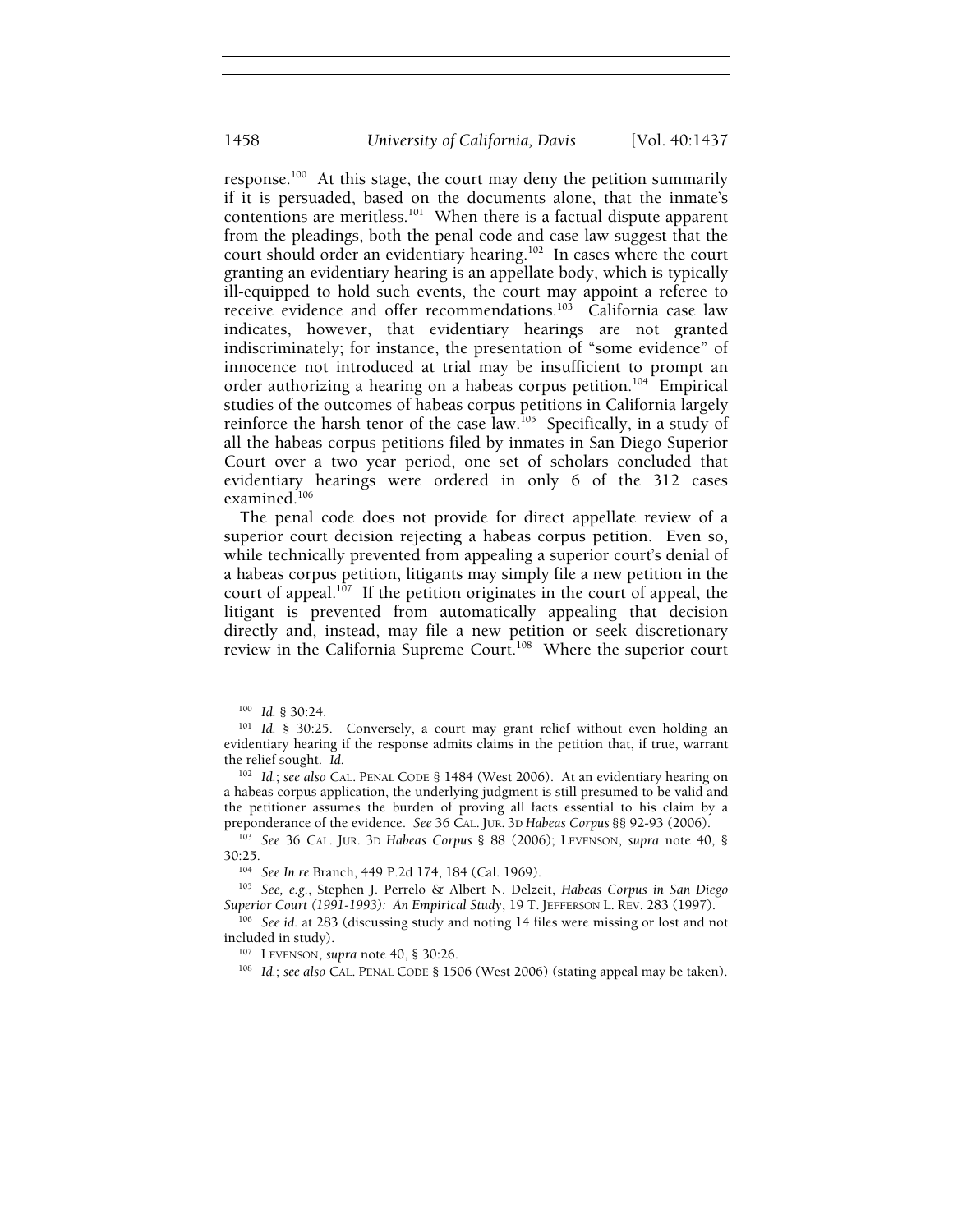response.[100] At this stage, the court may deny the petition summarily if it is persuaded, based on the documents alone, that the inmate's contentions are meritless.[101] When there is a factual dispute apparent from the pleadings, both the penal code and case law suggest that the court should order an evidentiary hearing.[102] In cases where the court granting an evidentiary hearing is an appellate body, which is typically ill-equipped to hold such events, the court may appoint a referee to receive evidence and offer recommendations.[103] California case law indicates, however, that evidentiary hearings are not granted indiscriminately; for instance, the presentation of "some evidence" of innocence not introduced at trial may be insufficient to prompt an order authorizing a hearing on a habeas corpus petition.[104] Empirical studies of the outcomes of habeas corpus petitions in California largely reinforce the harsh tenor of the case law.[105] Specifically, in a study of all the habeas corpus petitions filed by inmates in San Diego Superior Court over a two year period, one set of scholars concluded that evidentiary hearings were ordered in only 6 of the 312 cases examined.[106]

The penal code does not provide for direct appellate review of a superior court decision rejecting a habeas corpus petition. Even so, while technically prevented from appealing a superior court's denial of a habeas corpus petition, litigants may simply file a new petition in the court of appeal.[107] If the petition originates in the court of appeal, the litigant is prevented from automatically appealing that decision directly and, instead, may file a new petition or seek discretionary review in the California Supreme Court.[108] Where the superior court

---

[100] *Id.* § 30:24.

[101] *Id.* § 30:25. Conversely, a court may grant relief without even holding an evidentiary hearing if the response admits claims in the petition that, if true, warrant the relief sought. *Id.*

[102] *Id.*; *see also* CAL. PENAL CODE § 1484 (West 2006). At an evidentiary hearing on a habeas corpus application, the underlying judgment is still presumed to be valid and the petitioner assumes the burden of proving all facts essential to his claim by a preponderance of the evidence. *See* 36 CAL. JUR. 3D *Habeas Corpus* §§ 92-93 (2006).

[103] *See* 36 CAL. JUR. 3D *Habeas Corpus* § 88 (2006); LEVENSON, *supra* note 40, § 30:25.

[104] *See In re* Branch, 449 P.2d 174, 184 (Cal. 1969).

[105] *See, e.g.*, Stephen J. Perrelo & Albert N. Delzeit, *Habeas Corpus in San Diego Superior Court (1991-1993): An Empirical Study*, 19 T. JEFFERSON L. REV. 283 (1997).

[106] *See id.* at 283 (discussing study and noting 14 files were missing or lost and not included in study).

[107] LEVENSON, *supra* note 40, § 30:26.

[108] *Id.*; *see also* CAL. PENAL CODE § 1506 (West 2006) (stating appeal may be taken).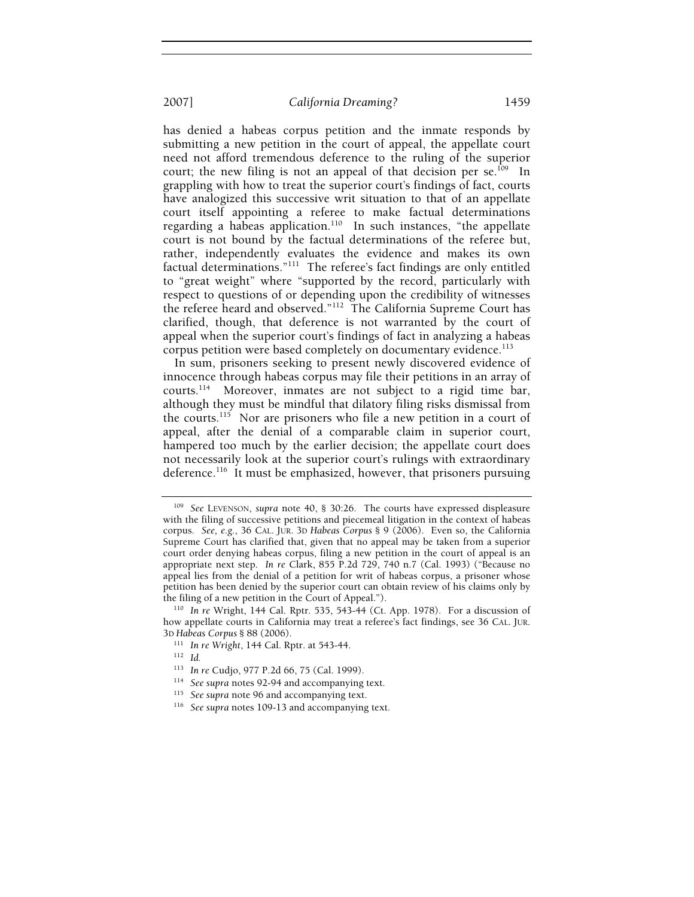has denied a habeas corpus petition and the inmate responds by submitting a new petition in the court of appeal, the appellate court need not afford tremendous deference to the ruling of the superior court; the new filing is not an appeal of that decision per se.[109] In grappling with how to treat the superior court's findings of fact, courts have analogized this successive writ situation to that of an appellate court itself appointing a referee to make factual determinations regarding a habeas application.[110] In such instances, "the appellate court is not bound by the factual determinations of the referee but, rather, independently evaluates the evidence and makes its own factual determinations."[111] The referee's fact findings are only entitled to "great weight" where "supported by the record, particularly with respect to questions of or depending upon the credibility of witnesses the referee heard and observed."[112] The California Supreme Court has clarified, though, that deference is not warranted by the court of appeal when the superior court's findings of fact in analyzing a habeas corpus petition were based completely on documentary evidence.[113]

In sum, prisoners seeking to present newly discovered evidence of innocence through habeas corpus may file their petitions in an array of courts.[114] Moreover, inmates are not subject to a rigid time bar, although they must be mindful that dilatory filing risks dismissal from the courts.[115] Nor are prisoners who file a new petition in a court of appeal, after the denial of a comparable claim in superior court, hampered too much by the earlier decision; the appellate court does not necessarily look at the superior court's rulings with extraordinary deference.[116] It must be emphasized, however, that prisoners pursuing

---

[109] *See* LEVENSON, *supra* note 40, § 30:26. The courts have expressed displeasure with the filing of successive petitions and piecemeal litigation in the context of habeas corpus. *See, e.g.*, 36 CAL. JUR. 3D *Habeas Corpus* § 9 (2006). Even so, the California Supreme Court has clarified that, given that no appeal may be taken from a superior court order denying habeas corpus, filing a new petition in the court of appeal is an appropriate next step. *In re* Clark, 855 P.2d 729, 740 n.7 (Cal. 1993) ("Because no appeal lies from the denial of a petition for writ of habeas corpus, a prisoner whose petition has been denied by the superior court can obtain review of his claims only by the filing of a new petition in the Court of Appeal.").

[110] *In re* Wright, 144 Cal. Rptr. 535, 543-44 (Ct. App. 1978). For a discussion of how appellate courts in California may treat a referee's fact findings, see 36 CAL. JUR. 3D *Habeas Corpus* § 88 (2006).

[111] *In re Wright*, 144 Cal. Rptr. at 543-44.

[112] *Id.*

[113] *In re* Cudjo, 977 P.2d 66, 75 (Cal. 1999).

[114] *See supra* notes 92-94 and accompanying text.

[115] *See supra* note 96 and accompanying text.

[116] *See supra* notes 109-13 and accompanying text.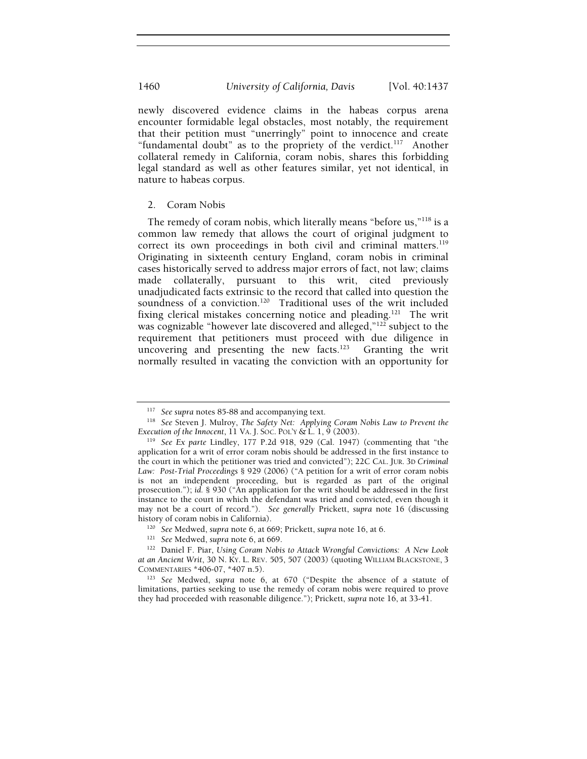newly discovered evidence claims in the habeas corpus arena encounter formidable legal obstacles, most notably, the requirement that their petition must "unerringly" point to innocence and create "fundamental doubt" as to the propriety of the verdict.[117] Another collateral remedy in California, coram nobis, shares this forbidding legal standard as well as other features similar, yet not identical, in nature to habeas corpus.

### 2. Coram Nobis

The remedy of coram nobis, which literally means "before us,"[118] is a common law remedy that allows the court of original judgment to correct its own proceedings in both civil and criminal matters.[119] Originating in sixteenth century England, coram nobis in criminal cases historically served to address major errors of fact, not law; claims made collaterally, pursuant to this writ, cited previously unadjudicated facts extrinsic to the record that called into question the soundness of a conviction.[120] Traditional uses of the writ included fixing clerical mistakes concerning notice and pleading.[121] The writ was cognizable "however late discovered and alleged,"[122] subject to the requirement that petitioners must proceed with due diligence in uncovering and presenting the new facts.[123] Granting the writ normally resulted in vacating the conviction with an opportunity for

---

[117] *See supra* notes 85-88 and accompanying text.

[118] *See* Steven J. Mulroy, *The Safety Net: Applying Coram Nobis Law to Prevent the Execution of the Innocent*, 11 VA. J. SOC. POL'Y & L. 1, 9 (2003).

[119] *See Ex parte* Lindley, 177 P.2d 918, 929 (Cal. 1947) (commenting that "the application for a writ of error coram nobis should be addressed in the first instance to the court in which the petitioner was tried and convicted"); 22C CAL. JUR. 3D *Criminal Law: Post-Trial Proceedings* § 929 (2006) ("A petition for a writ of error coram nobis is not an independent proceeding, but is regarded as part of the original prosecution."); *id.* § 930 ("An application for the writ should be addressed in the first instance to the court in which the defendant was tried and convicted, even though it may not be a court of record."). *See generally* Prickett, *supra* note 16 (discussing history of coram nobis in California).

[120] *See* Medwed, *supra* note 6, at 669; Prickett, *supra* note 16, at 6.

[121] *See* Medwed, *supra* note 6, at 669.

[122] Daniel F. Piar, *Using Coram Nobis to Attack Wrongful Convictions: A New Look at an Ancient Writ*, 30 N. KY. L. REV. 505, 507 (2003) (quoting WILLIAM BLACKSTONE, 3 COMMENTARIES *406-07, *407 n.5).

[123] *See* Medwed, *supra* note 6, at 670 ("Despite the absence of a statute of limitations, parties seeking to use the remedy of coram nobis were required to prove they had proceeded with reasonable diligence."); Prickett, *supra* note 16, at 33-41.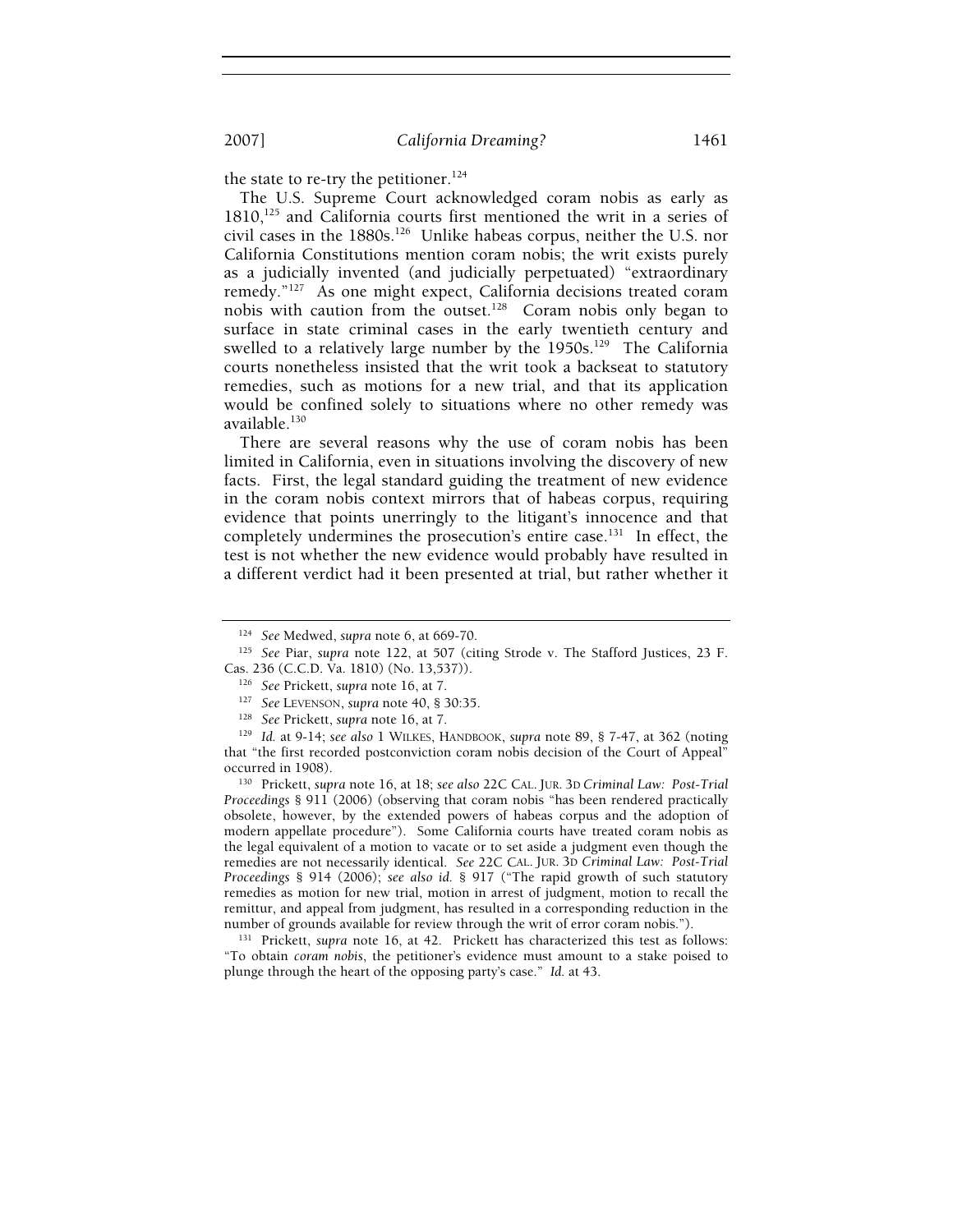the state to re-try the petitioner.[124]

The U.S. Supreme Court acknowledged coram nobis as early as 1810,[125] and California courts first mentioned the writ in a series of civil cases in the 1880s.[126] Unlike habeas corpus, neither the U.S. nor California Constitutions mention coram nobis; the writ exists purely as a judicially invented (and judicially perpetuated) "extraordinary remedy."[127] As one might expect, California decisions treated coram nobis with caution from the outset.[128] Coram nobis only began to surface in state criminal cases in the early twentieth century and swelled to a relatively large number by the 1950s.[129] The California courts nonetheless insisted that the writ took a backseat to statutory remedies, such as motions for a new trial, and that its application would be confined solely to situations where no other remedy was available.[130]

There are several reasons why the use of coram nobis has been limited in California, even in situations involving the discovery of new facts. First, the legal standard guiding the treatment of new evidence in the coram nobis context mirrors that of habeas corpus, requiring evidence that points unerringly to the litigant's innocence and that completely undermines the prosecution's entire case.[131] In effect, the test is not whether the new evidence would probably have resulted in a different verdict had it been presented at trial, but rather whether it

---

[124] *See* Medwed, *supra* note 6, at 669-70.

[125] *See* Piar, *supra* note 122, at 507 (citing Strode v. The Stafford Justices, 23 F. Cas. 236 (C.C.D. Va. 1810) (No. 13,537)).

[126] *See* Prickett, *supra* note 16, at 7.

[127] *See* LEVENSON, *supra* note 40, § 30:35.

[128] *See* Prickett, *supra* note 16, at 7.

[129] *Id.* at 9-14; *see also* 1 WILKES, HANDBOOK, *supra* note 89, § 7-47, at 362 (noting that "the first recorded postconviction coram nobis decision of the Court of Appeal" occurred in 1908).

[130] Prickett, *supra* note 16, at 18; *see also* 22C CAL. JUR. 3D *Criminal Law: Post-Trial Proceedings* § 911 (2006) (observing that coram nobis "has been rendered practically obsolete, however, by the extended powers of habeas corpus and the adoption of modern appellate procedure"). Some California courts have treated coram nobis as the legal equivalent of a motion to vacate or to set aside a judgment even though the remedies are not necessarily identical. *See* 22C CAL. JUR. 3D *Criminal Law: Post-Trial Proceedings* § 914 (2006); *see also id.* § 917 ("The rapid growth of such statutory remedies as motion for new trial, motion in arrest of judgment, motion to recall the remittur, and appeal from judgment, has resulted in a corresponding reduction in the number of grounds available for review through the writ of error coram nobis.").

[131] Prickett, *supra* note 16, at 42. Prickett has characterized this test as follows: "To obtain *coram nobis*, the petitioner's evidence must amount to a stake poised to plunge through the heart of the opposing party's case." *Id.* at 43.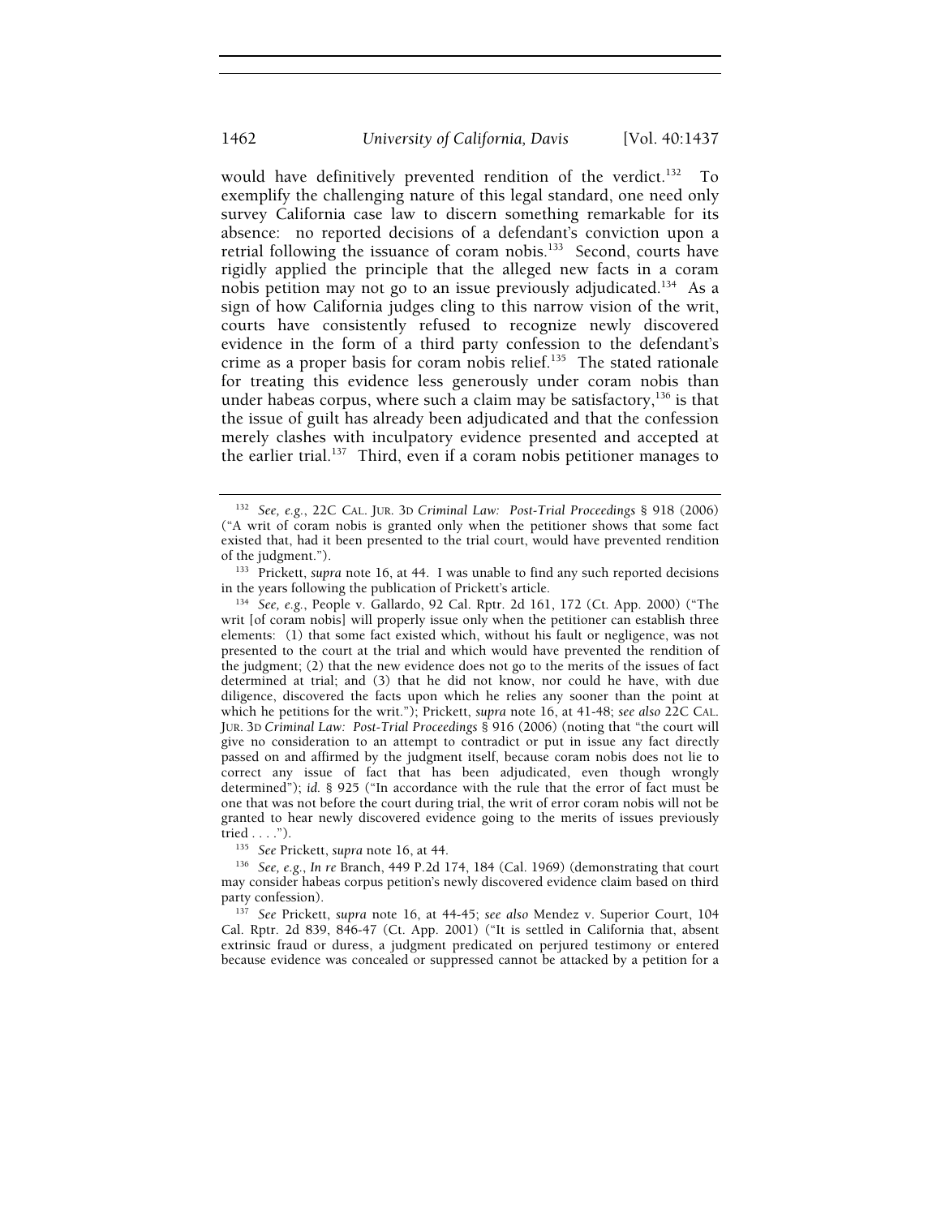would have definitively prevented rendition of the verdict.[132] To exemplify the challenging nature of this legal standard, one need only survey California case law to discern something remarkable for its absence: no reported decisions of a defendant's conviction upon a retrial following the issuance of coram nobis.[133] Second, courts have rigidly applied the principle that the alleged new facts in a coram nobis petition may not go to an issue previously adjudicated.[134] As a sign of how California judges cling to this narrow vision of the writ, courts have consistently refused to recognize newly discovered evidence in the form of a third party confession to the defendant's crime as a proper basis for coram nobis relief.[135] The stated rationale for treating this evidence less generously under coram nobis than under habeas corpus, where such a claim may be satisfactory,[136] is that the issue of guilt has already been adjudicated and that the confession merely clashes with inculpatory evidence presented and accepted at the earlier trial.[137] Third, even if a coram nobis petitioner manages to

---

[132] *See, e.g.*, 22C CAL. JUR. 3D *Criminal Law: Post-Trial Proceedings* § 918 (2006) ("A writ of coram nobis is granted only when the petitioner shows that some fact existed that, had it been presented to the trial court, would have prevented rendition of the judgment.").

[133] Prickett, *supra* note 16, at 44. I was unable to find any such reported decisions in the years following the publication of Prickett's article.

[134] *See, e.g.*, People v. Gallardo, 92 Cal. Rptr. 2d 161, 172 (Ct. App. 2000) ("The writ [of coram nobis] will properly issue only when the petitioner can establish three elements: (1) that some fact existed which, without his fault or negligence, was not presented to the court at the trial and which would have prevented the rendition of the judgment; (2) that the new evidence does not go to the merits of the issues of fact determined at trial; and (3) that he did not know, nor could he have, with due diligence, discovered the facts upon which he relies any sooner than the point at which he petitions for the writ."); Prickett, *supra* note 16, at 41-48; *see also* 22C CAL. JUR. 3D *Criminal Law: Post-Trial Proceedings* § 916 (2006) (noting that "the court will give no consideration to an attempt to contradict or put in issue any fact directly passed on and affirmed by the judgment itself, because coram nobis does not lie to correct any issue of fact that has been adjudicated, even though wrongly determined"); *id.* § 925 ("In accordance with the rule that the error of fact must be one that was not before the court during trial, the writ of error coram nobis will not be granted to hear newly discovered evidence going to the merits of issues previously tried . . . .").

[135] *See* Prickett, *supra* note 16, at 44.

[136] *See, e.g.*, *In re* Branch, 449 P.2d 174, 184 (Cal. 1969) (demonstrating that court may consider habeas corpus petition's newly discovered evidence claim based on third party confession).

[137] *See* Prickett, *supra* note 16, at 44-45; *see also* Mendez v. Superior Court, 104 Cal. Rptr. 2d 839, 846-47 (Ct. App. 2001) ("It is settled in California that, absent extrinsic fraud or duress, a judgment predicated on perjured testimony or entered because evidence was concealed or suppressed cannot be attacked by a petition for a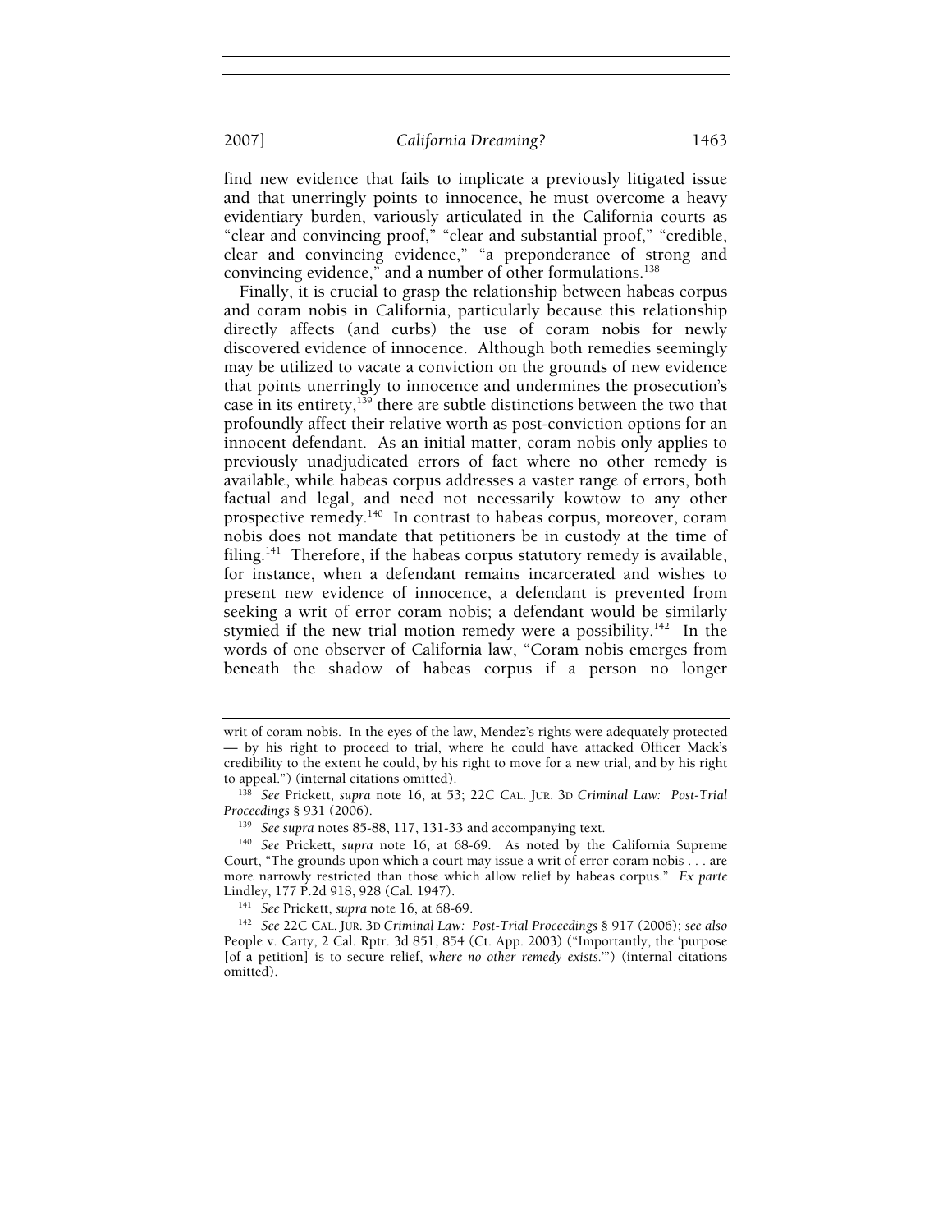find new evidence that fails to implicate a previously litigated issue and that unerringly points to innocence, he must overcome a heavy evidentiary burden, variously articulated in the California courts as "clear and convincing proof," "clear and substantial proof," "credible, clear and convincing evidence," "a preponderance of strong and convincing evidence," and a number of other formulations.[138]

Finally, it is crucial to grasp the relationship between habeas corpus and coram nobis in California, particularly because this relationship directly affects (and curbs) the use of coram nobis for newly discovered evidence of innocence. Although both remedies seemingly may be utilized to vacate a conviction on the grounds of new evidence that points unerringly to innocence and undermines the prosecution's case in its entirety,[139] there are subtle distinctions between the two that profoundly affect their relative worth as post-conviction options for an innocent defendant. As an initial matter, coram nobis only applies to previously unadjudicated errors of fact where no other remedy is available, while habeas corpus addresses a vaster range of errors, both factual and legal, and need not necessarily kowtow to any other prospective remedy.[140] In contrast to habeas corpus, moreover, coram nobis does not mandate that petitioners be in custody at the time of filing.[141] Therefore, if the habeas corpus statutory remedy is available, for instance, when a defendant remains incarcerated and wishes to present new evidence of innocence, a defendant is prevented from seeking a writ of error coram nobis; a defendant would be similarly stymied if the new trial motion remedy were a possibility.[142] In the words of one observer of California law, "Coram nobis emerges from beneath the shadow of habeas corpus if a person no longer

---

writ of coram nobis. In the eyes of the law, Mendez's rights were adequately protected — by his right to proceed to trial, where he could have attacked Officer Mack's credibility to the extent he could, by his right to move for a new trial, and by his right to appeal.") (internal citations omitted).

[138] *See* Prickett, *supra* note 16, at 53; 22C CAL. JUR. 3D *Criminal Law: Post-Trial Proceedings* § 931 (2006).

[139] *See supra* notes 85-88, 117, 131-33 and accompanying text.

[140] *See* Prickett, *supra* note 16, at 68-69. As noted by the California Supreme Court, "The grounds upon which a court may issue a writ of error coram nobis . . . are more narrowly restricted than those which allow relief by habeas corpus." *Ex parte* Lindley, 177 P.2d 918, 928 (Cal. 1947).

[141] *See* Prickett, *supra* note 16, at 68-69.

[142] *See* 22C CAL. JUR. 3D *Criminal Law: Post-Trial Proceedings* § 917 (2006); *see also* People v. Carty, 2 Cal. Rptr. 3d 851, 854 (Ct. App. 2003) ("Importantly, the 'purpose [of a petition] is to secure relief, *where no other remedy exists*.'") (internal citations omitted).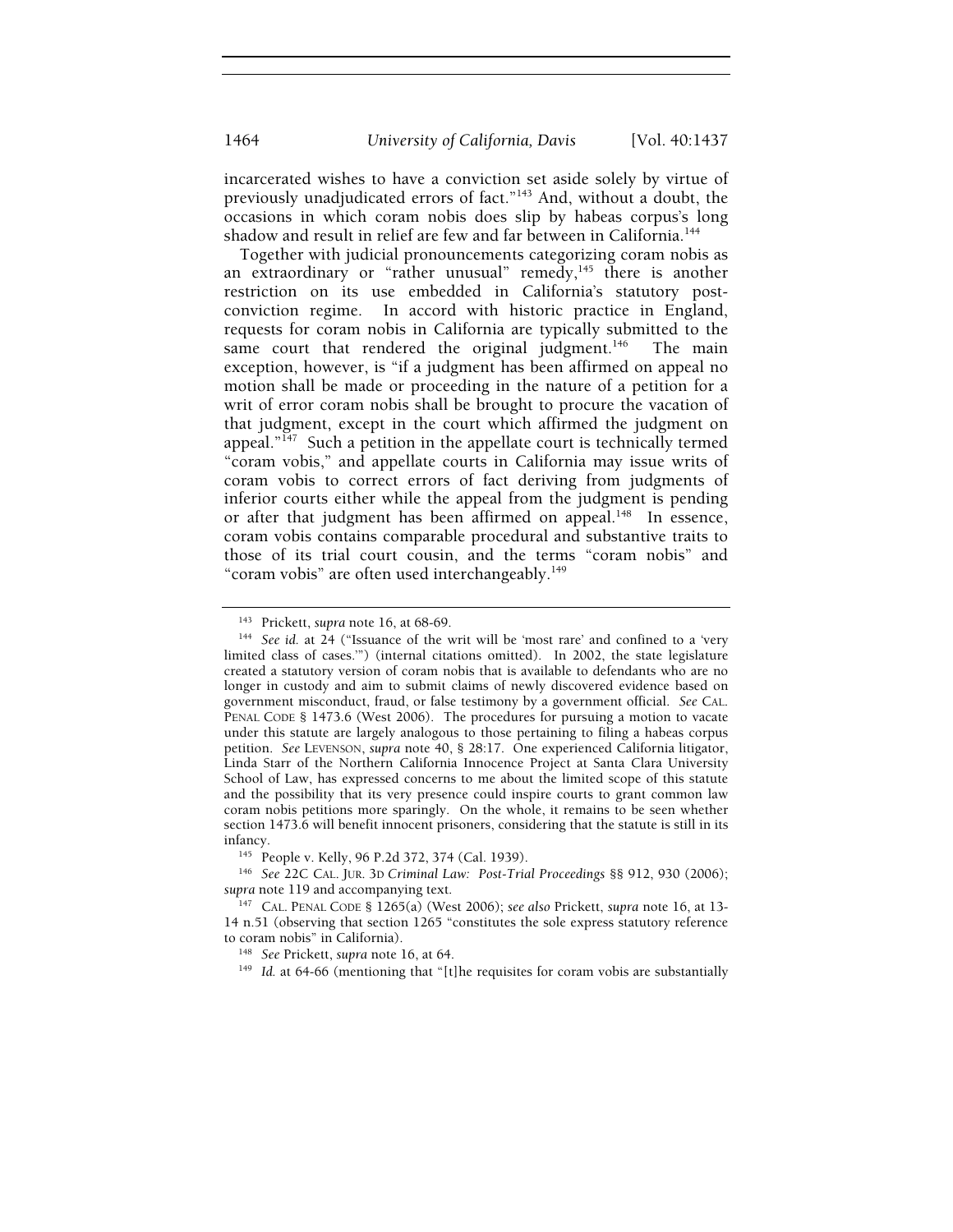incarcerated wishes to have a conviction set aside solely by virtue of previously unadjudicated errors of fact."[143] And, without a doubt, the occasions in which coram nobis does slip by habeas corpus's long shadow and result in relief are few and far between in California.[144]

Together with judicial pronouncements categorizing coram nobis as an extraordinary or "rather unusual" remedy,[145] there is another restriction on its use embedded in California's statutory post-conviction regime. In accord with historic practice in England, requests for coram nobis in California are typically submitted to the same court that rendered the original judgment.[146] The main exception, however, is "if a judgment has been affirmed on appeal no motion shall be made or proceeding in the nature of a petition for a writ of error coram nobis shall be brought to procure the vacation of that judgment, except in the court which affirmed the judgment on appeal."[147] Such a petition in the appellate court is technically termed "coram vobis," and appellate courts in California may issue writs of coram vobis to correct errors of fact deriving from judgments of inferior courts either while the appeal from the judgment is pending or after that judgment has been affirmed on appeal.[148] In essence, coram vobis contains comparable procedural and substantive traits to those of its trial court cousin, and the terms "coram nobis" and "coram vobis" are often used interchangeably.[149]

---

[143] Prickett, *supra* note 16, at 68-69.

[144] *See id.* at 24 ("Issuance of the writ will be 'most rare' and confined to a 'very limited class of cases.'") (internal citations omitted). In 2002, the state legislature created a statutory version of coram nobis that is available to defendants who are no longer in custody and aim to submit claims of newly discovered evidence based on government misconduct, fraud, or false testimony by a government official. *See* CAL. PENAL CODE § 1473.6 (West 2006). The procedures for pursuing a motion to vacate under this statute are largely analogous to those pertaining to filing a habeas corpus petition. *See* LEVENSON, *supra* note 40, § 28:17. One experienced California litigator, Linda Starr of the Northern California Innocence Project at Santa Clara University School of Law, has expressed concerns to me about the limited scope of this statute and the possibility that its very presence could inspire courts to grant common law coram nobis petitions more sparingly. On the whole, it remains to be seen whether section 1473.6 will benefit innocent prisoners, considering that the statute is still in its infancy.

[145] People v. Kelly, 96 P.2d 372, 374 (Cal. 1939).

[146] *See* 22C CAL. JUR. 3D *Criminal Law: Post-Trial Proceedings* §§ 912, 930 (2006); *supra* note 119 and accompanying text.

[147] CAL. PENAL CODE § 1265(a) (West 2006); *see also* Prickett, *supra* note 16, at 13-14 n.51 (observing that section 1265 "constitutes the sole express statutory reference to coram nobis" in California).

[148] *See* Prickett, *supra* note 16, at 64.

[149] *Id.* at 64-66 (mentioning that "[t]he requisites for coram vobis are substantially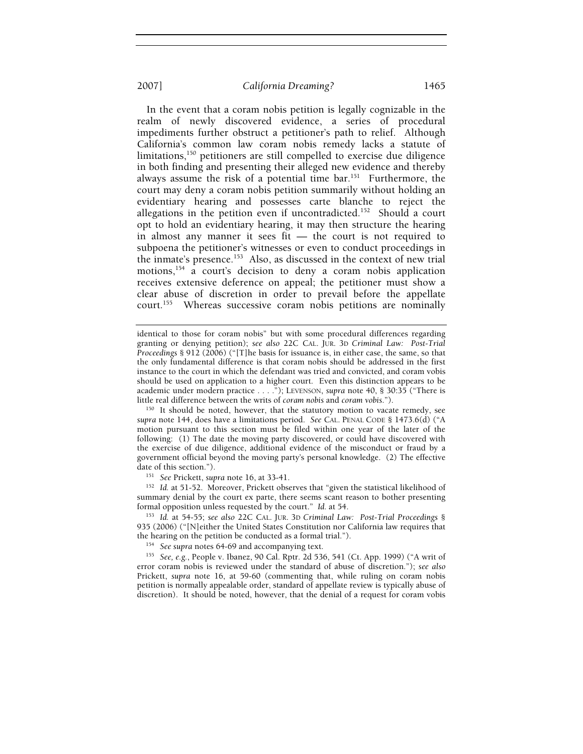In the event that a coram nobis petition is legally cognizable in the realm of newly discovered evidence, a series of procedural impediments further obstruct a petitioner's path to relief. Although California's common law coram nobis remedy lacks a statute of limitations,[150] petitioners are still compelled to exercise due diligence in both finding and presenting their alleged new evidence and thereby always assume the risk of a potential time bar.[151] Furthermore, the court may deny a coram nobis petition summarily without holding an evidentiary hearing and possesses carte blanche to reject the allegations in the petition even if uncontradicted.[152] Should a court opt to hold an evidentiary hearing, it may then structure the hearing in almost any manner it sees fit — the court is not required to subpoena the petitioner's witnesses or even to conduct proceedings in the inmate's presence.[153] Also, as discussed in the context of new trial motions,[154] a court's decision to deny a coram nobis application receives extensive deference on appeal; the petitioner must show a clear abuse of discretion in order to prevail before the appellate court.[155] Whereas successive coram nobis petitions are nominally

---

identical to those for coram nobis" but with some procedural differences regarding granting or denying petition); *see also* 22C CAL. JUR. 3D *Criminal Law: Post-Trial Proceedings* § 912 (2006) ("[T]he basis for issuance is, in either case, the same, so that the only fundamental difference is that coram nobis should be addressed in the first instance to the court in which the defendant was tried and convicted, and coram vobis should be used on application to a higher court. Even this distinction appears to be academic under modern practice . . . ."); LEVENSON, *supra* note 40, § 30:35 ("There is little real difference between the writs of *coram nobis* and *coram vobis*.").

[150] It should be noted, however, that the statutory motion to vacate remedy, see *supra* note 144, does have a limitations period. *See* CAL. PENAL CODE § 1473.6(d) ("A motion pursuant to this section must be filed within one year of the later of the following: (1) The date the moving party discovered, or could have discovered with the exercise of due diligence, additional evidence of the misconduct or fraud by a government official beyond the moving party's personal knowledge. (2) The effective date of this section.").

[151] *See* Prickett, *supra* note 16, at 33-41.

[152] *Id.* at 51-52. Moreover, Prickett observes that "given the statistical likelihood of summary denial by the court ex parte, there seems scant reason to bother presenting formal opposition unless requested by the court." *Id.* at 54.

[153] *Id.* at 54-55; *see also* 22C CAL. JUR. 3D *Criminal Law: Post-Trial Proceedings* § 935 (2006) ("[N]either the United States Constitution nor California law requires that the hearing on the petition be conducted as a formal trial.").

[154] *See supra* notes 64-69 and accompanying text.

[155] *See, e.g.*, People v. Ibanez, 90 Cal. Rptr. 2d 536, 541 (Ct. App. 1999) ("A writ of error coram nobis is reviewed under the standard of abuse of discretion."); *see also* Prickett, *supra* note 16, at 59-60 (commenting that, while ruling on coram nobis petition is normally appealable order, standard of appellate review is typically abuse of discretion). It should be noted, however, that the denial of a request for coram vobis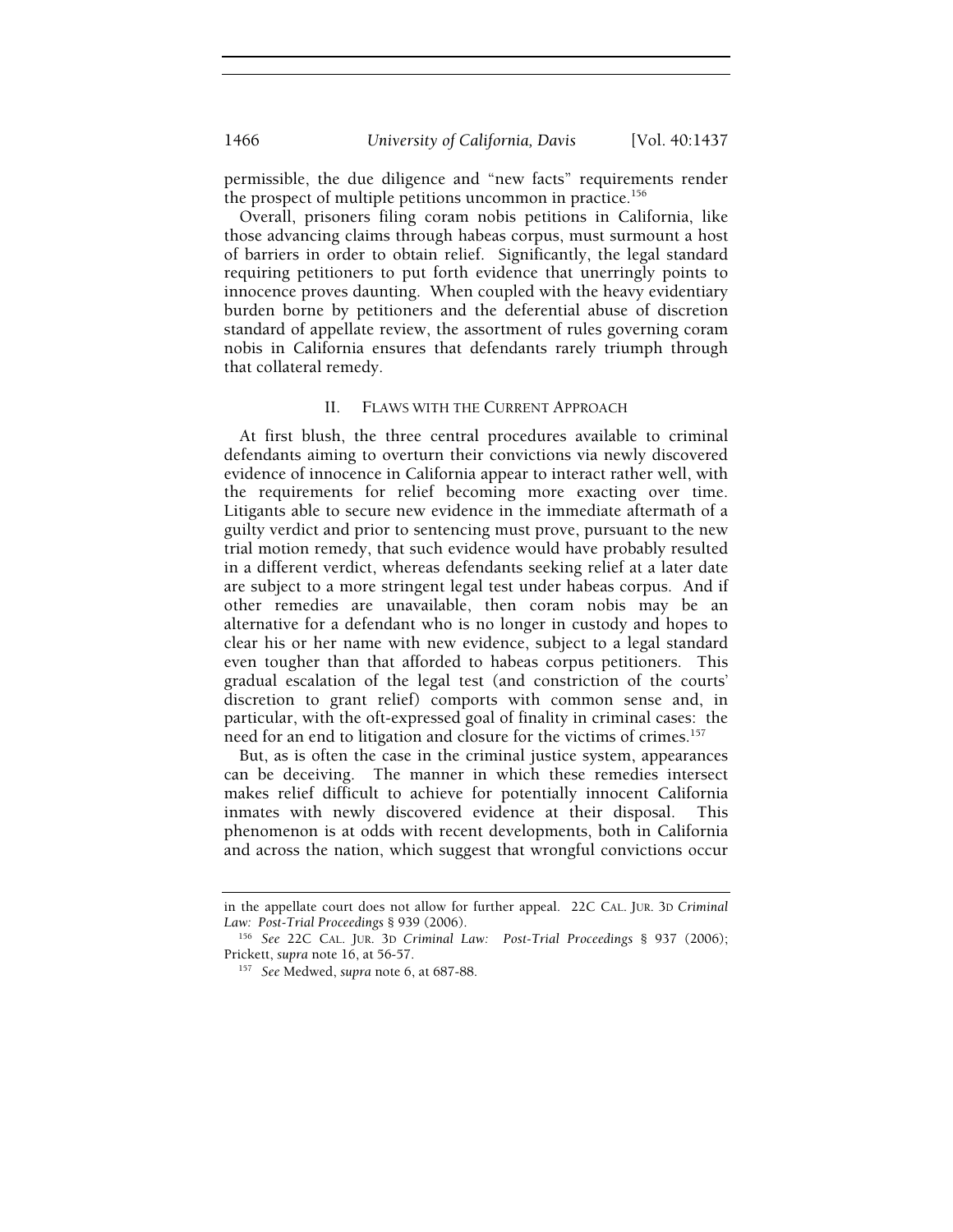permissible, the due diligence and "new facts" requirements render the prospect of multiple petitions uncommon in practice.[156]

Overall, prisoners filing coram nobis petitions in California, like those advancing claims through habeas corpus, must surmount a host of barriers in order to obtain relief. Significantly, the legal standard requiring petitioners to put forth evidence that unerringly points to innocence proves daunting. When coupled with the heavy evidentiary burden borne by petitioners and the deferential abuse of discretion standard of appellate review, the assortment of rules governing coram nobis in California ensures that defendants rarely triumph through that collateral remedy.

## II. FLAWS WITH THE CURRENT APPROACH

At first blush, the three central procedures available to criminal defendants aiming to overturn their convictions via newly discovered evidence of innocence in California appear to interact rather well, with the requirements for relief becoming more exacting over time. Litigants able to secure new evidence in the immediate aftermath of a guilty verdict and prior to sentencing must prove, pursuant to the new trial motion remedy, that such evidence would have probably resulted in a different verdict, whereas defendants seeking relief at a later date are subject to a more stringent legal test under habeas corpus. And if other remedies are unavailable, then coram nobis may be an alternative for a defendant who is no longer in custody and hopes to clear his or her name with new evidence, subject to a legal standard even tougher than that afforded to habeas corpus petitioners. This gradual escalation of the legal test (and constriction of the courts' discretion to grant relief) comports with common sense and, in particular, with the oft-expressed goal of finality in criminal cases: the need for an end to litigation and closure for the victims of crimes.[157]

But, as is often the case in the criminal justice system, appearances can be deceiving. The manner in which these remedies intersect makes relief difficult to achieve for potentially innocent California inmates with newly discovered evidence at their disposal. This phenomenon is at odds with recent developments, both in California and across the nation, which suggest that wrongful convictions occur

---

in the appellate court does not allow for further appeal. 22C CAL. JUR. 3D *Criminal Law: Post-Trial Proceedings* § 939 (2006).

[156] *See* 22C CAL. JUR. 3D *Criminal Law: Post-Trial Proceedings* § 937 (2006); Prickett, *supra* note 16, at 56-57.

[157] *See* Medwed, *supra* note 6, at 687-88.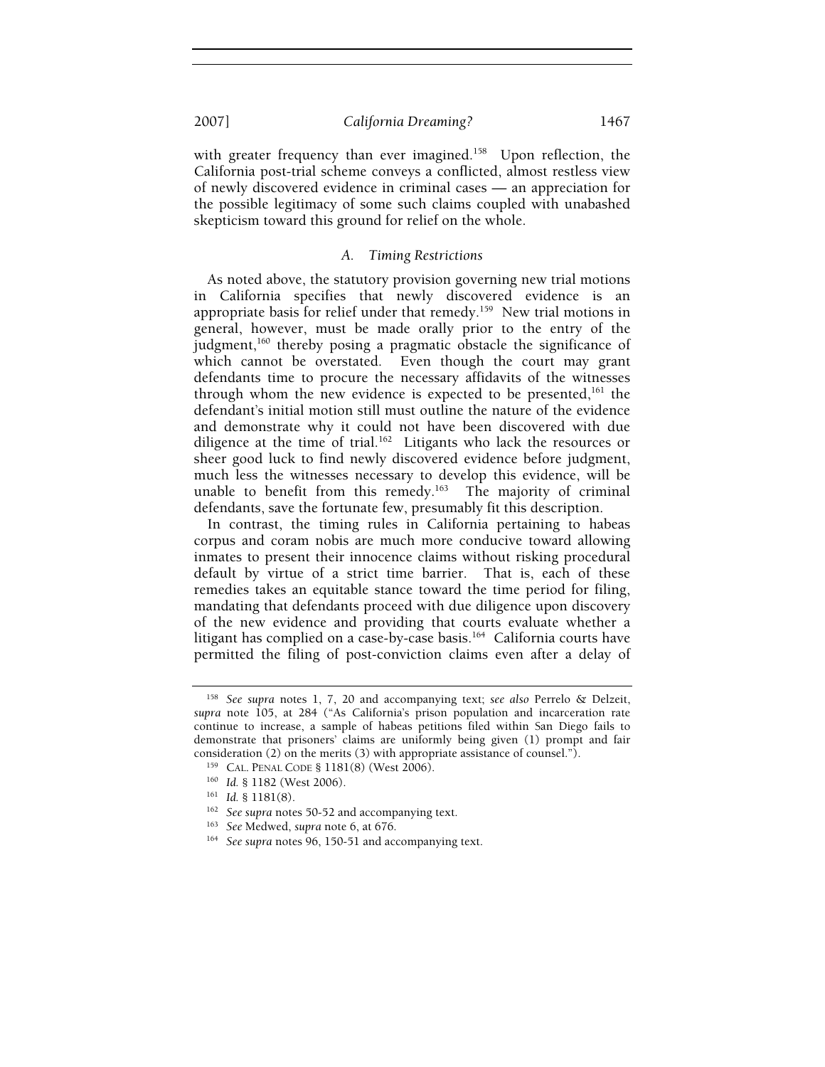with greater frequency than ever imagined.[158] Upon reflection, the California post-trial scheme conveys a conflicted, almost restless view of newly discovered evidence in criminal cases — an appreciation for the possible legitimacy of some such claims coupled with unabashed skepticism toward this ground for relief on the whole.

### *A. Timing Restrictions*

As noted above, the statutory provision governing new trial motions in California specifies that newly discovered evidence is an appropriate basis for relief under that remedy.[159] New trial motions in general, however, must be made orally prior to the entry of the judgment,[160] thereby posing a pragmatic obstacle the significance of which cannot be overstated. Even though the court may grant defendants time to procure the necessary affidavits of the witnesses through whom the new evidence is expected to be presented,[161] the defendant's initial motion still must outline the nature of the evidence and demonstrate why it could not have been discovered with due diligence at the time of trial.[162] Litigants who lack the resources or sheer good luck to find newly discovered evidence before judgment, much less the witnesses necessary to develop this evidence, will be unable to benefit from this remedy.[163] The majority of criminal defendants, save the fortunate few, presumably fit this description.

In contrast, the timing rules in California pertaining to habeas corpus and coram nobis are much more conducive toward allowing inmates to present their innocence claims without risking procedural default by virtue of a strict time barrier. That is, each of these remedies takes an equitable stance toward the time period for filing, mandating that defendants proceed with due diligence upon discovery of the new evidence and providing that courts evaluate whether a litigant has complied on a case-by-case basis.[164] California courts have permitted the filing of post-conviction claims even after a delay of

---

[158] *See supra* notes 1, 7, 20 and accompanying text; *see also* Perrelo & Delzeit, *supra* note 105, at 284 ("As California's prison population and incarceration rate continue to increase, a sample of habeas petitions filed within San Diego fails to demonstrate that prisoners' claims are uniformly being given (1) prompt and fair consideration (2) on the merits (3) with appropriate assistance of counsel.").

[159] CAL. PENAL CODE § 1181(8) (West 2006).

[160] *Id.* § 1182 (West 2006).

[161] *Id.* § 1181(8).

[162] *See supra* notes 50-52 and accompanying text.

[163] *See* Medwed, *supra* note 6, at 676.

[164] *See supra* notes 96, 150-51 and accompanying text.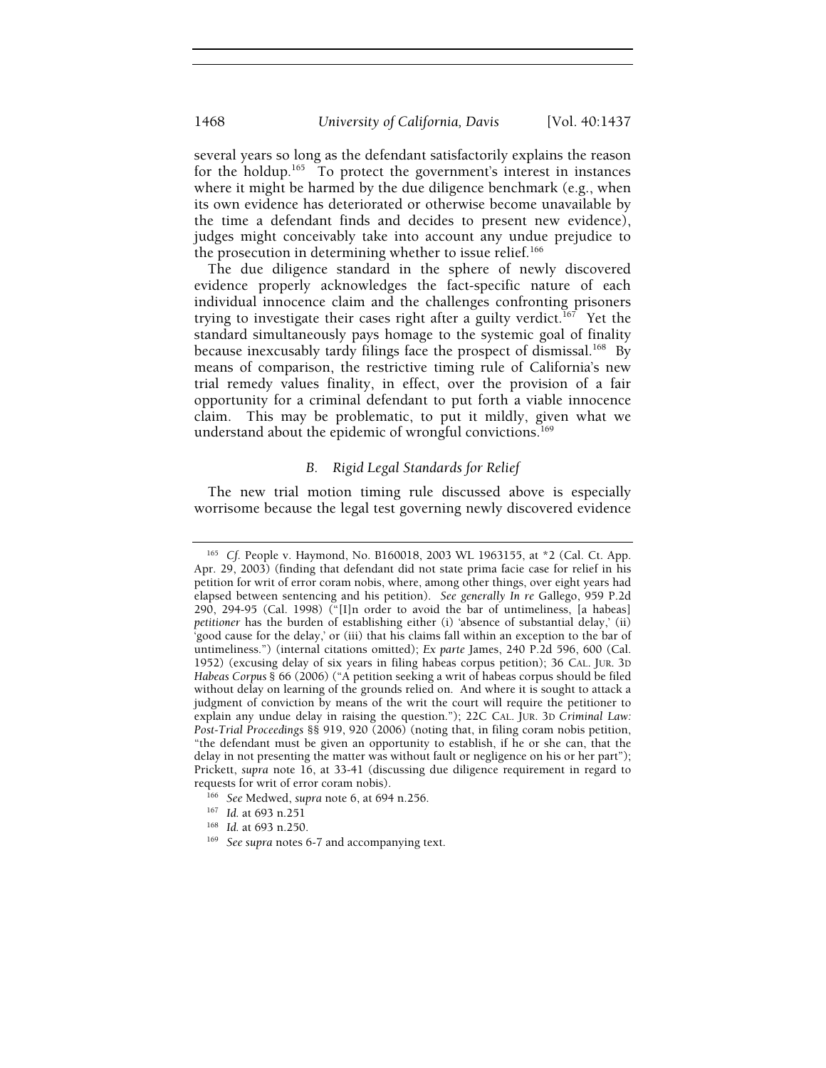several years so long as the defendant satisfactorily explains the reason for the holdup.[165] To protect the government's interest in instances where it might be harmed by the due diligence benchmark (e.g., when its own evidence has deteriorated or otherwise become unavailable by the time a defendant finds and decides to present new evidence), judges might conceivably take into account any undue prejudice to the prosecution in determining whether to issue relief.[166]

The due diligence standard in the sphere of newly discovered evidence properly acknowledges the fact-specific nature of each individual innocence claim and the challenges confronting prisoners trying to investigate their cases right after a guilty verdict.[167] Yet the standard simultaneously pays homage to the systemic goal of finality because inexcusably tardy filings face the prospect of dismissal.[168] By means of comparison, the restrictive timing rule of California's new trial remedy values finality, in effect, over the provision of a fair opportunity for a criminal defendant to put forth a viable innocence claim. This may be problematic, to put it mildly, given what we understand about the epidemic of wrongful convictions.[169]

### *B. Rigid Legal Standards for Relief*

The new trial motion timing rule discussed above is especially worrisome because the legal test governing newly discovered evidence

---

[165] *Cf.* People v. Haymond, No. B160018, 2003 WL 1963155, at *2 (Cal. Ct. App. Apr. 29, 2003) (finding that defendant did not state prima facie case for relief in his petition for writ of error coram nobis, where, among other things, over eight years had elapsed between sentencing and his petition). *See generally In re* Gallego, 959 P.2d 290, 294-95 (Cal. 1998) ("[I]n order to avoid the bar of untimeliness, [a habeas] *petitioner* has the burden of establishing either (i) 'absence of substantial delay,' (ii) 'good cause for the delay,' or (iii) that his claims fall within an exception to the bar of untimeliness.") (internal citations omitted); *Ex parte* James, 240 P.2d 596, 600 (Cal. 1952) (excusing delay of six years in filing habeas corpus petition); 36 CAL. JUR. 3D *Habeas Corpus* § 66 (2006) ("A petition seeking a writ of habeas corpus should be filed without delay on learning of the grounds relied on. And where it is sought to attack a judgment of conviction by means of the writ the court will require the petitioner to explain any undue delay in raising the question."); 22C CAL. JUR. 3D *Criminal Law: Post-Trial Proceedings* §§ 919, 920 (2006) (noting that, in filing coram nobis petition, "the defendant must be given an opportunity to establish, if he or she can, that the delay in not presenting the matter was without fault or negligence on his or her part"); Prickett, *supra* note 16, at 33-41 (discussing due diligence requirement in regard to requests for writ of error coram nobis).

[166] *See* Medwed, *supra* note 6, at 694 n.256.

[167] *Id.* at 693 n.251

[168] *Id.* at 693 n.250.

[169] *See supra* notes 6-7 and accompanying text.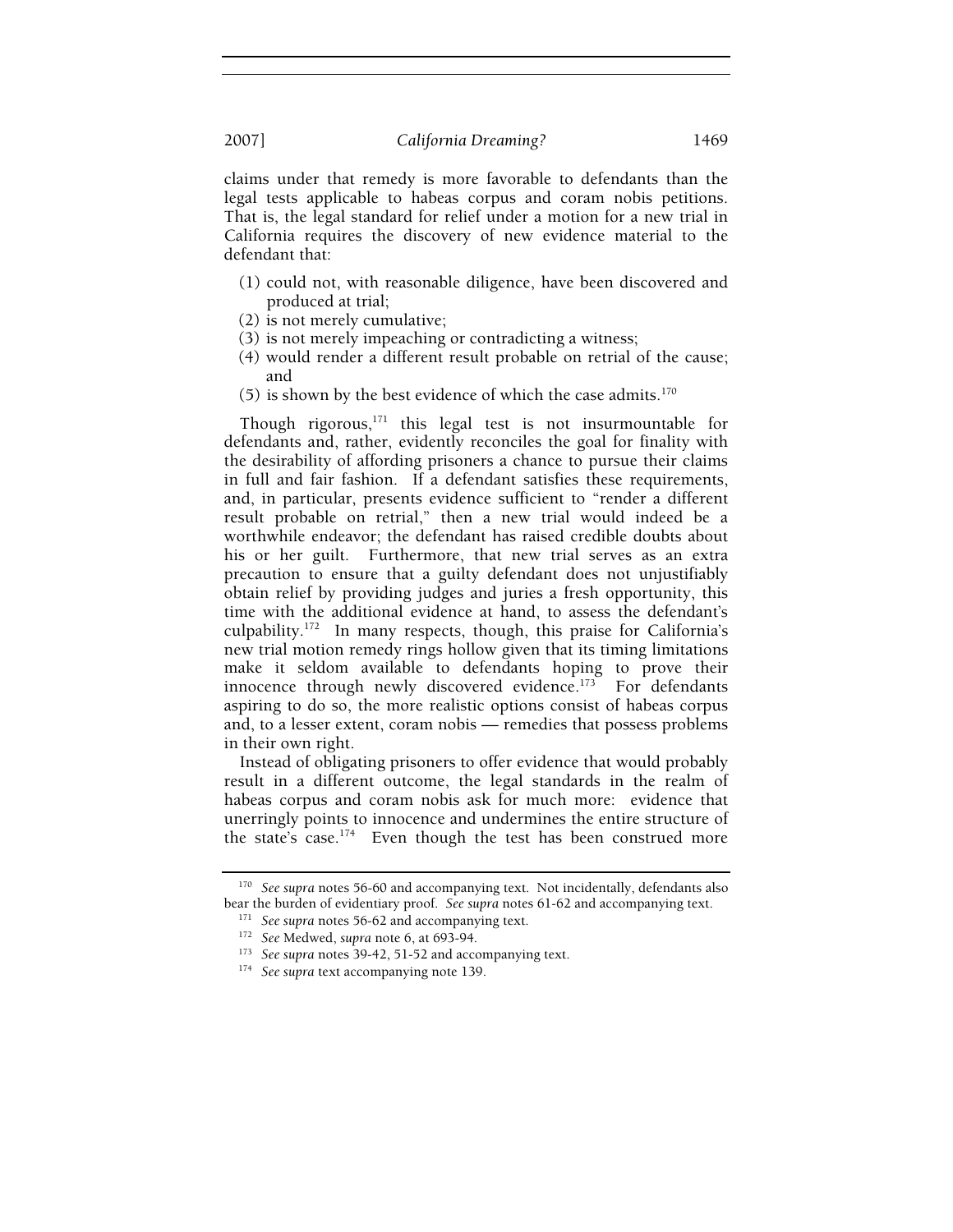claims under that remedy is more favorable to defendants than the legal tests applicable to habeas corpus and coram nobis petitions. That is, the legal standard for relief under a motion for a new trial in California requires the discovery of new evidence material to the defendant that:

(1) could not, with reasonable diligence, have been discovered and produced at trial;
(2) is not merely cumulative;
(3) is not merely impeaching or contradicting a witness;
(4) would render a different result probable on retrial of the cause; and
(5) is shown by the best evidence of which the case admits.[170]

Though rigorous,[171] this legal test is not insurmountable for defendants and, rather, evidently reconciles the goal for finality with the desirability of affording prisoners a chance to pursue their claims in full and fair fashion. If a defendant satisfies these requirements, and, in particular, presents evidence sufficient to "render a different result probable on retrial," then a new trial would indeed be a worthwhile endeavor; the defendant has raised credible doubts about his or her guilt. Furthermore, that new trial serves as an extra precaution to ensure that a guilty defendant does not unjustifiably obtain relief by providing judges and juries a fresh opportunity, this time with the additional evidence at hand, to assess the defendant's culpability.[172] In many respects, though, this praise for California's new trial motion remedy rings hollow given that its timing limitations make it seldom available to defendants hoping to prove their innocence through newly discovered evidence.[173] For defendants aspiring to do so, the more realistic options consist of habeas corpus and, to a lesser extent, coram nobis — remedies that possess problems in their own right.

Instead of obligating prisoners to offer evidence that would probably result in a different outcome, the legal standards in the realm of habeas corpus and coram nobis ask for much more: evidence that unerringly points to innocence and undermines the entire structure of the state's case.[174] Even though the test has been construed more

---

[170] *See supra* notes 56-60 and accompanying text. Not incidentally, defendants also bear the burden of evidentiary proof. *See supra* notes 61-62 and accompanying text.

[171] *See supra* notes 56-62 and accompanying text.

[172] *See* Medwed, *supra* note 6, at 693-94.

[173] *See supra* notes 39-42, 51-52 and accompanying text.

[174] *See supra* text accompanying note 139.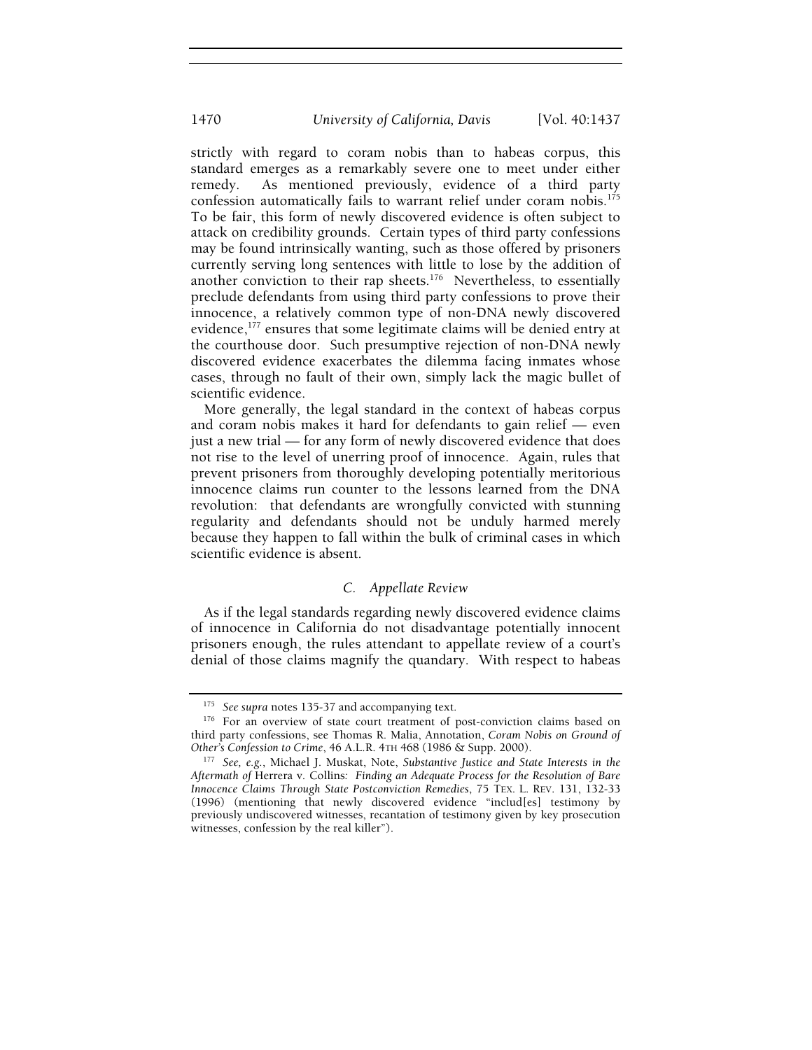strictly with regard to coram nobis than to habeas corpus, this standard emerges as a remarkably severe one to meet under either remedy. As mentioned previously, evidence of a third party confession automatically fails to warrant relief under coram nobis.[175] To be fair, this form of newly discovered evidence is often subject to attack on credibility grounds. Certain types of third party confessions may be found intrinsically wanting, such as those offered by prisoners currently serving long sentences with little to lose by the addition of another conviction to their rap sheets.[176] Nevertheless, to essentially preclude defendants from using third party confessions to prove their innocence, a relatively common type of non-DNA newly discovered evidence,[177] ensures that some legitimate claims will be denied entry at the courthouse door. Such presumptive rejection of non-DNA newly discovered evidence exacerbates the dilemma facing inmates whose cases, through no fault of their own, simply lack the magic bullet of scientific evidence.

More generally, the legal standard in the context of habeas corpus and coram nobis makes it hard for defendants to gain relief — even just a new trial — for any form of newly discovered evidence that does not rise to the level of unerring proof of innocence. Again, rules that prevent prisoners from thoroughly developing potentially meritorious innocence claims run counter to the lessons learned from the DNA revolution: that defendants are wrongfully convicted with stunning regularity and defendants should not be unduly harmed merely because they happen to fall within the bulk of criminal cases in which scientific evidence is absent.

### *C. Appellate Review*

As if the legal standards regarding newly discovered evidence claims of innocence in California do not disadvantage potentially innocent prisoners enough, the rules attendant to appellate review of a court's denial of those claims magnify the quandary. With respect to habeas

---

[175] *See supra* notes 135-37 and accompanying text.

[176] For an overview of state court treatment of post-conviction claims based on third party confessions, see Thomas R. Malia, Annotation, *Coram Nobis on Ground of Other's Confession to Crime*, 46 A.L.R. 4TH 468 (1986 & Supp. 2000).

[177] *See, e.g.*, Michael J. Muskat, Note, *Substantive Justice and State Interests in the Aftermath of* Herrera v. Collins*: Finding an Adequate Process for the Resolution of Bare Innocence Claims Through State Postconviction Remedies*, 75 TEX. L. REV. 131, 132-33 (1996) (mentioning that newly discovered evidence "includ[es] testimony by previously undiscovered witnesses, recantation of testimony given by key prosecution witnesses, confession by the real killer").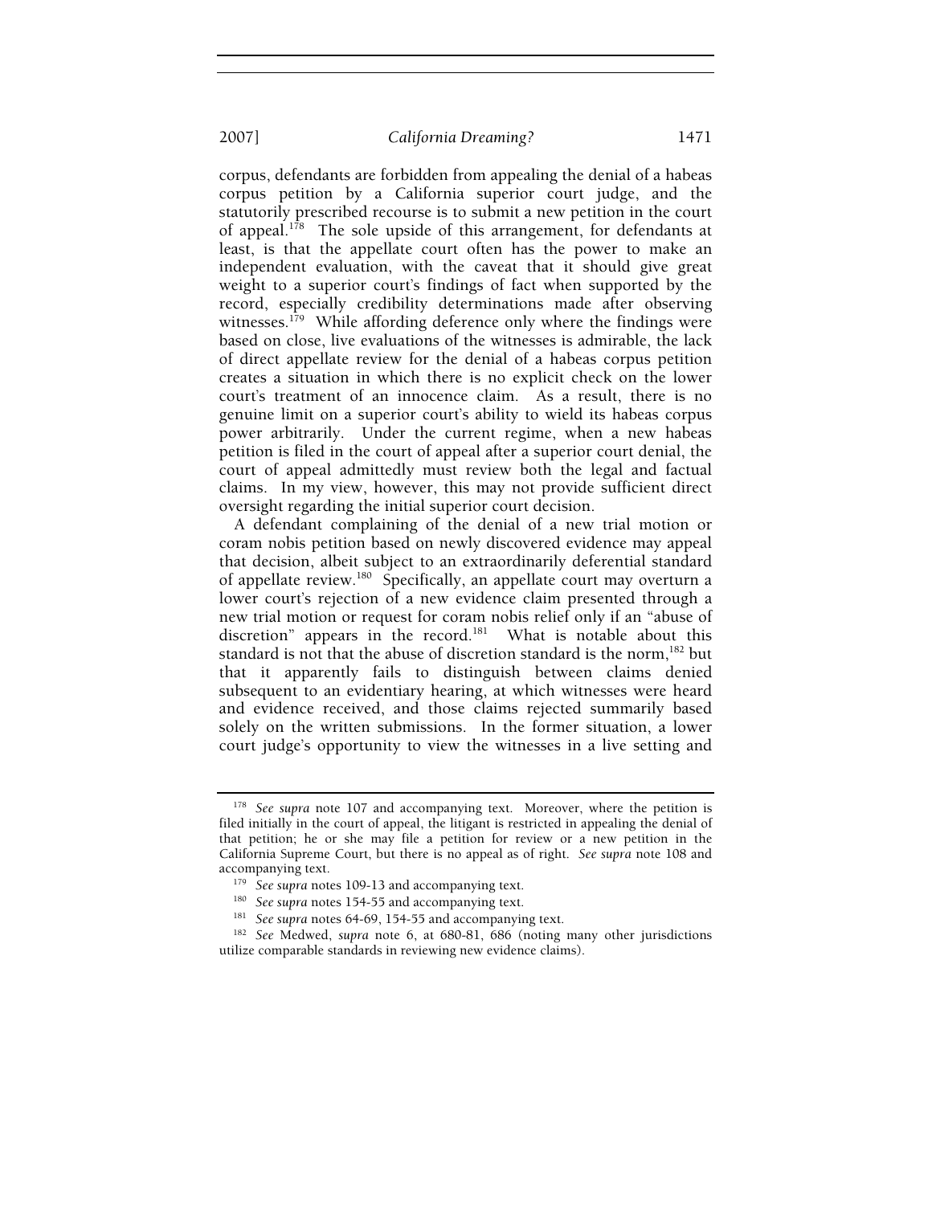corpus, defendants are forbidden from appealing the denial of a habeas corpus petition by a California superior court judge, and the statutorily prescribed recourse is to submit a new petition in the court of appeal.[178] The sole upside of this arrangement, for defendants at least, is that the appellate court often has the power to make an independent evaluation, with the caveat that it should give great weight to a superior court's findings of fact when supported by the record, especially credibility determinations made after observing witnesses.[179] While affording deference only where the findings were based on close, live evaluations of the witnesses is admirable, the lack of direct appellate review for the denial of a habeas corpus petition creates a situation in which there is no explicit check on the lower court's treatment of an innocence claim. As a result, there is no genuine limit on a superior court's ability to wield its habeas corpus power arbitrarily. Under the current regime, when a new habeas petition is filed in the court of appeal after a superior court denial, the court of appeal admittedly must review both the legal and factual claims. In my view, however, this may not provide sufficient direct oversight regarding the initial superior court decision.

A defendant complaining of the denial of a new trial motion or coram nobis petition based on newly discovered evidence may appeal that decision, albeit subject to an extraordinarily deferential standard of appellate review.[180] Specifically, an appellate court may overturn a lower court's rejection of a new evidence claim presented through a new trial motion or request for coram nobis relief only if an "abuse of discretion" appears in the record.[181] What is notable about this standard is not that the abuse of discretion standard is the norm,[182] but that it apparently fails to distinguish between claims denied subsequent to an evidentiary hearing, at which witnesses were heard and evidence received, and those claims rejected summarily based solely on the written submissions. In the former situation, a lower court judge's opportunity to view the witnesses in a live setting and

---

[178] *See supra* note 107 and accompanying text. Moreover, where the petition is filed initially in the court of appeal, the litigant is restricted in appealing the denial of that petition; he or she may file a petition for review or a new petition in the California Supreme Court, but there is no appeal as of right. *See supra* note 108 and accompanying text.

[179] *See supra* notes 109-13 and accompanying text.

[180] *See supra* notes 154-55 and accompanying text.

[181] *See supra* notes 64-69, 154-55 and accompanying text.

[182] *See* Medwed, *supra* note 6, at 680-81, 686 (noting many other jurisdictions utilize comparable standards in reviewing new evidence claims).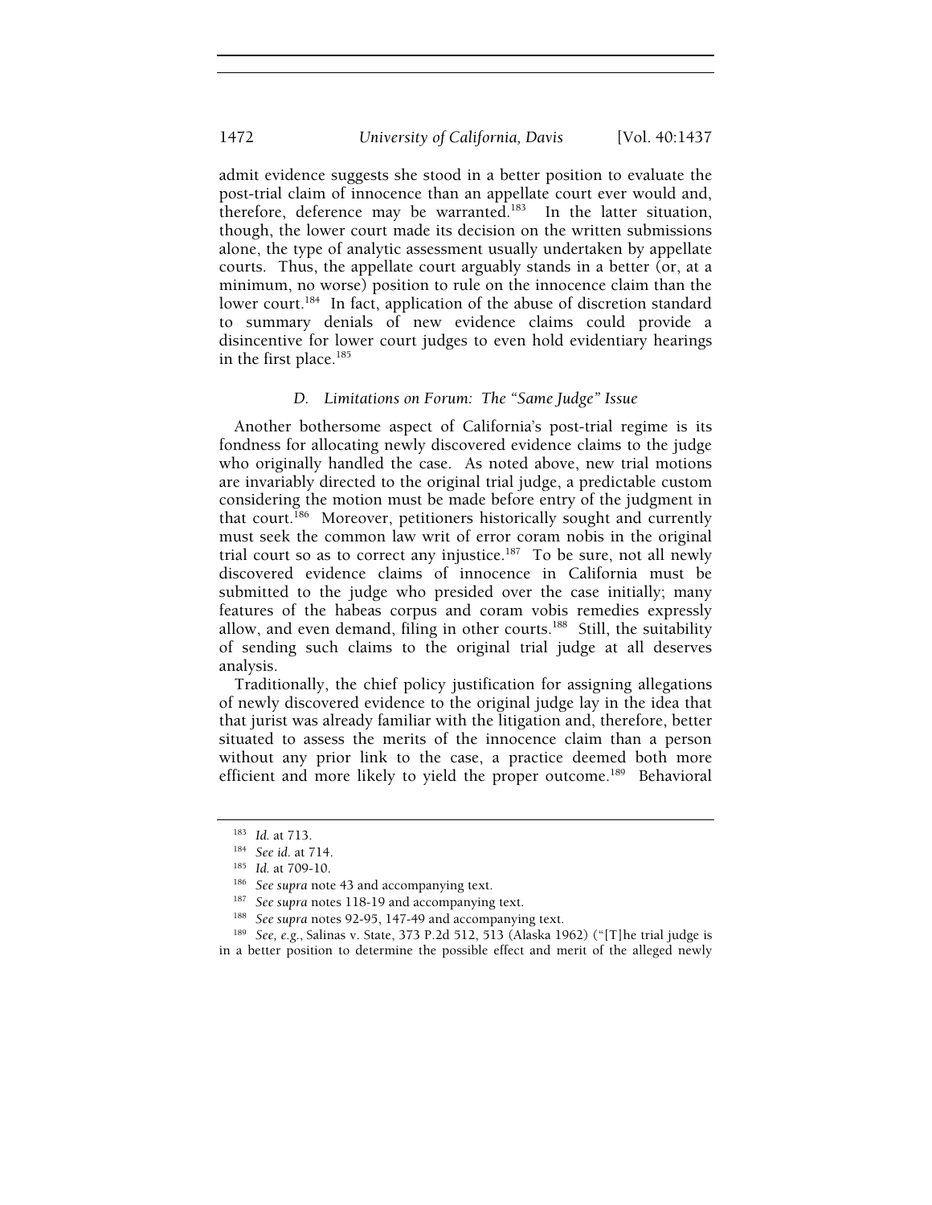admit evidence suggests she stood in a better position to evaluate the post-trial claim of innocence than an appellate court ever would and, therefore, deference may be warranted.[183] In the latter situation, though, the lower court made its decision on the written submissions alone, the type of analytic assessment usually undertaken by appellate courts. Thus, the appellate court arguably stands in a better (or, at a minimum, no worse) position to rule on the innocence claim than the lower court.[184] In fact, application of the abuse of discretion standard to summary denials of new evidence claims could provide a disincentive for lower court judges to even hold evidentiary hearings in the first place.[185]

### *D. Limitations on Forum: The "Same Judge" Issue*

Another bothersome aspect of California's post-trial regime is its fondness for allocating newly discovered evidence claims to the judge who originally handled the case. As noted above, new trial motions are invariably directed to the original trial judge, a predictable custom considering the motion must be made before entry of the judgment in that court.[186] Moreover, petitioners historically sought and currently must seek the common law writ of error coram nobis in the original trial court so as to correct any injustice.[187] To be sure, not all newly discovered evidence claims of innocence in California must be submitted to the judge who presided over the case initially; many features of the habeas corpus and coram vobis remedies expressly allow, and even demand, filing in other courts.[188] Still, the suitability of sending such claims to the original trial judge at all deserves analysis.

Traditionally, the chief policy justification for assigning allegations of newly discovered evidence to the original judge lay in the idea that that jurist was already familiar with the litigation and, therefore, better situated to assess the merits of the innocence claim than a person without any prior link to the case, a practice deemed both more efficient and more likely to yield the proper outcome.[189] Behavioral

---

[183] *Id.* at 713.

[184] *See id.* at 714.

[185] *Id.* at 709-10.

[186] *See supra* note 43 and accompanying text.

[187] *See supra* notes 118-19 and accompanying text.

[188] *See supra* notes 92-95, 147-49 and accompanying text.

[189] *See, e.g.*, Salinas v. State, 373 P.2d 512, 513 (Alaska 1962) ("[T]he trial judge is in a better position to determine the possible effect and merit of the alleged newly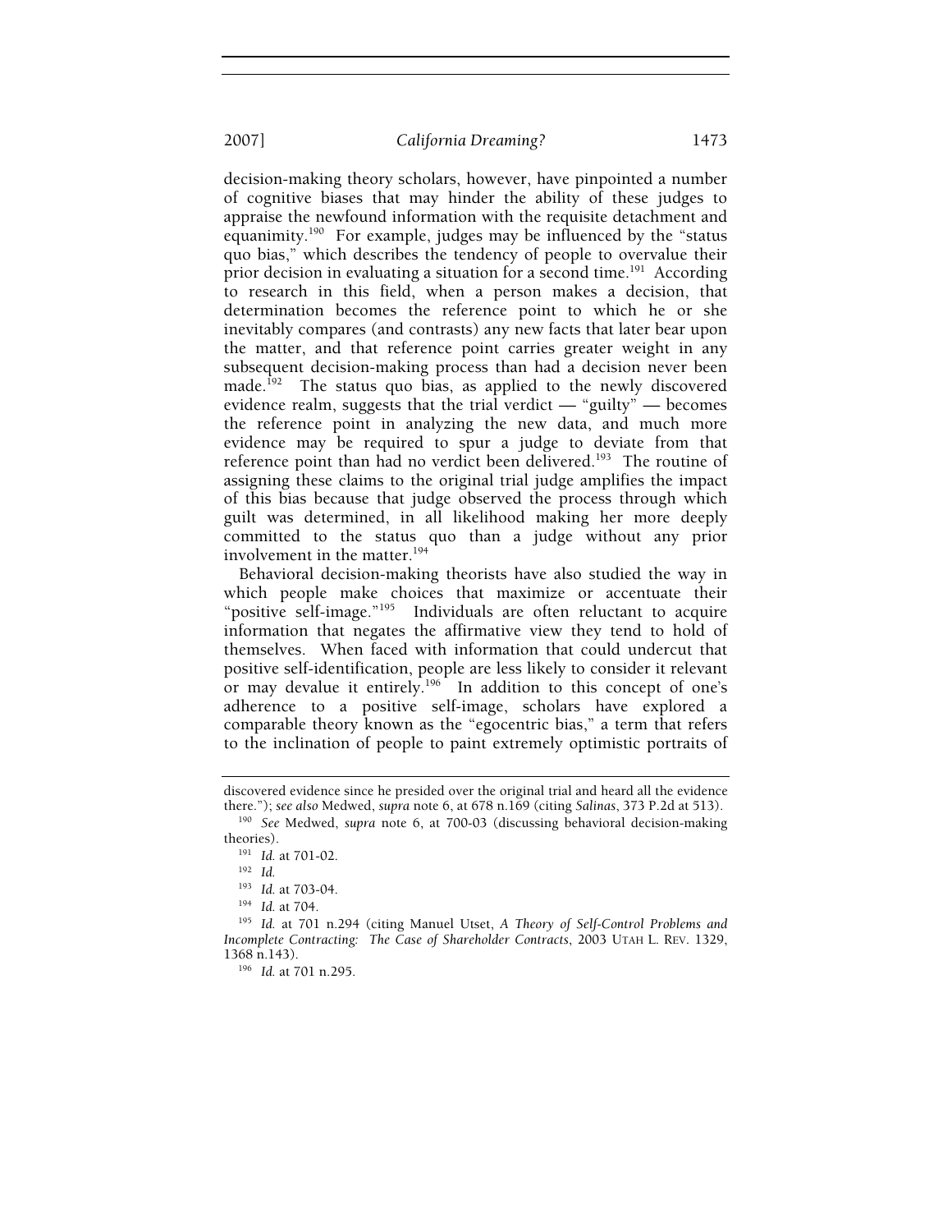decision-making theory scholars, however, have pinpointed a number of cognitive biases that may hinder the ability of these judges to appraise the newfound information with the requisite detachment and equanimity.[190] For example, judges may be influenced by the "status quo bias," which describes the tendency of people to overvalue their prior decision in evaluating a situation for a second time.[191] According to research in this field, when a person makes a decision, that determination becomes the reference point to which he or she inevitably compares (and contrasts) any new facts that later bear upon the matter, and that reference point carries greater weight in any subsequent decision-making process than had a decision never been made.[192] The status quo bias, as applied to the newly discovered evidence realm, suggests that the trial verdict — "guilty" — becomes the reference point in analyzing the new data, and much more evidence may be required to spur a judge to deviate from that reference point than had no verdict been delivered.[193] The routine of assigning these claims to the original trial judge amplifies the impact of this bias because that judge observed the process through which guilt was determined, in all likelihood making her more deeply committed to the status quo than a judge without any prior involvement in the matter.[194]

Behavioral decision-making theorists have also studied the way in which people make choices that maximize or accentuate their "positive self-image."[195] Individuals are often reluctant to acquire information that negates the affirmative view they tend to hold of themselves. When faced with information that could undercut that positive self-identification, people are less likely to consider it relevant or may devalue it entirely.[196] In addition to this concept of one's adherence to a positive self-image, scholars have explored a comparable theory known as the "egocentric bias," a term that refers to the inclination of people to paint extremely optimistic portraits of

---

discovered evidence since he presided over the original trial and heard all the evidence there."); *see also* Medwed, *supra* note 6, at 678 n.169 (citing *Salinas*, 373 P.2d at 513).

[190] *See* Medwed, *supra* note 6, at 700-03 (discussing behavioral decision-making theories).

[191] *Id.* at 701-02.

[192] *Id.*

[193] *Id.* at 703-04.

[194] *Id.* at 704.

[195] *Id.* at 701 n.294 (citing Manuel Utset, *A Theory of Self-Control Problems and Incomplete Contracting: The Case of Shareholder Contracts*, 2003 UTAH L. REV. 1329, 1368 n.143).

[196] *Id.* at 701 n.295.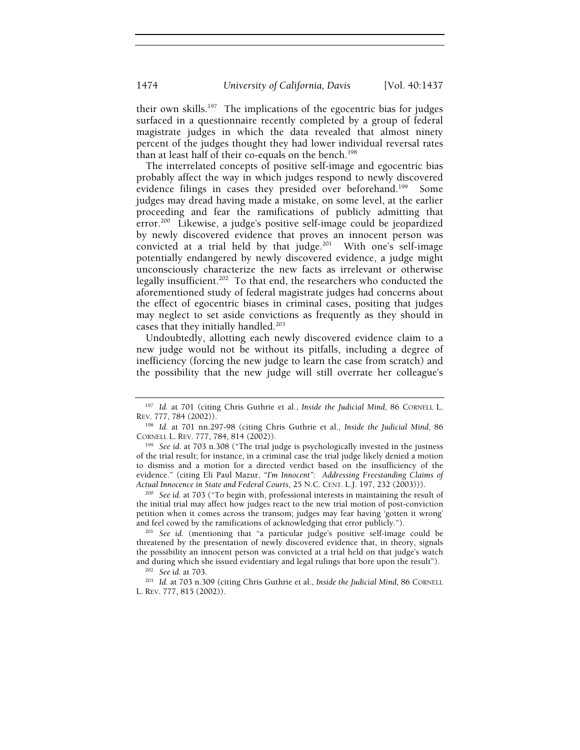their own skills.[197] The implications of the egocentric bias for judges surfaced in a questionnaire recently completed by a group of federal magistrate judges in which the data revealed that almost ninety percent of the judges thought they had lower individual reversal rates than at least half of their co-equals on the bench.[198]

The interrelated concepts of positive self-image and egocentric bias probably affect the way in which judges respond to newly discovered evidence filings in cases they presided over beforehand.[199] Some judges may dread having made a mistake, on some level, at the earlier proceeding and fear the ramifications of publicly admitting that error.[200] Likewise, a judge's positive self-image could be jeopardized by newly discovered evidence that proves an innocent person was convicted at a trial held by that judge.[201] With one's self-image potentially endangered by newly discovered evidence, a judge might unconsciously characterize the new facts as irrelevant or otherwise legally insufficient.[202] To that end, the researchers who conducted the aforementioned study of federal magistrate judges had concerns about the effect of egocentric biases in criminal cases, positing that judges may neglect to set aside convictions as frequently as they should in cases that they initially handled.[203]

Undoubtedly, allotting each newly discovered evidence claim to a new judge would not be without its pitfalls, including a degree of inefficiency (forcing the new judge to learn the case from scratch) and the possibility that the new judge will still overrate her colleague's

---

[197] *Id.* at 701 (citing Chris Guthrie et al., *Inside the Judicial Mind*, 86 CORNELL L. REV. 777, 784 (2002)).

[198] *Id.* at 701 nn.297-98 (citing Chris Guthrie et al., *Inside the Judicial Mind*, 86 CORNELL L. REV. 777, 784, 814 (2002)).

[199] *See id.* at 703 n.308 ("The trial judge is psychologically invested in the justness of the trial result; for instance, in a criminal case the trial judge likely denied a motion to dismiss and a motion for a directed verdict based on the insufficiency of the evidence." (citing Eli Paul Mazur, *"I'm Innocent": Addressing Freestanding Claims of Actual Innocence in State and Federal Courts*, 25 N.C. CENT. L.J. 197, 232 (2003))).

[200] *See id.* at 703 ("To begin with, professional interests in maintaining the result of the initial trial may affect how judges react to the new trial motion of post-conviction petition when it comes across the transom; judges may fear having 'gotten it wrong' and feel cowed by the ramifications of acknowledging that error publicly.").

[201] *See id.* (mentioning that "a particular judge's positive self-image could be threatened by the presentation of newly discovered evidence that, in theory, signals the possibility an innocent person was convicted at a trial held on that judge's watch and during which she issued evidentiary and legal rulings that bore upon the result").

[202] *See id.* at 703.

[203] *Id.* at 703 n.309 (citing Chris Guthrie et al., *Inside the Judicial Mind*, 86 CORNELL L. REV. 777, 815 (2002)).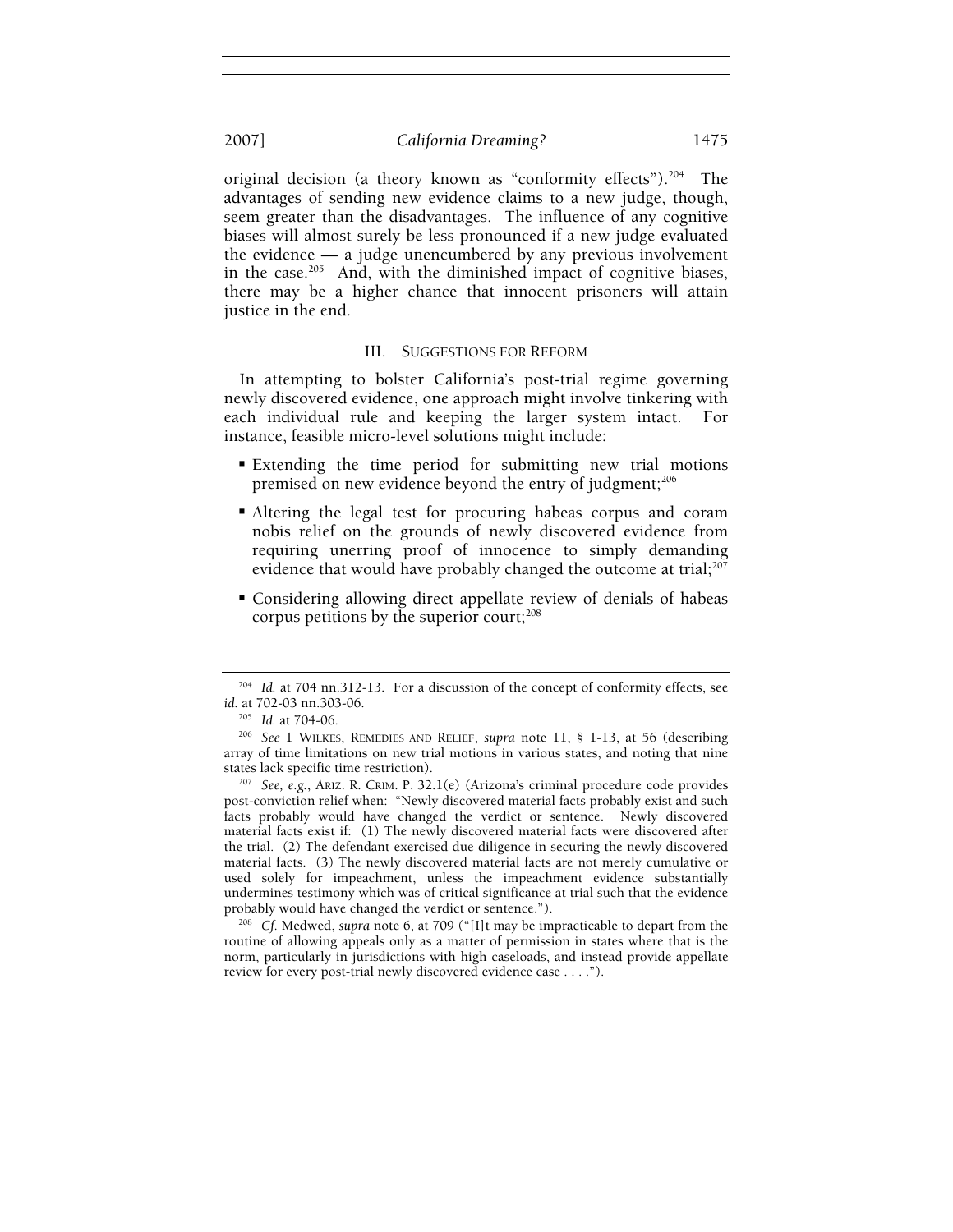original decision (a theory known as "conformity effects").[204] The advantages of sending new evidence claims to a new judge, though, seem greater than the disadvantages. The influence of any cognitive biases will almost surely be less pronounced if a new judge evaluated the evidence — a judge unencumbered by any previous involvement in the case.[205] And, with the diminished impact of cognitive biases, there may be a higher chance that innocent prisoners will attain justice in the end.

## III. SUGGESTIONS FOR REFORM

In attempting to bolster California's post-trial regime governing newly discovered evidence, one approach might involve tinkering with each individual rule and keeping the larger system intact. For instance, feasible micro-level solutions might include:

- Extending the time period for submitting new trial motions premised on new evidence beyond the entry of judgment;[206]
- Altering the legal test for procuring habeas corpus and coram nobis relief on the grounds of newly discovered evidence from requiring unerring proof of innocence to simply demanding evidence that would have probably changed the outcome at trial;[207]
- Considering allowing direct appellate review of denials of habeas corpus petitions by the superior court;[208]

---

[204] *Id.* at 704 nn.312-13. For a discussion of the concept of conformity effects, see *id.* at 702-03 nn.303-06.

[205] *Id.* at 704-06.

[206] *See* 1 WILKES, REMEDIES AND RELIEF, *supra* note 11, § 1-13, at 56 (describing array of time limitations on new trial motions in various states, and noting that nine states lack specific time restriction).

[207] *See, e.g.*, ARIZ. R. CRIM. P. 32.1(e) (Arizona's criminal procedure code provides post-conviction relief when: "Newly discovered material facts probably exist and such facts probably would have changed the verdict or sentence. Newly discovered material facts exist if: (1) The newly discovered material facts were discovered after the trial. (2) The defendant exercised due diligence in securing the newly discovered material facts. (3) The newly discovered material facts are not merely cumulative or used solely for impeachment, unless the impeachment evidence substantially undermines testimony which was of critical significance at trial such that the evidence probably would have changed the verdict or sentence.").

[208] *Cf.* Medwed, *supra* note 6, at 709 ("[I]t may be impracticable to depart from the routine of allowing appeals only as a matter of permission in states where that is the norm, particularly in jurisdictions with high caseloads, and instead provide appellate review for every post-trial newly discovered evidence case . . . .").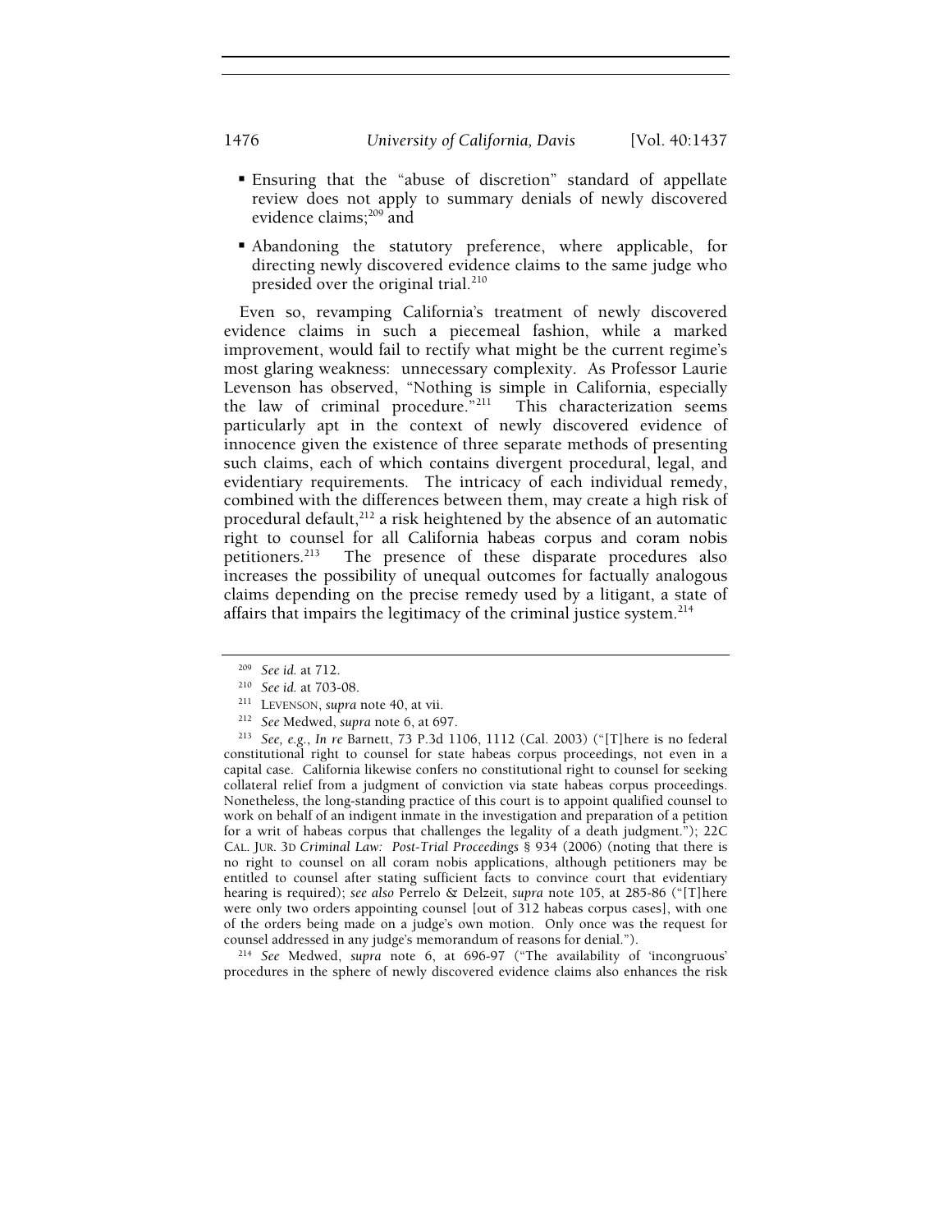- Ensuring that the "abuse of discretion" standard of appellate review does not apply to summary denials of newly discovered evidence claims;[209] and

- Abandoning the statutory preference, where applicable, for directing newly discovered evidence claims to the same judge who presided over the original trial.[210]

Even so, revamping California's treatment of newly discovered evidence claims in such a piecemeal fashion, while a marked improvement, would fail to rectify what might be the current regime's most glaring weakness: unnecessary complexity. As Professor Laurie Levenson has observed, "Nothing is simple in California, especially the law of criminal procedure."[211] This characterization seems particularly apt in the context of newly discovered evidence of innocence given the existence of three separate methods of presenting such claims, each of which contains divergent procedural, legal, and evidentiary requirements. The intricacy of each individual remedy, combined with the differences between them, may create a high risk of procedural default,[212] a risk heightened by the absence of an automatic right to counsel for all California habeas corpus and coram nobis petitioners.[213] The presence of these disparate procedures also increases the possibility of unequal outcomes for factually analogous claims depending on the precise remedy used by a litigant, a state of affairs that impairs the legitimacy of the criminal justice system.[214]

---

[209] *See id.* at 712.

[210] *See id.* at 703-08.

[211] LEVENSON, *supra* note 40, at vii.

[212] *See* Medwed, *supra* note 6, at 697.

[213] *See, e.g.*, *In re* Barnett, 73 P.3d 1106, 1112 (Cal. 2003) ("[T]here is no federal constitutional right to counsel for state habeas corpus proceedings, not even in a capital case. California likewise confers no constitutional right to counsel for seeking collateral relief from a judgment of conviction via state habeas corpus proceedings. Nonetheless, the long-standing practice of this court is to appoint qualified counsel to work on behalf of an indigent inmate in the investigation and preparation of a petition for a writ of habeas corpus that challenges the legality of a death judgment."); 22C CAL. JUR. 3D *Criminal Law: Post-Trial Proceedings* § 934 (2006) (noting that there is no right to counsel on all coram nobis applications, although petitioners may be entitled to counsel after stating sufficient facts to convince court that evidentiary hearing is required); *see also* Perrelo & Delzeit, *supra* note 105, at 285-86 ("[T]here were only two orders appointing counsel [out of 312 habeas corpus cases], with one of the orders being made on a judge's own motion. Only once was the request for counsel addressed in any judge's memorandum of reasons for denial.").

[214] *See* Medwed, *supra* note 6, at 696-97 ("The availability of 'incongruous' procedures in the sphere of newly discovered evidence claims also enhances the risk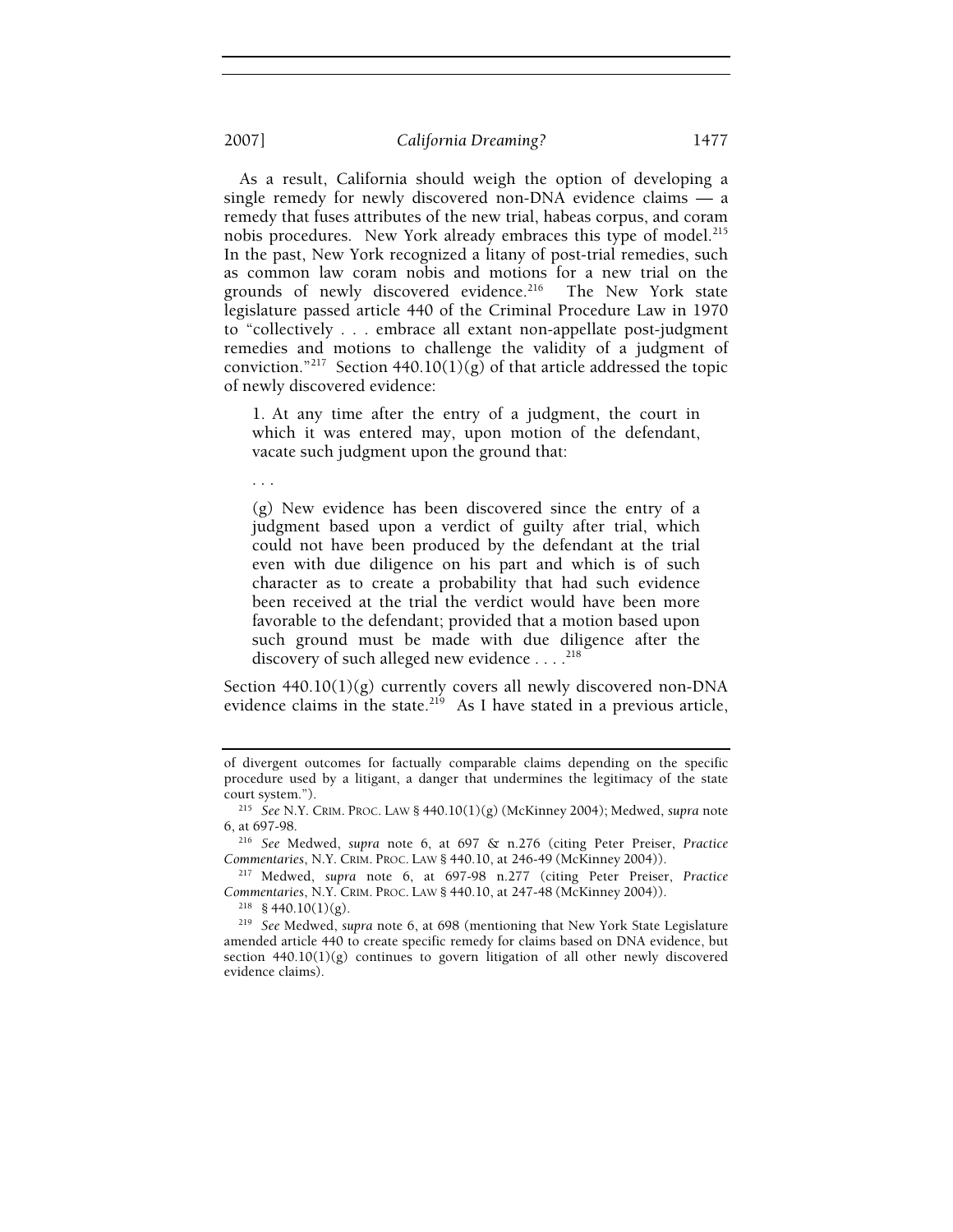As a result, California should weigh the option of developing a single remedy for newly discovered non-DNA evidence claims — a remedy that fuses attributes of the new trial, habeas corpus, and coram nobis procedures. New York already embraces this type of model.[215] In the past, New York recognized a litany of post-trial remedies, such as common law coram nobis and motions for a new trial on the grounds of newly discovered evidence.[216] The New York state legislature passed article 440 of the Criminal Procedure Law in 1970 to "collectively . . . embrace all extant non-appellate post-judgment remedies and motions to challenge the validity of a judgment of conviction."[217] Section 440.10(1)(g) of that article addressed the topic of newly discovered evidence:

> 1. At any time after the entry of a judgment, the court in which it was entered may, upon motion of the defendant, vacate such judgment upon the ground that:
>
> . . .
>
> (g) New evidence has been discovered since the entry of a judgment based upon a verdict of guilty after trial, which could not have been produced by the defendant at the trial even with due diligence on his part and which is of such character as to create a probability that had such evidence been received at the trial the verdict would have been more favorable to the defendant; provided that a motion based upon such ground must be made with due diligence after the discovery of such alleged new evidence . . . .[218]

Section 440.10(1)(g) currently covers all newly discovered non-DNA evidence claims in the state.[219] As I have stated in a previous article,

---

of divergent outcomes for factually comparable claims depending on the specific procedure used by a litigant, a danger that undermines the legitimacy of the state court system.").

[215] *See* N.Y. CRIM. PROC. LAW § 440.10(1)(g) (McKinney 2004); Medwed, *supra* note 6, at 697-98.

[216] *See* Medwed, *supra* note 6, at 697 & n.276 (citing Peter Preiser, *Practice Commentaries*, N.Y. CRIM. PROC. LAW § 440.10, at 246-49 (McKinney 2004)).

[217] Medwed, *supra* note 6, at 697-98 n.277 (citing Peter Preiser, *Practice Commentaries*, N.Y. CRIM. PROC. LAW § 440.10, at 247-48 (McKinney 2004)).

[218] § 440.10(1)(g).

[219] *See* Medwed, *supra* note 6, at 698 (mentioning that New York State Legislature amended article 440 to create specific remedy for claims based on DNA evidence, but section 440.10(1)(g) continues to govern litigation of all other newly discovered evidence claims).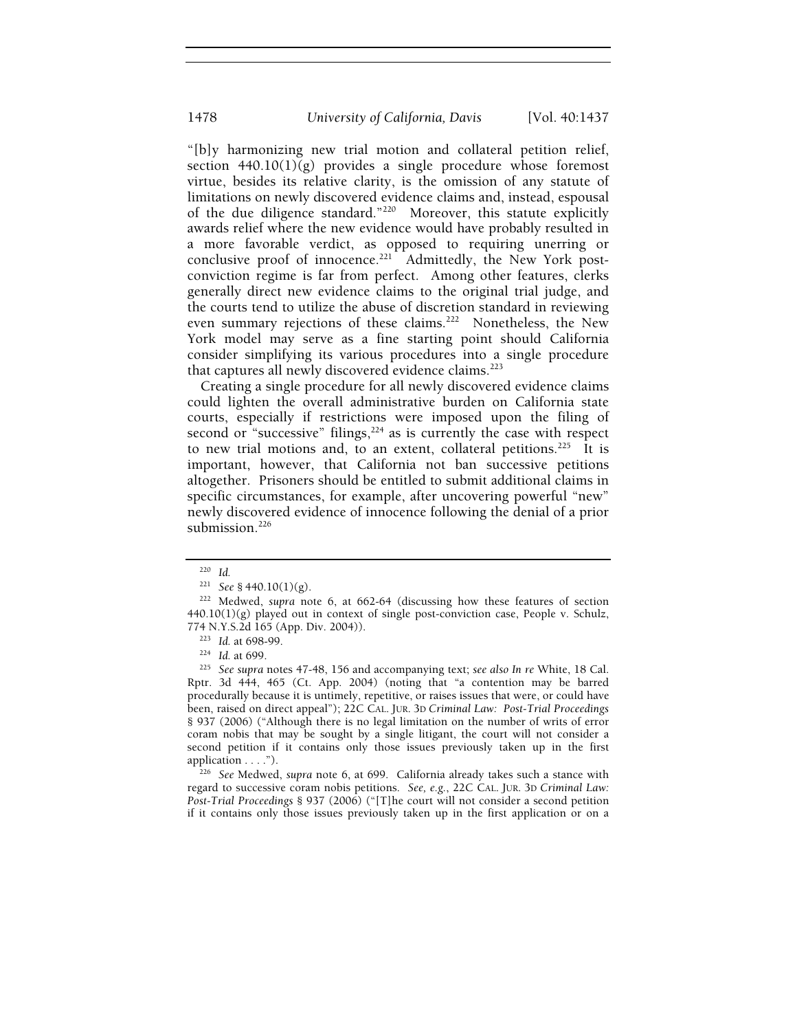"[b]y harmonizing new trial motion and collateral petition relief, section 440.10(1)(g) provides a single procedure whose foremost virtue, besides its relative clarity, is the omission of any statute of limitations on newly discovered evidence claims and, instead, espousal of the due diligence standard."[220] Moreover, this statute explicitly awards relief where the new evidence would have probably resulted in a more favorable verdict, as opposed to requiring unerring or conclusive proof of innocence.[221] Admittedly, the New York post-conviction regime is far from perfect. Among other features, clerks generally direct new evidence claims to the original trial judge, and the courts tend to utilize the abuse of discretion standard in reviewing even summary rejections of these claims.[222] Nonetheless, the New York model may serve as a fine starting point should California consider simplifying its various procedures into a single procedure that captures all newly discovered evidence claims.[223]

Creating a single procedure for all newly discovered evidence claims could lighten the overall administrative burden on California state courts, especially if restrictions were imposed upon the filing of second or "successive" filings,[224] as is currently the case with respect to new trial motions and, to an extent, collateral petitions.[225] It is important, however, that California not ban successive petitions altogether. Prisoners should be entitled to submit additional claims in specific circumstances, for example, after uncovering powerful "new" newly discovered evidence of innocence following the denial of a prior submission.[226]

---

[220] *Id.*

[221] *See* § 440.10(1)(g).

[222] Medwed, *supra* note 6, at 662-64 (discussing how these features of section 440.10(1)(g) played out in context of single post-conviction case, People v. Schulz, 774 N.Y.S.2d 165 (App. Div. 2004)).

[223] *Id.* at 698-99.

[224] *Id.* at 699.

[225] *See supra* notes 47-48, 156 and accompanying text; *see also In re* White, 18 Cal. Rptr. 3d 444, 465 (Ct. App. 2004) (noting that "a contention may be barred procedurally because it is untimely, repetitive, or raises issues that were, or could have been, raised on direct appeal"); 22C CAL. JUR. 3D *Criminal Law: Post-Trial Proceedings* § 937 (2006) ("Although there is no legal limitation on the number of writs of error coram nobis that may be sought by a single litigant, the court will not consider a second petition if it contains only those issues previously taken up in the first application . . . .").

[226] *See* Medwed, *supra* note 6, at 699. California already takes such a stance with regard to successive coram nobis petitions. *See, e.g.*, 22C CAL. JUR. 3D *Criminal Law: Post-Trial Proceedings* § 937 (2006) ("[T]he court will not consider a second petition if it contains only those issues previously taken up in the first application or on a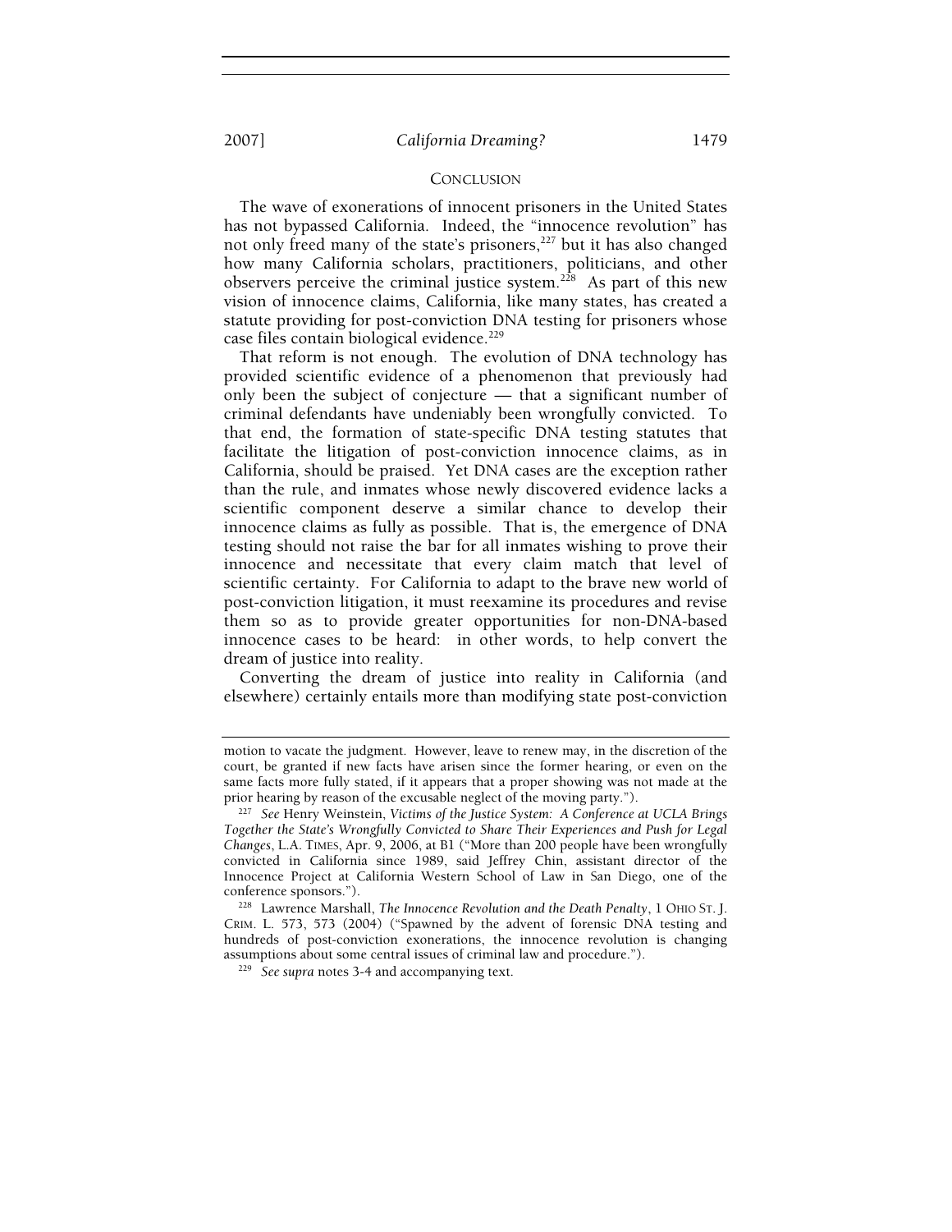## CONCLUSION

The wave of exonerations of innocent prisoners in the United States has not bypassed California. Indeed, the "innocence revolution" has not only freed many of the state's prisoners,[227] but it has also changed how many California scholars, practitioners, politicians, and other observers perceive the criminal justice system.[228] As part of this new vision of innocence claims, California, like many states, has created a statute providing for post-conviction DNA testing for prisoners whose case files contain biological evidence.[229]

That reform is not enough. The evolution of DNA technology has provided scientific evidence of a phenomenon that previously had only been the subject of conjecture — that a significant number of criminal defendants have undeniably been wrongfully convicted. To that end, the formation of state-specific DNA testing statutes that facilitate the litigation of post-conviction innocence claims, as in California, should be praised. Yet DNA cases are the exception rather than the rule, and inmates whose newly discovered evidence lacks a scientific component deserve a similar chance to develop their innocence claims as fully as possible. That is, the emergence of DNA testing should not raise the bar for all inmates wishing to prove their innocence and necessitate that every claim match that level of scientific certainty. For California to adapt to the brave new world of post-conviction litigation, it must reexamine its procedures and revise them so as to provide greater opportunities for non-DNA-based innocence cases to be heard: in other words, to help convert the dream of justice into reality.

Converting the dream of justice into reality in California (and elsewhere) certainly entails more than modifying state post-conviction

---

motion to vacate the judgment. However, leave to renew may, in the discretion of the court, be granted if new facts have arisen since the former hearing, or even on the same facts more fully stated, if it appears that a proper showing was not made at the prior hearing by reason of the excusable neglect of the moving party.").

[227] *See* Henry Weinstein, *Victims of the Justice System: A Conference at UCLA Brings Together the State's Wrongfully Convicted to Share Their Experiences and Push for Legal Changes*, L.A. TIMES, Apr. 9, 2006, at B1 ("More than 200 people have been wrongfully convicted in California since 1989, said Jeffrey Chin, assistant director of the Innocence Project at California Western School of Law in San Diego, one of the conference sponsors.").

[228] Lawrence Marshall, *The Innocence Revolution and the Death Penalty*, 1 OHIO ST. J. CRIM. L. 573, 573 (2004) ("Spawned by the advent of forensic DNA testing and hundreds of post-conviction exonerations, the innocence revolution is changing assumptions about some central issues of criminal law and procedure.").

[229] *See supra* notes 3-4 and accompanying text.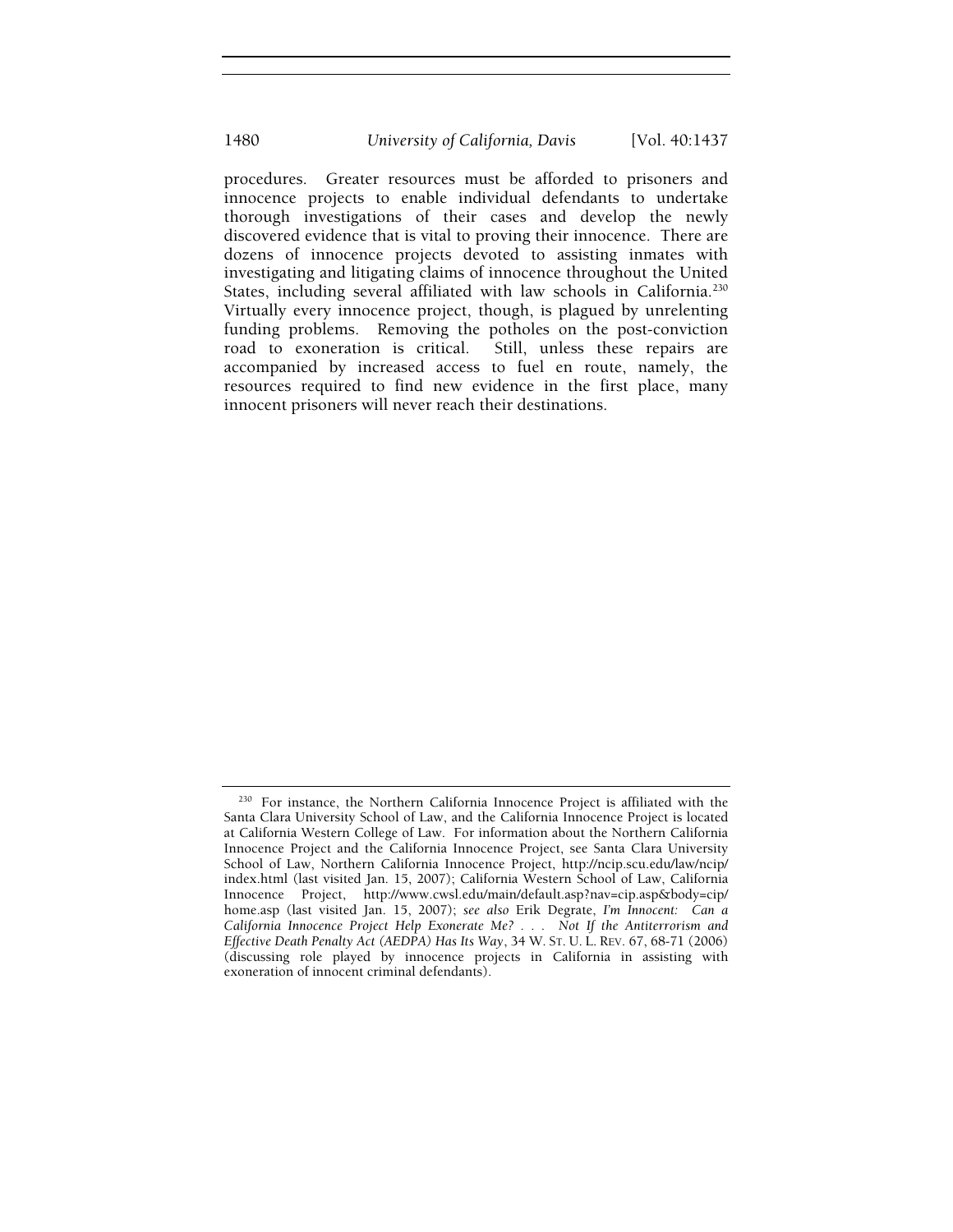procedures. Greater resources must be afforded to prisoners and innocence projects to enable individual defendants to undertake thorough investigations of their cases and develop the newly discovered evidence that is vital to proving their innocence. There are dozens of innocence projects devoted to assisting inmates with investigating and litigating claims of innocence throughout the United States, including several affiliated with law schools in California.[230] Virtually every innocence project, though, is plagued by unrelenting funding problems. Removing the potholes on the post-conviction road to exoneration is critical. Still, unless these repairs are accompanied by increased access to fuel en route, namely, the resources required to find new evidence in the first place, many innocent prisoners will never reach their destinations.

---

[230] For instance, the Northern California Innocence Project is affiliated with the Santa Clara University School of Law, and the California Innocence Project is located at California Western College of Law. For information about the Northern California Innocence Project and the California Innocence Project, see Santa Clara University School of Law, Northern California Innocence Project, http://ncip.scu.edu/law/ncip/index.html (last visited Jan. 15, 2007); California Western School of Law, California Innocence Project, http://www.cwsl.edu/main/default.asp?nav=cip.asp&body=cip/home.asp (last visited Jan. 15, 2007); *see also* Erik Degrate, *I'm Innocent: Can a California Innocence Project Help Exonerate Me? . . . Not If the Antiterrorism and Effective Death Penalty Act (AEDPA) Has Its Way*, 34 W. ST. U. L. REV. 67, 68-71 (2006) (discussing role played by innocence projects in California in assisting with exoneration of innocent criminal defendants).